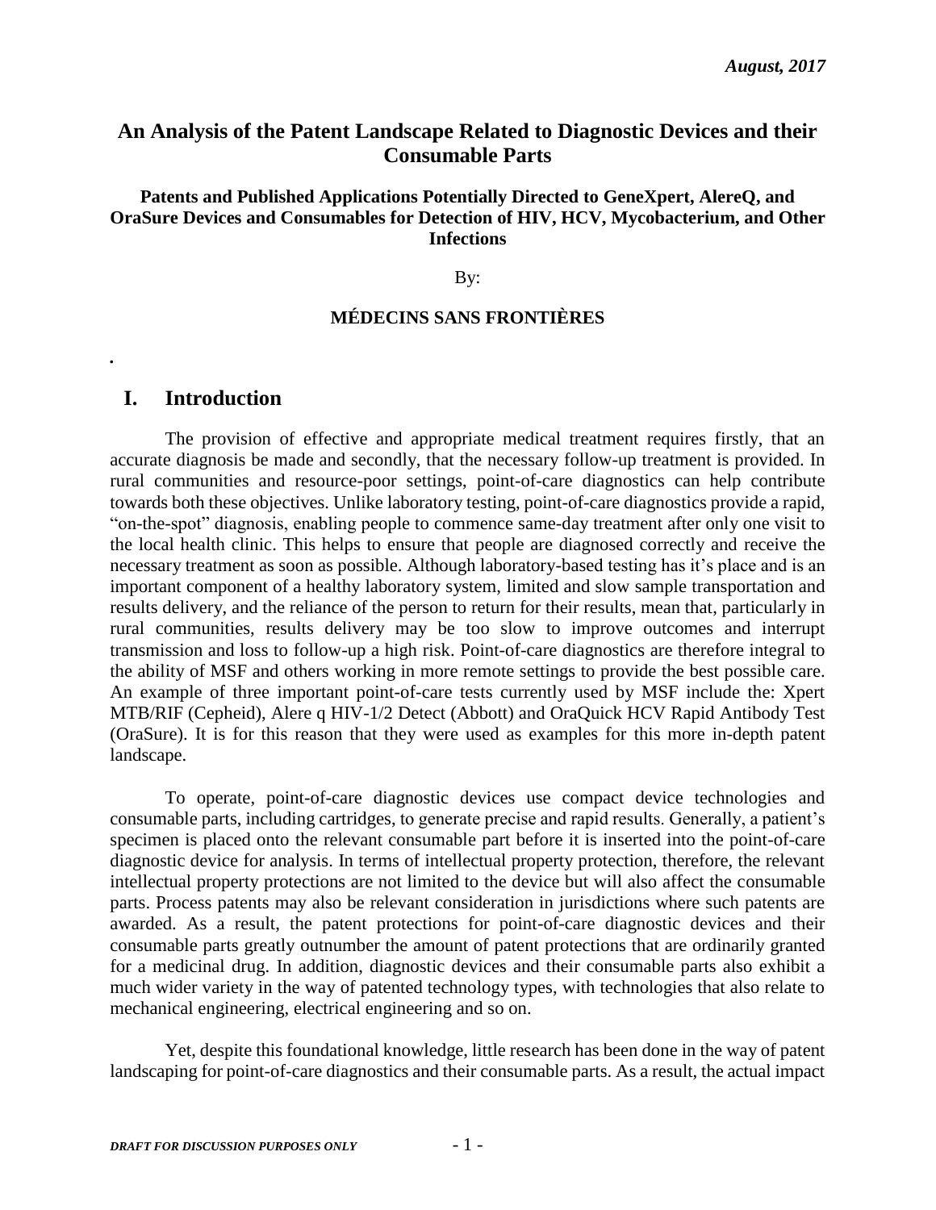*August, 2017*

# An Analysis of the Patent Landscape Related to Diagnostic Devices and their Consumable Parts

**Patents and Published Applications Potentially Directed to GeneXpert, AlereQ, and OraSure Devices and Consumables for Detection of HIV, HCV, Mycobacterium, and Other Infections**

By:

**MÉDECINS SANS FRONTIÈRES**

## I. Introduction

The provision of effective and appropriate medical treatment requires firstly, that an accurate diagnosis be made and secondly, that the necessary follow-up treatment is provided. In rural communities and resource-poor settings, point-of-care diagnostics can help contribute towards both these objectives. Unlike laboratory testing, point-of-care diagnostics provide a rapid, "on-the-spot" diagnosis, enabling people to commence same-day treatment after only one visit to the local health clinic. This helps to ensure that people are diagnosed correctly and receive the necessary treatment as soon as possible. Although laboratory-based testing has it's place and is an important component of a healthy laboratory system, limited and slow sample transportation and results delivery, and the reliance of the person to return for their results, mean that, particularly in rural communities, results delivery may be too slow to improve outcomes and interrupt transmission and loss to follow-up a high risk. Point-of-care diagnostics are therefore integral to the ability of MSF and others working in more remote settings to provide the best possible care. An example of three important point-of-care tests currently used by MSF include the: Xpert MTB/RIF (Cepheid), Alere q HIV-1/2 Detect (Abbott) and OraQuick HCV Rapid Antibody Test (OraSure). It is for this reason that they were used as examples for this more in-depth patent landscape.

To operate, point-of-care diagnostic devices use compact device technologies and consumable parts, including cartridges, to generate precise and rapid results. Generally, a patient's specimen is placed onto the relevant consumable part before it is inserted into the point-of-care diagnostic device for analysis. In terms of intellectual property protection, therefore, the relevant intellectual property protections are not limited to the device but will also affect the consumable parts. Process patents may also be relevant consideration in jurisdictions where such patents are awarded. As a result, the patent protections for point-of-care diagnostic devices and their consumable parts greatly outnumber the amount of patent protections that are ordinarily granted for a medicinal drug. In addition, diagnostic devices and their consumable parts also exhibit a much wider variety in the way of patented technology types, with technologies that also relate to mechanical engineering, electrical engineering and so on.

Yet, despite this foundational knowledge, little research has been done in the way of patent landscaping for point-of-care diagnostics and their consumable parts. As a result, the actual impact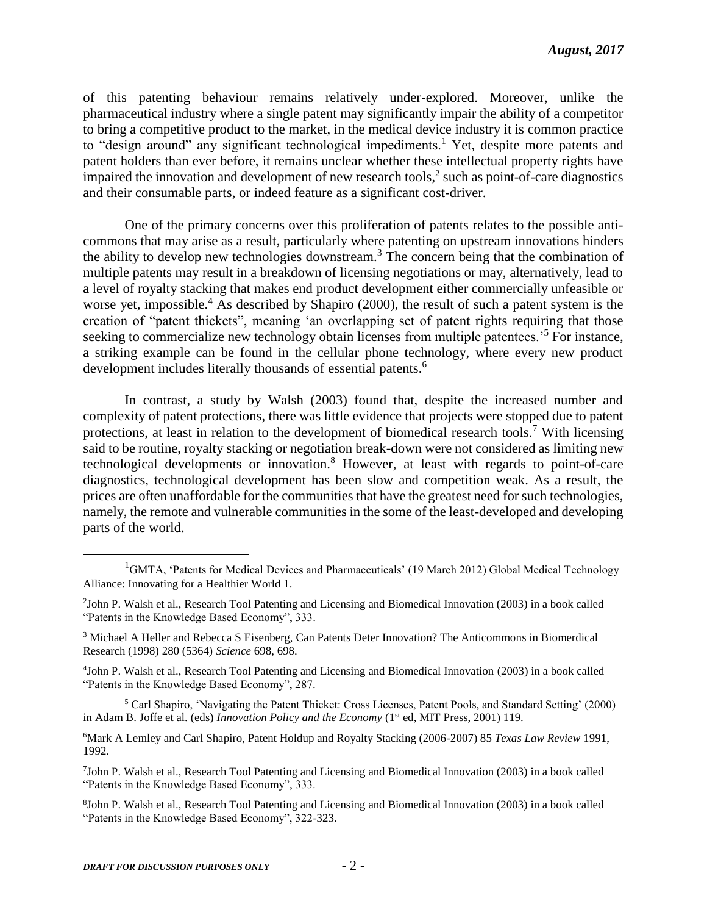of this patenting behaviour remains relatively under-explored. Moreover, unlike the pharmaceutical industry where a single patent may significantly impair the ability of a competitor to bring a competitive product to the market, in the medical device industry it is common practice to "design around" any significant technological impediments.[1] Yet, despite more patents and patent holders than ever before, it remains unclear whether these intellectual property rights have impaired the innovation and development of new research tools,[2] such as point-of-care diagnostics and their consumable parts, or indeed feature as a significant cost-driver.

One of the primary concerns over this proliferation of patents relates to the possible anti-commons that may arise as a result, particularly where patenting on upstream innovations hinders the ability to develop new technologies downstream.[3] The concern being that the combination of multiple patents may result in a breakdown of licensing negotiations or may, alternatively, lead to a level of royalty stacking that makes end product development either commercially unfeasible or worse yet, impossible.[4] As described by Shapiro (2000), the result of such a patent system is the creation of "patent thickets", meaning 'an overlapping set of patent rights requiring that those seeking to commercialize new technology obtain licenses from multiple patentees.'[5] For instance, a striking example can be found in the cellular phone technology, where every new product development includes literally thousands of essential patents.[6]

In contrast, a study by Walsh (2003) found that, despite the increased number and complexity of patent protections, there was little evidence that projects were stopped due to patent protections, at least in relation to the development of biomedical research tools.[7] With licensing said to be routine, royalty stacking or negotiation break-down were not considered as limiting new technological developments or innovation.[8] However, at least with regards to point-of-care diagnostics, technological development has been slow and competition weak. As a result, the prices are often unaffordable for the communities that have the greatest need for such technologies, namely, the remote and vulnerable communities in the some of the least-developed and developing parts of the world.

---

[1] GMTA, 'Patents for Medical Devices and Pharmaceuticals' (19 March 2012) Global Medical Technology Alliance: Innovating for a Healthier World 1.

[2] John P. Walsh et al., Research Tool Patenting and Licensing and Biomedical Innovation (2003) in a book called "Patents in the Knowledge Based Economy", 333.

[3] Michael A Heller and Rebecca S Eisenberg, Can Patents Deter Innovation? The Anticommons in Biomerdical Research (1998) 280 (5364) *Science* 698, 698.

[4] John P. Walsh et al., Research Tool Patenting and Licensing and Biomedical Innovation (2003) in a book called "Patents in the Knowledge Based Economy", 287.

[5] Carl Shapiro, 'Navigating the Patent Thicket: Cross Licenses, Patent Pools, and Standard Setting' (2000) in Adam B. Joffe et al. (eds) *Innovation Policy and the Economy* (1st ed, MIT Press, 2001) 119.

[6] Mark A Lemley and Carl Shapiro, Patent Holdup and Royalty Stacking (2006-2007) 85 *Texas Law Review* 1991, 1992.

[7] John P. Walsh et al., Research Tool Patenting and Licensing and Biomedical Innovation (2003) in a book called "Patents in the Knowledge Based Economy", 333.

[8] John P. Walsh et al., Research Tool Patenting and Licensing and Biomedical Innovation (2003) in a book called "Patents in the Knowledge Based Economy", 322-323.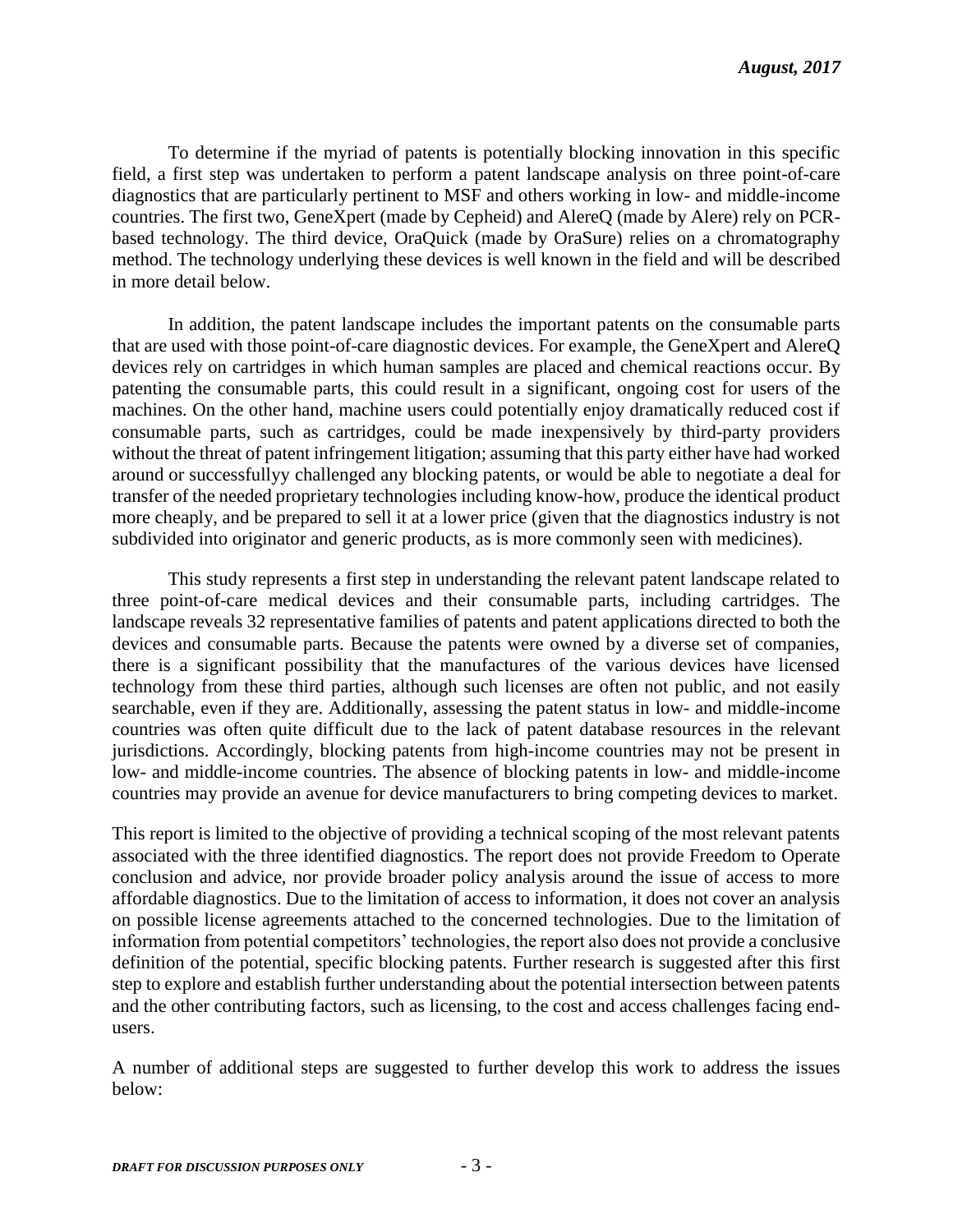To determine if the myriad of patents is potentially blocking innovation in this specific field, a first step was undertaken to perform a patent landscape analysis on three point-of-care diagnostics that are particularly pertinent to MSF and others working in low- and middle-income countries. The first two, GeneXpert (made by Cepheid) and AlereQ (made by Alere) rely on PCR-based technology. The third device, OraQuick (made by OraSure) relies on a chromatography method. The technology underlying these devices is well known in the field and will be described in more detail below.

In addition, the patent landscape includes the important patents on the consumable parts that are used with those point-of-care diagnostic devices. For example, the GeneXpert and AlereQ devices rely on cartridges in which human samples are placed and chemical reactions occur. By patenting the consumable parts, this could result in a significant, ongoing cost for users of the machines. On the other hand, machine users could potentially enjoy dramatically reduced cost if consumable parts, such as cartridges, could be made inexpensively by third-party providers without the threat of patent infringement litigation; assuming that this party either have had worked around or successfullyy challenged any blocking patents, or would be able to negotiate a deal for transfer of the needed proprietary technologies including know-how, produce the identical product more cheaply, and be prepared to sell it at a lower price (given that the diagnostics industry is not subdivided into originator and generic products, as is more commonly seen with medicines).

This study represents a first step in understanding the relevant patent landscape related to three point-of-care medical devices and their consumable parts, including cartridges. The landscape reveals 32 representative families of patents and patent applications directed to both the devices and consumable parts. Because the patents were owned by a diverse set of companies, there is a significant possibility that the manufactures of the various devices have licensed technology from these third parties, although such licenses are often not public, and not easily searchable, even if they are. Additionally, assessing the patent status in low- and middle-income countries was often quite difficult due to the lack of patent database resources in the relevant jurisdictions. Accordingly, blocking patents from high-income countries may not be present in low- and middle-income countries. The absence of blocking patents in low- and middle-income countries may provide an avenue for device manufacturers to bring competing devices to market.

This report is limited to the objective of providing a technical scoping of the most relevant patents associated with the three identified diagnostics. The report does not provide Freedom to Operate conclusion and advice, nor provide broader policy analysis around the issue of access to more affordable diagnostics. Due to the limitation of access to information, it does not cover an analysis on possible license agreements attached to the concerned technologies. Due to the limitation of information from potential competitors' technologies, the report also does not provide a conclusive definition of the potential, specific blocking patents. Further research is suggested after this first step to explore and establish further understanding about the potential intersection between patents and the other contributing factors, such as licensing, to the cost and access challenges facing end-users.

A number of additional steps are suggested to further develop this work to address the issues below: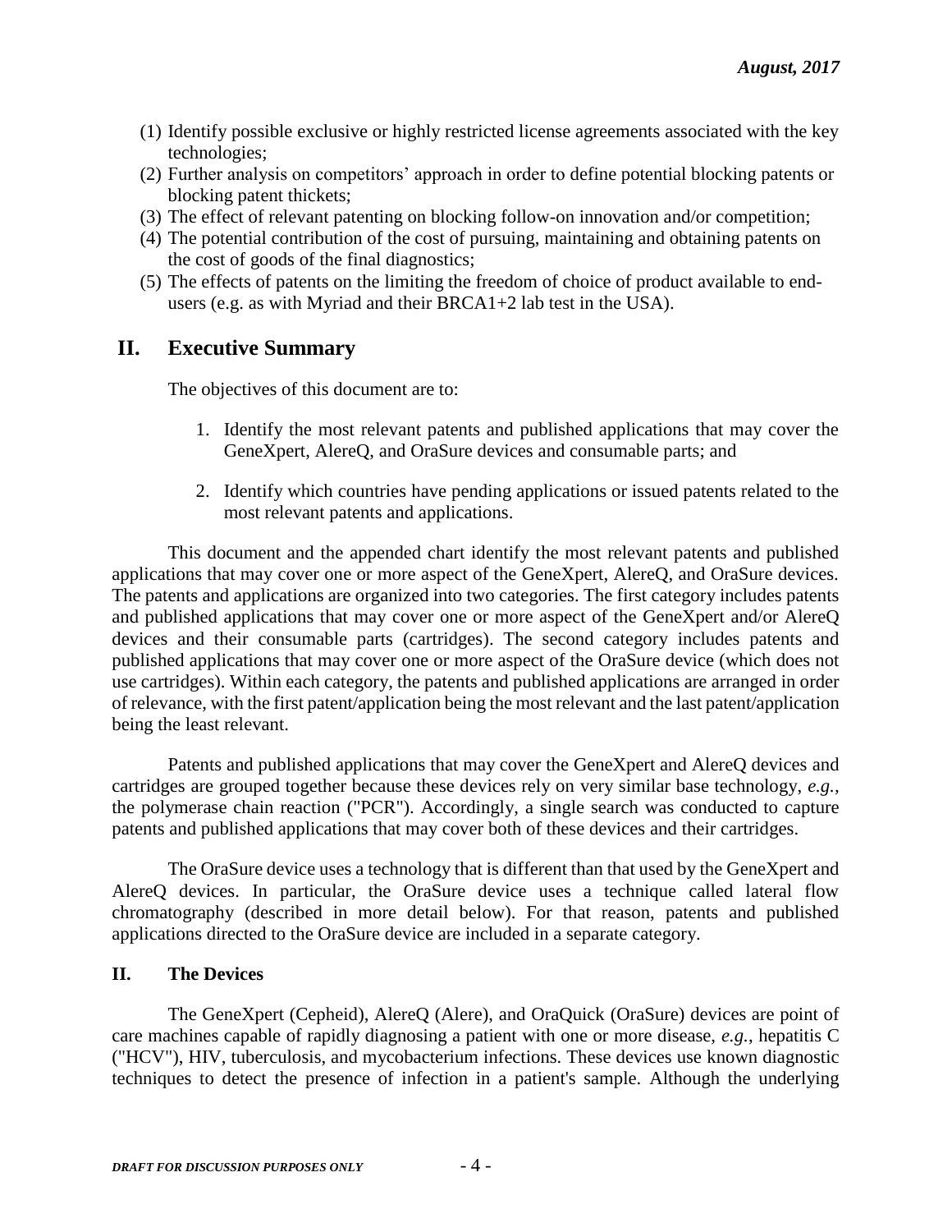(1) Identify possible exclusive or highly restricted license agreements associated with the key technologies;
(2) Further analysis on competitors' approach in order to define potential blocking patents or blocking patent thickets;
(3) The effect of relevant patenting on blocking follow-on innovation and/or competition;
(4) The potential contribution of the cost of pursuing, maintaining and obtaining patents on the cost of goods of the final diagnostics;
(5) The effects of patents on the limiting the freedom of choice of product available to end-users (e.g. as with Myriad and their BRCA1+2 lab test in the USA).

## II. Executive Summary

The objectives of this document are to:

1. Identify the most relevant patents and published applications that may cover the GeneXpert, AlereQ, and OraSure devices and consumable parts; and

2. Identify which countries have pending applications or issued patents related to the most relevant patents and applications.

This document and the appended chart identify the most relevant patents and published applications that may cover one or more aspect of the GeneXpert, AlereQ, and OraSure devices. The patents and applications are organized into two categories. The first category includes patents and published applications that may cover one or more aspect of the GeneXpert and/or AlereQ devices and their consumable parts (cartridges). The second category includes patents and published applications that may cover one or more aspect of the OraSure device (which does not use cartridges). Within each category, the patents and published applications are arranged in order of relevance, with the first patent/application being the most relevant and the last patent/application being the least relevant.

Patents and published applications that may cover the GeneXpert and AlereQ devices and cartridges are grouped together because these devices rely on very similar base technology, *e.g.*, the polymerase chain reaction ("PCR"). Accordingly, a single search was conducted to capture patents and published applications that may cover both of these devices and their cartridges.

The OraSure device uses a technology that is different than that used by the GeneXpert and AlereQ devices. In particular, the OraSure device uses a technique called lateral flow chromatography (described in more detail below). For that reason, patents and published applications directed to the OraSure device are included in a separate category.

### II. The Devices

The GeneXpert (Cepheid), AlereQ (Alere), and OraQuick (OraSure) devices are point of care machines capable of rapidly diagnosing a patient with one or more disease, *e.g.*, hepatitis C ("HCV"), HIV, tuberculosis, and mycobacterium infections. These devices use known diagnostic techniques to detect the presence of infection in a patient's sample. Although the underlying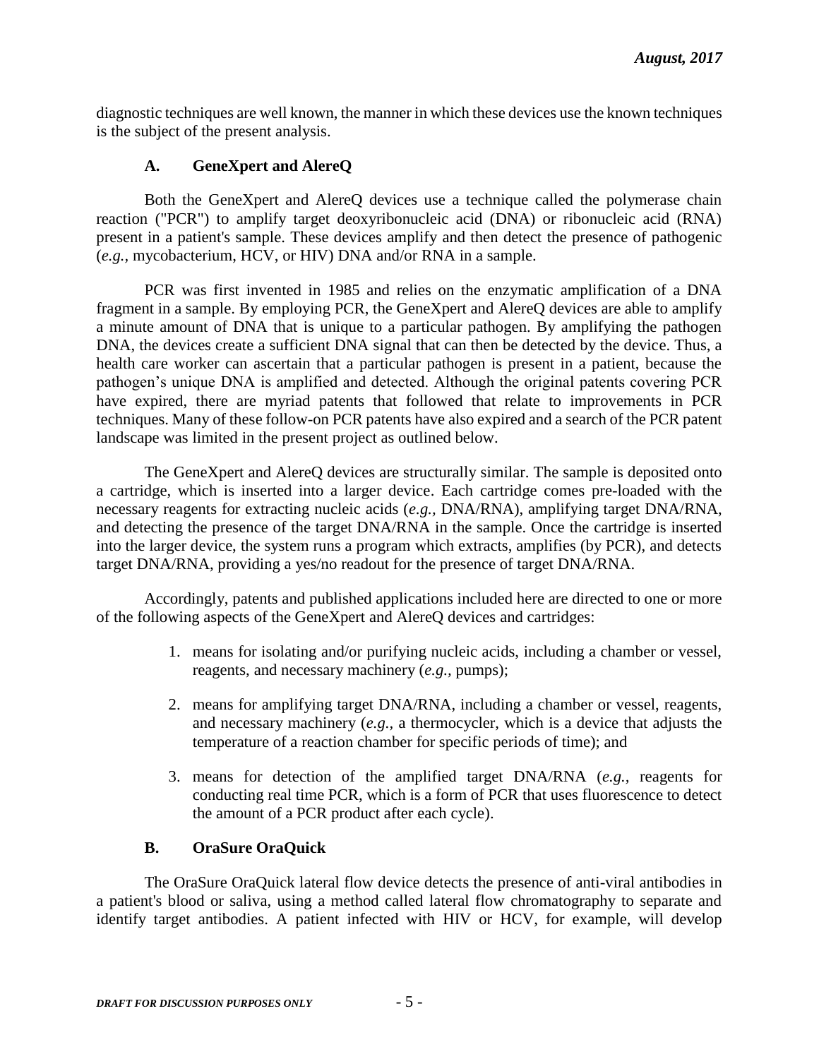diagnostic techniques are well known, the manner in which these devices use the known techniques is the subject of the present analysis.

### A. GeneXpert and AlereQ

Both the GeneXpert and AlereQ devices use a technique called the polymerase chain reaction ("PCR") to amplify target deoxyribonucleic acid (DNA) or ribonucleic acid (RNA) present in a patient's sample. These devices amplify and then detect the presence of pathogenic (*e.g.*, mycobacterium, HCV, or HIV) DNA and/or RNA in a sample.

PCR was first invented in 1985 and relies on the enzymatic amplification of a DNA fragment in a sample. By employing PCR, the GeneXpert and AlereQ devices are able to amplify a minute amount of DNA that is unique to a particular pathogen. By amplifying the pathogen DNA, the devices create a sufficient DNA signal that can then be detected by the device. Thus, a health care worker can ascertain that a particular pathogen is present in a patient, because the pathogen's unique DNA is amplified and detected. Although the original patents covering PCR have expired, there are myriad patents that followed that relate to improvements in PCR techniques. Many of these follow-on PCR patents have also expired and a search of the PCR patent landscape was limited in the present project as outlined below.

The GeneXpert and AlereQ devices are structurally similar. The sample is deposited onto a cartridge, which is inserted into a larger device. Each cartridge comes pre-loaded with the necessary reagents for extracting nucleic acids (*e.g.*, DNA/RNA), amplifying target DNA/RNA, and detecting the presence of the target DNA/RNA in the sample. Once the cartridge is inserted into the larger device, the system runs a program which extracts, amplifies (by PCR), and detects target DNA/RNA, providing a yes/no readout for the presence of target DNA/RNA.

Accordingly, patents and published applications included here are directed to one or more of the following aspects of the GeneXpert and AlereQ devices and cartridges:

1. means for isolating and/or purifying nucleic acids, including a chamber or vessel, reagents, and necessary machinery (*e.g.*, pumps);
2. means for amplifying target DNA/RNA, including a chamber or vessel, reagents, and necessary machinery (*e.g.*, a thermocycler, which is a device that adjusts the temperature of a reaction chamber for specific periods of time); and
3. means for detection of the amplified target DNA/RNA (*e.g.*, reagents for conducting real time PCR, which is a form of PCR that uses fluorescence to detect the amount of a PCR product after each cycle).

### B. OraSure OraQuick

The OraSure OraQuick lateral flow device detects the presence of anti-viral antibodies in a patient's blood or saliva, using a method called lateral flow chromatography to separate and identify target antibodies. A patient infected with HIV or HCV, for example, will develop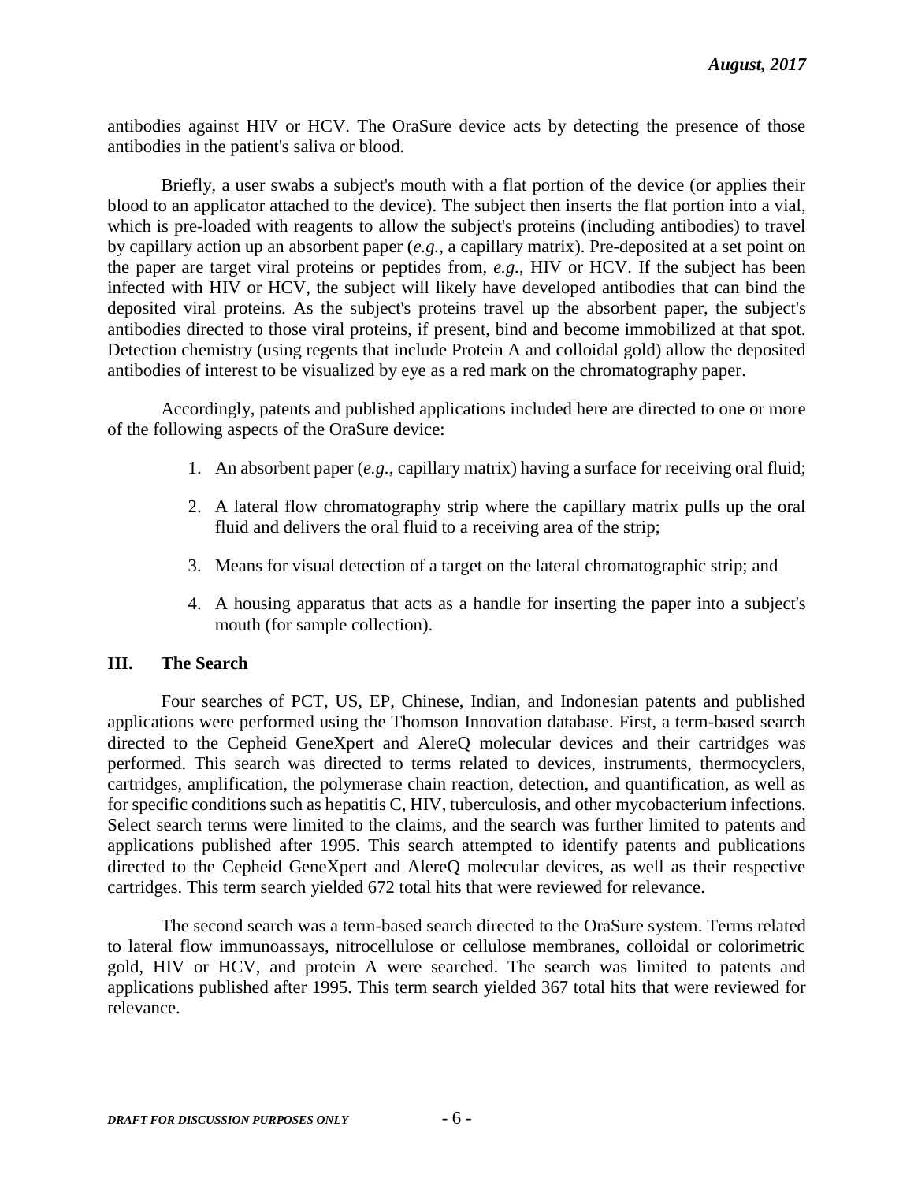antibodies against HIV or HCV. The OraSure device acts by detecting the presence of those antibodies in the patient's saliva or blood.

Briefly, a user swabs a subject's mouth with a flat portion of the device (or applies their blood to an applicator attached to the device). The subject then inserts the flat portion into a vial, which is pre-loaded with reagents to allow the subject's proteins (including antibodies) to travel by capillary action up an absorbent paper (*e.g.*, a capillary matrix). Pre-deposited at a set point on the paper are target viral proteins or peptides from, *e.g.*, HIV or HCV. If the subject has been infected with HIV or HCV, the subject will likely have developed antibodies that can bind the deposited viral proteins. As the subject's proteins travel up the absorbent paper, the subject's antibodies directed to those viral proteins, if present, bind and become immobilized at that spot. Detection chemistry (using regents that include Protein A and colloidal gold) allow the deposited antibodies of interest to be visualized by eye as a red mark on the chromatography paper.

Accordingly, patents and published applications included here are directed to one or more of the following aspects of the OraSure device:

1. An absorbent paper (*e.g.*, capillary matrix) having a surface for receiving oral fluid;
2. A lateral flow chromatography strip where the capillary matrix pulls up the oral fluid and delivers the oral fluid to a receiving area of the strip;
3. Means for visual detection of a target on the lateral chromatographic strip; and
4. A housing apparatus that acts as a handle for inserting the paper into a subject's mouth (for sample collection).

## III. The Search

Four searches of PCT, US, EP, Chinese, Indian, and Indonesian patents and published applications were performed using the Thomson Innovation database. First, a term-based search directed to the Cepheid GeneXpert and AlereQ molecular devices and their cartridges was performed. This search was directed to terms related to devices, instruments, thermocyclers, cartridges, amplification, the polymerase chain reaction, detection, and quantification, as well as for specific conditions such as hepatitis C, HIV, tuberculosis, and other mycobacterium infections. Select search terms were limited to the claims, and the search was further limited to patents and applications published after 1995. This search attempted to identify patents and publications directed to the Cepheid GeneXpert and AlereQ molecular devices, as well as their respective cartridges. This term search yielded 672 total hits that were reviewed for relevance.

The second search was a term-based search directed to the OraSure system. Terms related to lateral flow immunoassays, nitrocellulose or cellulose membranes, colloidal or colorimetric gold, HIV or HCV, and protein A were searched. The search was limited to patents and applications published after 1995. This term search yielded 367 total hits that were reviewed for relevance.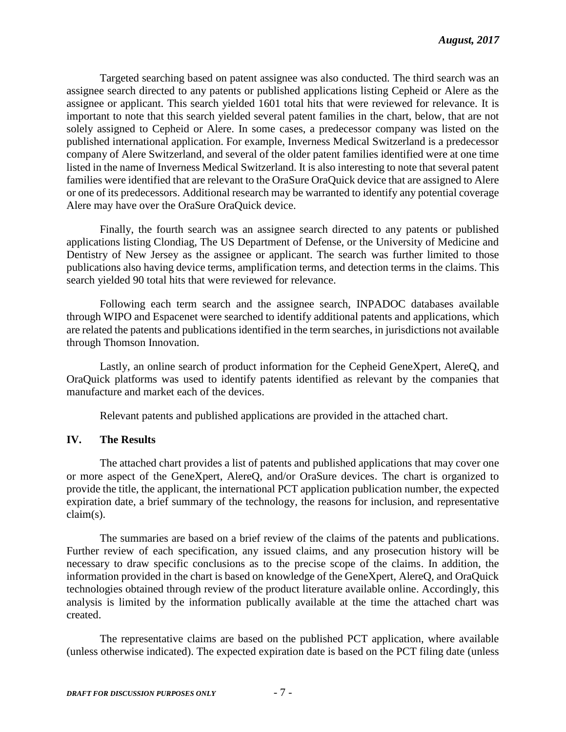Targeted searching based on patent assignee was also conducted. The third search was an assignee search directed to any patents or published applications listing Cepheid or Alere as the assignee or applicant. This search yielded 1601 total hits that were reviewed for relevance. It is important to note that this search yielded several patent families in the chart, below, that are not solely assigned to Cepheid or Alere. In some cases, a predecessor company was listed on the published international application. For example, Inverness Medical Switzerland is a predecessor company of Alere Switzerland, and several of the older patent families identified were at one time listed in the name of Inverness Medical Switzerland. It is also interesting to note that several patent families were identified that are relevant to the OraSure OraQuick device that are assigned to Alere or one of its predecessors. Additional research may be warranted to identify any potential coverage Alere may have over the OraSure OraQuick device.

Finally, the fourth search was an assignee search directed to any patents or published applications listing Clondiag, The US Department of Defense, or the University of Medicine and Dentistry of New Jersey as the assignee or applicant. The search was further limited to those publications also having device terms, amplification terms, and detection terms in the claims. This search yielded 90 total hits that were reviewed for relevance.

Following each term search and the assignee search, INPADOC databases available through WIPO and Espacenet were searched to identify additional patents and applications, which are related the patents and publications identified in the term searches, in jurisdictions not available through Thomson Innovation.

Lastly, an online search of product information for the Cepheid GeneXpert, AlereQ, and OraQuick platforms was used to identify patents identified as relevant by the companies that manufacture and market each of the devices.

Relevant patents and published applications are provided in the attached chart.

## IV. The Results

The attached chart provides a list of patents and published applications that may cover one or more aspect of the GeneXpert, AlereQ, and/or OraSure devices. The chart is organized to provide the title, the applicant, the international PCT application publication number, the expected expiration date, a brief summary of the technology, the reasons for inclusion, and representative claim(s).

The summaries are based on a brief review of the claims of the patents and publications. Further review of each specification, any issued claims, and any prosecution history will be necessary to draw specific conclusions as to the precise scope of the claims. In addition, the information provided in the chart is based on knowledge of the GeneXpert, AlereQ, and OraQuick technologies obtained through review of the product literature available online. Accordingly, this analysis is limited by the information publically available at the time the attached chart was created.

The representative claims are based on the published PCT application, where available (unless otherwise indicated). The expected expiration date is based on the PCT filing date (unless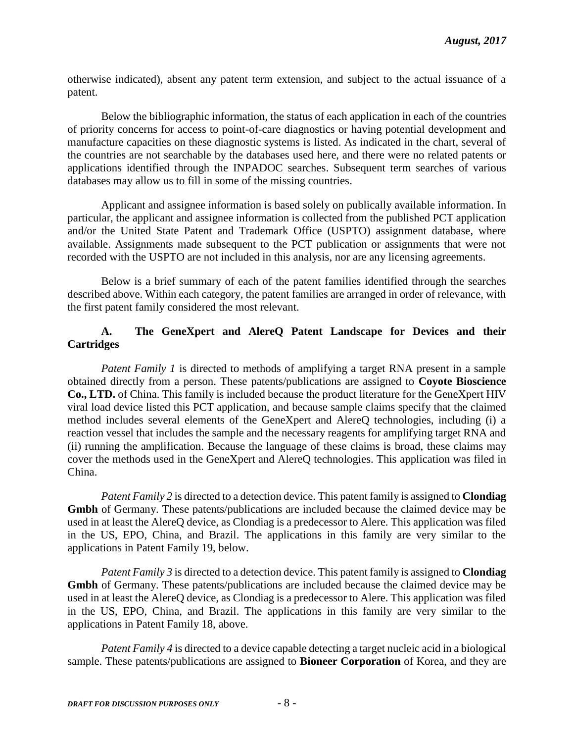otherwise indicated), absent any patent term extension, and subject to the actual issuance of a patent.

Below the bibliographic information, the status of each application in each of the countries of priority concerns for access to point-of-care diagnostics or having potential development and manufacture capacities on these diagnostic systems is listed. As indicated in the chart, several of the countries are not searchable by the databases used here, and there were no related patents or applications identified through the INPADOC searches. Subsequent term searches of various databases may allow us to fill in some of the missing countries.

Applicant and assignee information is based solely on publically available information. In particular, the applicant and assignee information is collected from the published PCT application and/or the United State Patent and Trademark Office (USPTO) assignment database, where available. Assignments made subsequent to the PCT publication or assignments that were not recorded with the USPTO are not included in this analysis, nor are any licensing agreements.

Below is a brief summary of each of the patent families identified through the searches described above. Within each category, the patent families are arranged in order of relevance, with the first patent family considered the most relevant.

### A. The GeneXpert and AlereQ Patent Landscape for Devices and their Cartridges

*Patent Family 1* is directed to methods of amplifying a target RNA present in a sample obtained directly from a person. These patents/publications are assigned to **Coyote Bioscience Co., LTD.** of China. This family is included because the product literature for the GeneXpert HIV viral load device listed this PCT application, and because sample claims specify that the claimed method includes several elements of the GeneXpert and AlereQ technologies, including (i) a reaction vessel that includes the sample and the necessary reagents for amplifying target RNA and (ii) running the amplification. Because the language of these claims is broad, these claims may cover the methods used in the GeneXpert and AlereQ technologies. This application was filed in China.

*Patent Family 2* is directed to a detection device. This patent family is assigned to **Clondiag Gmbh** of Germany. These patents/publications are included because the claimed device may be used in at least the AlereQ device, as Clondiag is a predecessor to Alere. This application was filed in the US, EPO, China, and Brazil. The applications in this family are very similar to the applications in Patent Family 19, below.

*Patent Family 3* is directed to a detection device. This patent family is assigned to **Clondiag Gmbh** of Germany. These patents/publications are included because the claimed device may be used in at least the AlereQ device, as Clondiag is a predecessor to Alere. This application was filed in the US, EPO, China, and Brazil. The applications in this family are very similar to the applications in Patent Family 18, above.

*Patent Family 4* is directed to a device capable detecting a target nucleic acid in a biological sample. These patents/publications are assigned to **Bioneer Corporation** of Korea, and they are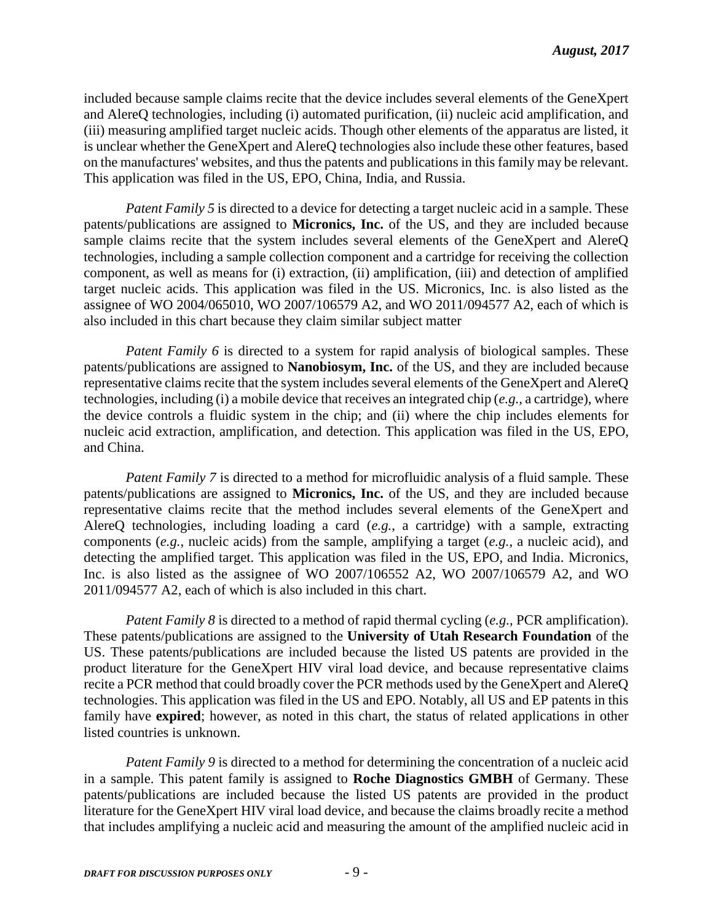included because sample claims recite that the device includes several elements of the GeneXpert and AlereQ technologies, including (i) automated purification, (ii) nucleic acid amplification, and (iii) measuring amplified target nucleic acids. Though other elements of the apparatus are listed, it is unclear whether the GeneXpert and AlereQ technologies also include these other features, based on the manufactures' websites, and thus the patents and publications in this family may be relevant. This application was filed in the US, EPO, China, India, and Russia.

*Patent Family 5* is directed to a device for detecting a target nucleic acid in a sample. These patents/publications are assigned to **Micronics, Inc.** of the US, and they are included because sample claims recite that the system includes several elements of the GeneXpert and AlereQ technologies, including a sample collection component and a cartridge for receiving the collection component, as well as means for (i) extraction, (ii) amplification, (iii) and detection of amplified target nucleic acids. This application was filed in the US. Micronics, Inc. is also listed as the assignee of WO 2004/065010, WO 2007/106579 A2, and WO 2011/094577 A2, each of which is also included in this chart because they claim similar subject matter

*Patent Family 6* is directed to a system for rapid analysis of biological samples. These patents/publications are assigned to **Nanobiosym, Inc.** of the US, and they are included because representative claims recite that the system includes several elements of the GeneXpert and AlereQ technologies, including (i) a mobile device that receives an integrated chip (*e.g.*, a cartridge), where the device controls a fluidic system in the chip; and (ii) where the chip includes elements for nucleic acid extraction, amplification, and detection. This application was filed in the US, EPO, and China.

*Patent Family 7* is directed to a method for microfluidic analysis of a fluid sample. These patents/publications are assigned to **Micronics, Inc.** of the US, and they are included because representative claims recite that the method includes several elements of the GeneXpert and AlereQ technologies, including loading a card (*e.g.*, a cartridge) with a sample, extracting components (*e.g.*, nucleic acids) from the sample, amplifying a target (*e.g.*, a nucleic acid), and detecting the amplified target. This application was filed in the US, EPO, and India. Micronics, Inc. is also listed as the assignee of WO 2007/106552 A2, WO 2007/106579 A2, and WO 2011/094577 A2, each of which is also included in this chart.

*Patent Family 8* is directed to a method of rapid thermal cycling (*e.g.*, PCR amplification). These patents/publications are assigned to the **University of Utah Research Foundation** of the US. These patents/publications are included because the listed US patents are provided in the product literature for the GeneXpert HIV viral load device, and because representative claims recite a PCR method that could broadly cover the PCR methods used by the GeneXpert and AlereQ technologies. This application was filed in the US and EPO. Notably, all US and EP patents in this family have **expired**; however, as noted in this chart, the status of related applications in other listed countries is unknown.

*Patent Family 9* is directed to a method for determining the concentration of a nucleic acid in a sample. This patent family is assigned to **Roche Diagnostics GMBH** of Germany. These patents/publications are included because the listed US patents are provided in the product literature for the GeneXpert HIV viral load device, and because the claims broadly recite a method that includes amplifying a nucleic acid and measuring the amount of the amplified nucleic acid in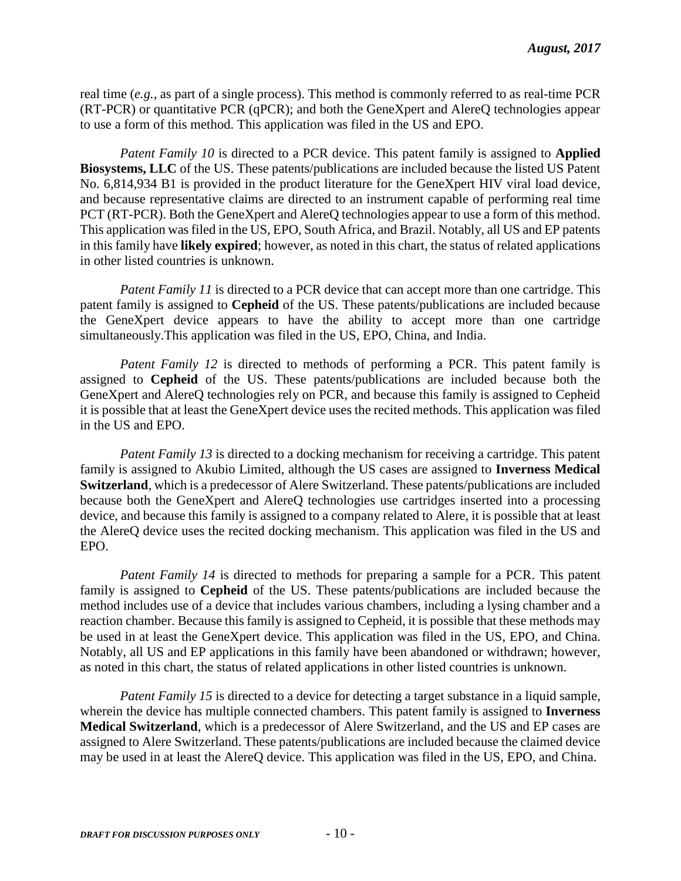real time (*e.g.*, as part of a single process). This method is commonly referred to as real-time PCR (RT-PCR) or quantitative PCR (qPCR); and both the GeneXpert and AlereQ technologies appear to use a form of this method. This application was filed in the US and EPO.

*Patent Family 10* is directed to a PCR device. This patent family is assigned to **Applied Biosystems, LLC** of the US. These patents/publications are included because the listed US Patent No. 6,814,934 B1 is provided in the product literature for the GeneXpert HIV viral load device, and because representative claims are directed to an instrument capable of performing real time PCT (RT-PCR). Both the GeneXpert and AlereQ technologies appear to use a form of this method. This application was filed in the US, EPO, South Africa, and Brazil. Notably, all US and EP patents in this family have **likely expired**; however, as noted in this chart, the status of related applications in other listed countries is unknown.

*Patent Family 11* is directed to a PCR device that can accept more than one cartridge. This patent family is assigned to **Cepheid** of the US. These patents/publications are included because the GeneXpert device appears to have the ability to accept more than one cartridge simultaneously.This application was filed in the US, EPO, China, and India.

*Patent Family 12* is directed to methods of performing a PCR. This patent family is assigned to **Cepheid** of the US. These patents/publications are included because both the GeneXpert and AlereQ technologies rely on PCR, and because this family is assigned to Cepheid it is possible that at least the GeneXpert device uses the recited methods. This application was filed in the US and EPO.

*Patent Family 13* is directed to a docking mechanism for receiving a cartridge. This patent family is assigned to Akubio Limited, although the US cases are assigned to **Inverness Medical Switzerland**, which is a predecessor of Alere Switzerland. These patents/publications are included because both the GeneXpert and AlereQ technologies use cartridges inserted into a processing device, and because this family is assigned to a company related to Alere, it is possible that at least the AlereQ device uses the recited docking mechanism. This application was filed in the US and EPO.

*Patent Family 14* is directed to methods for preparing a sample for a PCR. This patent family is assigned to **Cepheid** of the US. These patents/publications are included because the method includes use of a device that includes various chambers, including a lysing chamber and a reaction chamber. Because this family is assigned to Cepheid, it is possible that these methods may be used in at least the GeneXpert device. This application was filed in the US, EPO, and China. Notably, all US and EP applications in this family have been abandoned or withdrawn; however, as noted in this chart, the status of related applications in other listed countries is unknown.

*Patent Family 15* is directed to a device for detecting a target substance in a liquid sample, wherein the device has multiple connected chambers. This patent family is assigned to **Inverness Medical Switzerland**, which is a predecessor of Alere Switzerland, and the US and EP cases are assigned to Alere Switzerland. These patents/publications are included because the claimed device may be used in at least the AlereQ device. This application was filed in the US, EPO, and China.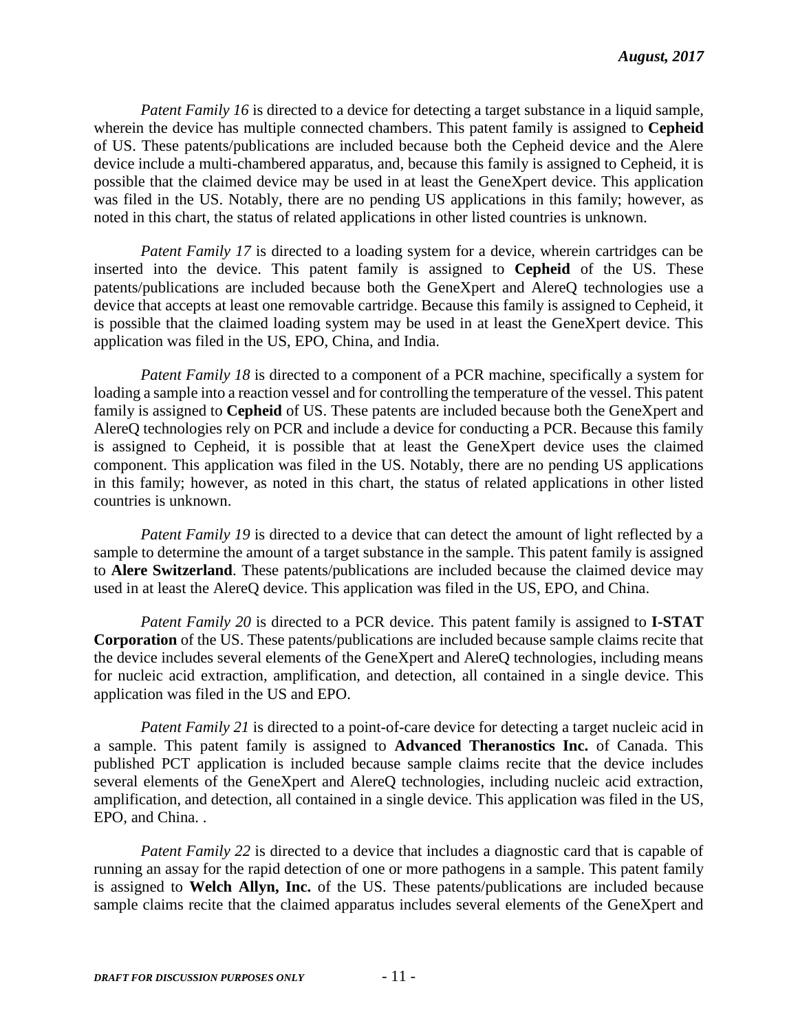*Patent Family 16* is directed to a device for detecting a target substance in a liquid sample, wherein the device has multiple connected chambers. This patent family is assigned to **Cepheid** of US. These patents/publications are included because both the Cepheid device and the Alere device include a multi-chambered apparatus, and, because this family is assigned to Cepheid, it is possible that the claimed device may be used in at least the GeneXpert device. This application was filed in the US. Notably, there are no pending US applications in this family; however, as noted in this chart, the status of related applications in other listed countries is unknown.

*Patent Family 17* is directed to a loading system for a device, wherein cartridges can be inserted into the device. This patent family is assigned to **Cepheid** of the US. These patents/publications are included because both the GeneXpert and AlereQ technologies use a device that accepts at least one removable cartridge. Because this family is assigned to Cepheid, it is possible that the claimed loading system may be used in at least the GeneXpert device. This application was filed in the US, EPO, China, and India.

*Patent Family 18* is directed to a component of a PCR machine, specifically a system for loading a sample into a reaction vessel and for controlling the temperature of the vessel. This patent family is assigned to **Cepheid** of US. These patents are included because both the GeneXpert and AlereQ technologies rely on PCR and include a device for conducting a PCR. Because this family is assigned to Cepheid, it is possible that at least the GeneXpert device uses the claimed component. This application was filed in the US. Notably, there are no pending US applications in this family; however, as noted in this chart, the status of related applications in other listed countries is unknown.

*Patent Family 19* is directed to a device that can detect the amount of light reflected by a sample to determine the amount of a target substance in the sample. This patent family is assigned to **Alere Switzerland**. These patents/publications are included because the claimed device may used in at least the AlereQ device. This application was filed in the US, EPO, and China.

*Patent Family 20* is directed to a PCR device. This patent family is assigned to **I-STAT Corporation** of the US. These patents/publications are included because sample claims recite that the device includes several elements of the GeneXpert and AlereQ technologies, including means for nucleic acid extraction, amplification, and detection, all contained in a single device. This application was filed in the US and EPO.

*Patent Family 21* is directed to a point-of-care device for detecting a target nucleic acid in a sample. This patent family is assigned to **Advanced Theranostics Inc.** of Canada. This published PCT application is included because sample claims recite that the device includes several elements of the GeneXpert and AlereQ technologies, including nucleic acid extraction, amplification, and detection, all contained in a single device. This application was filed in the US, EPO, and China. .

*Patent Family 22* is directed to a device that includes a diagnostic card that is capable of running an assay for the rapid detection of one or more pathogens in a sample. This patent family is assigned to **Welch Allyn, Inc.** of the US. These patents/publications are included because sample claims recite that the claimed apparatus includes several elements of the GeneXpert and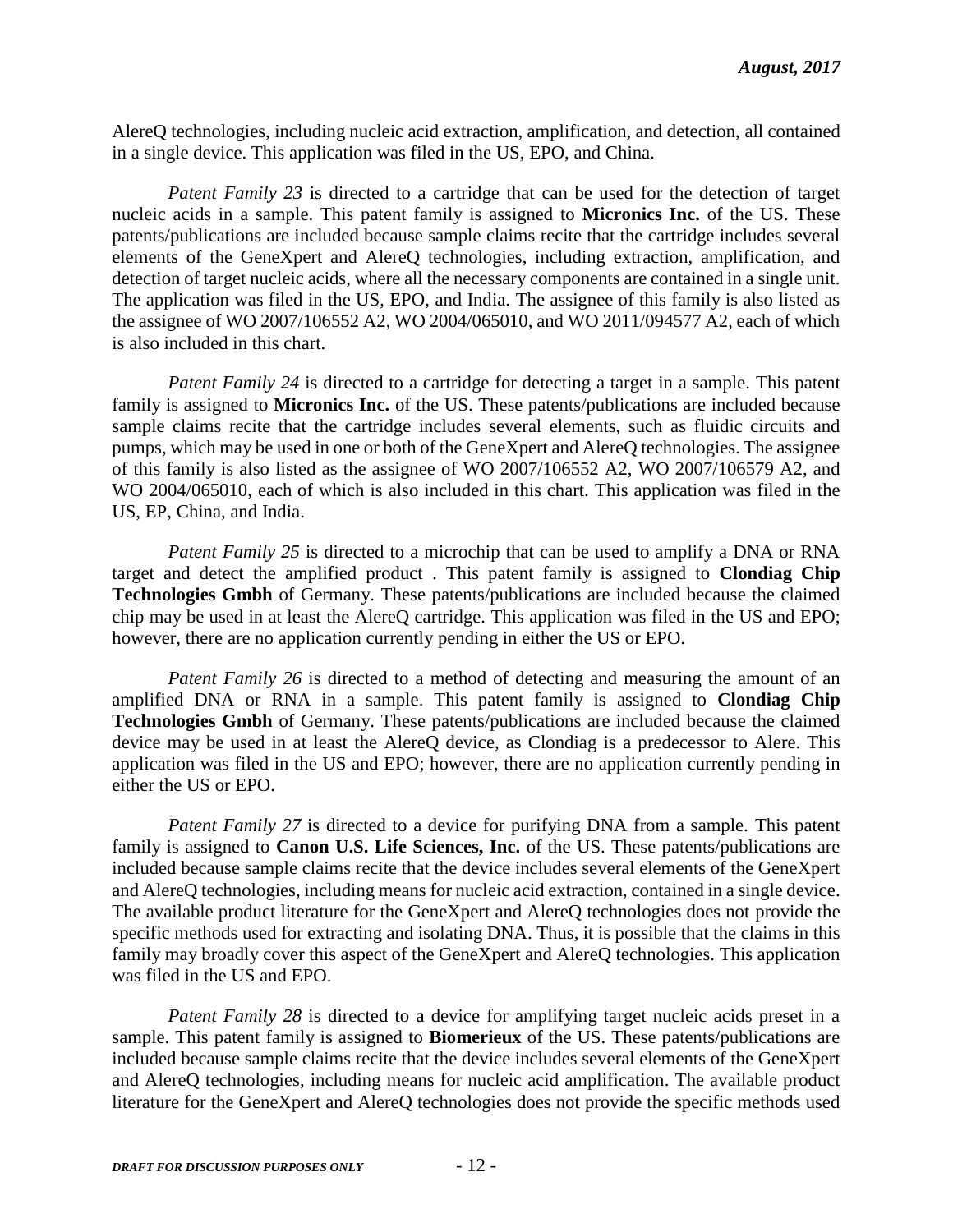AlereQ technologies, including nucleic acid extraction, amplification, and detection, all contained in a single device. This application was filed in the US, EPO, and China.

*Patent Family 23* is directed to a cartridge that can be used for the detection of target nucleic acids in a sample. This patent family is assigned to **Micronics Inc.** of the US. These patents/publications are included because sample claims recite that the cartridge includes several elements of the GeneXpert and AlereQ technologies, including extraction, amplification, and detection of target nucleic acids, where all the necessary components are contained in a single unit. The application was filed in the US, EPO, and India. The assignee of this family is also listed as the assignee of WO 2007/106552 A2, WO 2004/065010, and WO 2011/094577 A2, each of which is also included in this chart.

*Patent Family 24* is directed to a cartridge for detecting a target in a sample. This patent family is assigned to **Micronics Inc.** of the US. These patents/publications are included because sample claims recite that the cartridge includes several elements, such as fluidic circuits and pumps, which may be used in one or both of the GeneXpert and AlereQ technologies. The assignee of this family is also listed as the assignee of WO 2007/106552 A2, WO 2007/106579 A2, and WO 2004/065010, each of which is also included in this chart. This application was filed in the US, EP, China, and India.

*Patent Family 25* is directed to a microchip that can be used to amplify a DNA or RNA target and detect the amplified product . This patent family is assigned to **Clondiag Chip Technologies Gmbh** of Germany. These patents/publications are included because the claimed chip may be used in at least the AlereQ cartridge. This application was filed in the US and EPO; however, there are no application currently pending in either the US or EPO.

*Patent Family 26* is directed to a method of detecting and measuring the amount of an amplified DNA or RNA in a sample. This patent family is assigned to **Clondiag Chip Technologies Gmbh** of Germany. These patents/publications are included because the claimed device may be used in at least the AlereQ device, as Clondiag is a predecessor to Alere. This application was filed in the US and EPO; however, there are no application currently pending in either the US or EPO.

*Patent Family 27* is directed to a device for purifying DNA from a sample. This patent family is assigned to **Canon U.S. Life Sciences, Inc.** of the US. These patents/publications are included because sample claims recite that the device includes several elements of the GeneXpert and AlereQ technologies, including means for nucleic acid extraction, contained in a single device. The available product literature for the GeneXpert and AlereQ technologies does not provide the specific methods used for extracting and isolating DNA. Thus, it is possible that the claims in this family may broadly cover this aspect of the GeneXpert and AlereQ technologies. This application was filed in the US and EPO.

*Patent Family 28* is directed to a device for amplifying target nucleic acids preset in a sample. This patent family is assigned to **Biomerieux** of the US. These patents/publications are included because sample claims recite that the device includes several elements of the GeneXpert and AlereQ technologies, including means for nucleic acid amplification. The available product literature for the GeneXpert and AlereQ technologies does not provide the specific methods used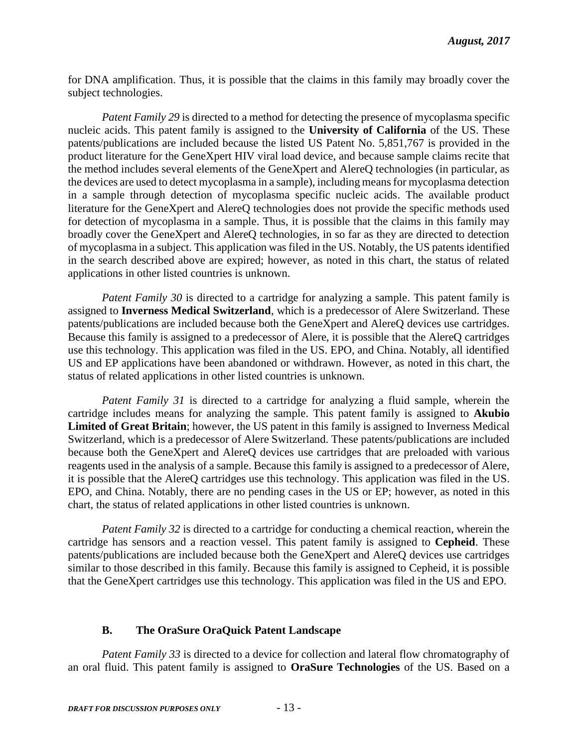for DNA amplification. Thus, it is possible that the claims in this family may broadly cover the subject technologies.

*Patent Family 29* is directed to a method for detecting the presence of mycoplasma specific nucleic acids. This patent family is assigned to the **University of California** of the US. These patents/publications are included because the listed US Patent No. 5,851,767 is provided in the product literature for the GeneXpert HIV viral load device, and because sample claims recite that the method includes several elements of the GeneXpert and AlereQ technologies (in particular, as the devices are used to detect mycoplasma in a sample), including means for mycoplasma detection in a sample through detection of mycoplasma specific nucleic acids. The available product literature for the GeneXpert and AlereQ technologies does not provide the specific methods used for detection of mycoplasma in a sample. Thus, it is possible that the claims in this family may broadly cover the GeneXpert and AlereQ technologies, in so far as they are directed to detection of mycoplasma in a subject. This application was filed in the US. Notably, the US patents identified in the search described above are expired; however, as noted in this chart, the status of related applications in other listed countries is unknown.

*Patent Family 30* is directed to a cartridge for analyzing a sample. This patent family is assigned to **Inverness Medical Switzerland**, which is a predecessor of Alere Switzerland. These patents/publications are included because both the GeneXpert and AlereQ devices use cartridges. Because this family is assigned to a predecessor of Alere, it is possible that the AlereQ cartridges use this technology. This application was filed in the US. EPO, and China. Notably, all identified US and EP applications have been abandoned or withdrawn. However, as noted in this chart, the status of related applications in other listed countries is unknown.

*Patent Family 31* is directed to a cartridge for analyzing a fluid sample, wherein the cartridge includes means for analyzing the sample. This patent family is assigned to **Akubio Limited of Great Britain**; however, the US patent in this family is assigned to Inverness Medical Switzerland, which is a predecessor of Alere Switzerland. These patents/publications are included because both the GeneXpert and AlereQ devices use cartridges that are preloaded with various reagents used in the analysis of a sample. Because this family is assigned to a predecessor of Alere, it is possible that the AlereQ cartridges use this technology. This application was filed in the US. EPO, and China. Notably, there are no pending cases in the US or EP; however, as noted in this chart, the status of related applications in other listed countries is unknown.

*Patent Family 32* is directed to a cartridge for conducting a chemical reaction, wherein the cartridge has sensors and a reaction vessel. This patent family is assigned to **Cepheid**. These patents/publications are included because both the GeneXpert and AlereQ devices use cartridges similar to those described in this family. Because this family is assigned to Cepheid, it is possible that the GeneXpert cartridges use this technology. This application was filed in the US and EPO.

### B. The OraSure OraQuick Patent Landscape

*Patent Family 33* is directed to a device for collection and lateral flow chromatography of an oral fluid. This patent family is assigned to **OraSure Technologies** of the US. Based on a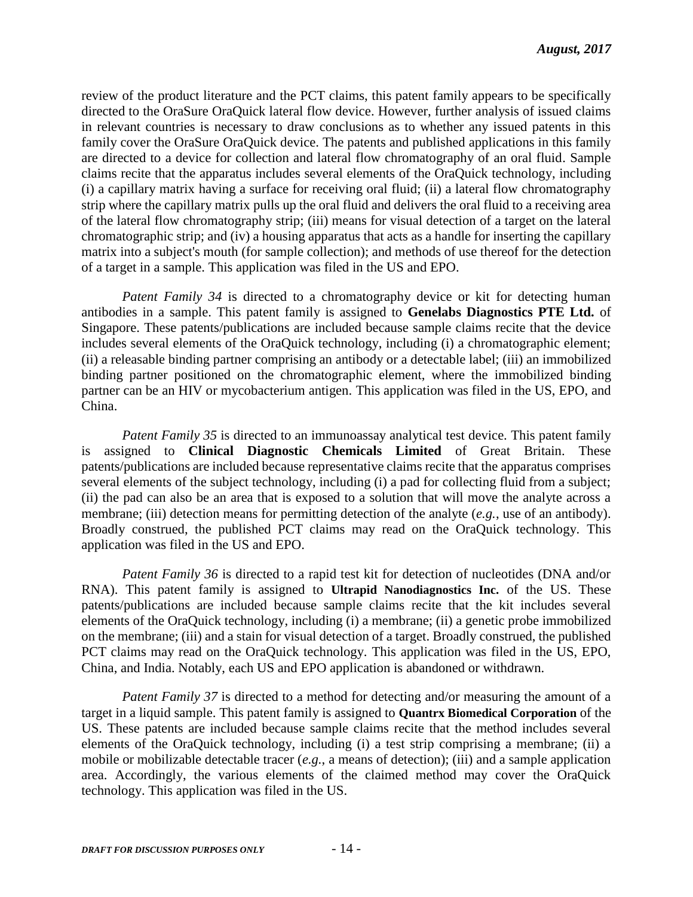review of the product literature and the PCT claims, this patent family appears to be specifically directed to the OraSure OraQuick lateral flow device. However, further analysis of issued claims in relevant countries is necessary to draw conclusions as to whether any issued patents in this family cover the OraSure OraQuick device. The patents and published applications in this family are directed to a device for collection and lateral flow chromatography of an oral fluid. Sample claims recite that the apparatus includes several elements of the OraQuick technology, including (i) a capillary matrix having a surface for receiving oral fluid; (ii) a lateral flow chromatography strip where the capillary matrix pulls up the oral fluid and delivers the oral fluid to a receiving area of the lateral flow chromatography strip; (iii) means for visual detection of a target on the lateral chromatographic strip; and (iv) a housing apparatus that acts as a handle for inserting the capillary matrix into a subject's mouth (for sample collection); and methods of use thereof for the detection of a target in a sample. This application was filed in the US and EPO.

*Patent Family 34* is directed to a chromatography device or kit for detecting human antibodies in a sample. This patent family is assigned to **Genelabs Diagnostics PTE Ltd.** of Singapore. These patents/publications are included because sample claims recite that the device includes several elements of the OraQuick technology, including (i) a chromatographic element; (ii) a releasable binding partner comprising an antibody or a detectable label; (iii) an immobilized binding partner positioned on the chromatographic element, where the immobilized binding partner can be an HIV or mycobacterium antigen. This application was filed in the US, EPO, and China.

*Patent Family 35* is directed to an immunoassay analytical test device. This patent family is assigned to **Clinical Diagnostic Chemicals Limited** of Great Britain. These patents/publications are included because representative claims recite that the apparatus comprises several elements of the subject technology, including (i) a pad for collecting fluid from a subject; (ii) the pad can also be an area that is exposed to a solution that will move the analyte across a membrane; (iii) detection means for permitting detection of the analyte (*e.g.*, use of an antibody). Broadly construed, the published PCT claims may read on the OraQuick technology. This application was filed in the US and EPO.

*Patent Family 36* is directed to a rapid test kit for detection of nucleotides (DNA and/or RNA). This patent family is assigned to **Ultrapid Nanodiagnostics Inc.** of the US. These patents/publications are included because sample claims recite that the kit includes several elements of the OraQuick technology, including (i) a membrane; (ii) a genetic probe immobilized on the membrane; (iii) and a stain for visual detection of a target. Broadly construed, the published PCT claims may read on the OraQuick technology. This application was filed in the US, EPO, China, and India. Notably, each US and EPO application is abandoned or withdrawn.

*Patent Family 37* is directed to a method for detecting and/or measuring the amount of a target in a liquid sample. This patent family is assigned to **Quantrx Biomedical Corporation** of the US. These patents are included because sample claims recite that the method includes several elements of the OraQuick technology, including (i) a test strip comprising a membrane; (ii) a mobile or mobilizable detectable tracer (*e.g.*, a means of detection); (iii) and a sample application area. Accordingly, the various elements of the claimed method may cover the OraQuick technology. This application was filed in the US.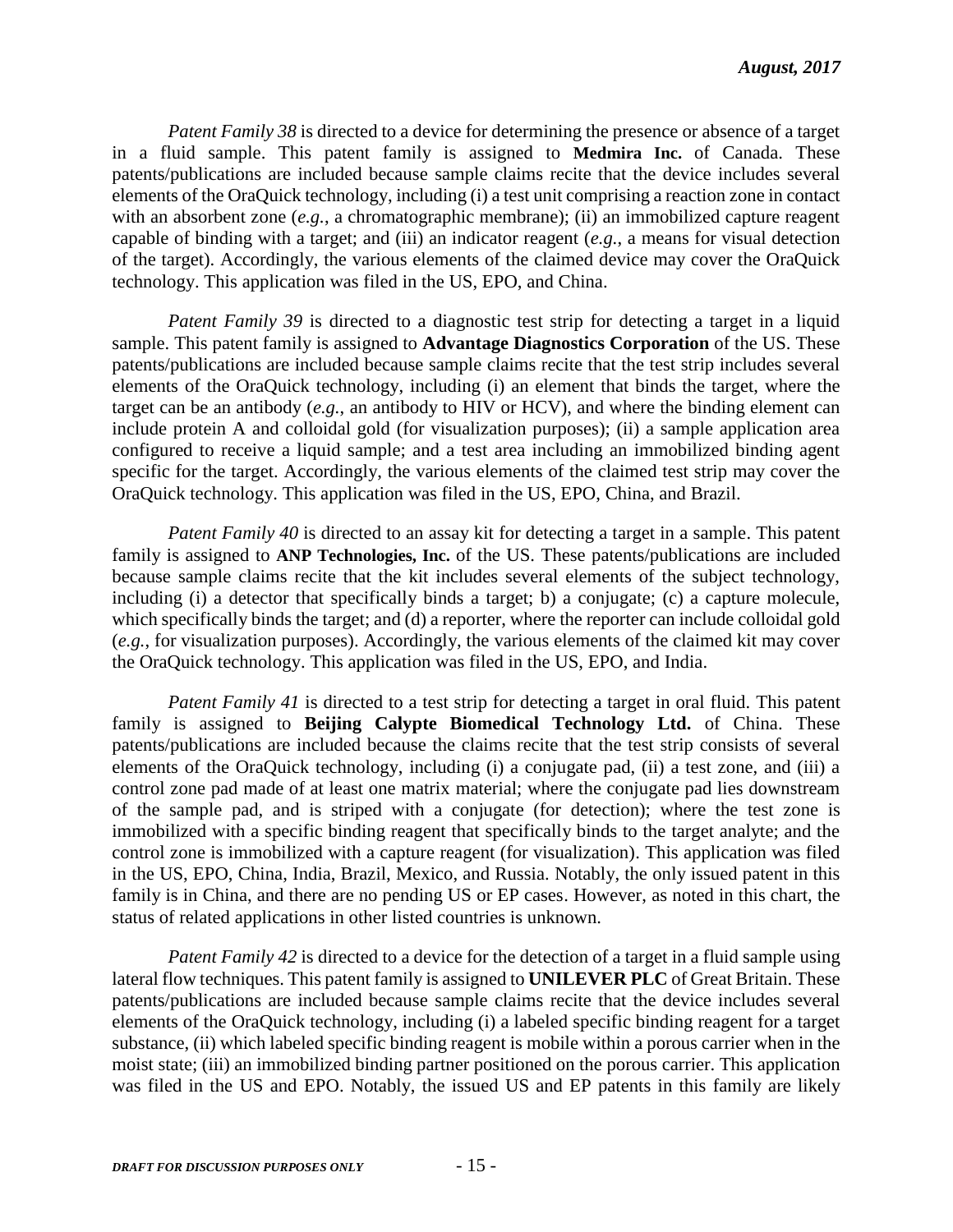*Patent Family 38* is directed to a device for determining the presence or absence of a target in a fluid sample. This patent family is assigned to **Medmira Inc.** of Canada. These patents/publications are included because sample claims recite that the device includes several elements of the OraQuick technology, including (i) a test unit comprising a reaction zone in contact with an absorbent zone (*e.g.*, a chromatographic membrane); (ii) an immobilized capture reagent capable of binding with a target; and (iii) an indicator reagent (*e.g.*, a means for visual detection of the target). Accordingly, the various elements of the claimed device may cover the OraQuick technology. This application was filed in the US, EPO, and China.

*Patent Family 39* is directed to a diagnostic test strip for detecting a target in a liquid sample. This patent family is assigned to **Advantage Diagnostics Corporation** of the US. These patents/publications are included because sample claims recite that the test strip includes several elements of the OraQuick technology, including (i) an element that binds the target, where the target can be an antibody (*e.g.*, an antibody to HIV or HCV), and where the binding element can include protein A and colloidal gold (for visualization purposes); (ii) a sample application area configured to receive a liquid sample; and a test area including an immobilized binding agent specific for the target. Accordingly, the various elements of the claimed test strip may cover the OraQuick technology. This application was filed in the US, EPO, China, and Brazil.

*Patent Family 40* is directed to an assay kit for detecting a target in a sample. This patent family is assigned to **ANP Technologies, Inc.** of the US. These patents/publications are included because sample claims recite that the kit includes several elements of the subject technology, including (i) a detector that specifically binds a target; b) a conjugate; (c) a capture molecule, which specifically binds the target; and (d) a reporter, where the reporter can include colloidal gold (*e.g.*, for visualization purposes). Accordingly, the various elements of the claimed kit may cover the OraQuick technology. This application was filed in the US, EPO, and India.

*Patent Family 41* is directed to a test strip for detecting a target in oral fluid. This patent family is assigned to **Beijing Calypte Biomedical Technology Ltd.** of China. These patents/publications are included because the claims recite that the test strip consists of several elements of the OraQuick technology, including (i) a conjugate pad, (ii) a test zone, and (iii) a control zone pad made of at least one matrix material; where the conjugate pad lies downstream of the sample pad, and is striped with a conjugate (for detection); where the test zone is immobilized with a specific binding reagent that specifically binds to the target analyte; and the control zone is immobilized with a capture reagent (for visualization). This application was filed in the US, EPO, China, India, Brazil, Mexico, and Russia. Notably, the only issued patent in this family is in China, and there are no pending US or EP cases. However, as noted in this chart, the status of related applications in other listed countries is unknown.

*Patent Family 42* is directed to a device for the detection of a target in a fluid sample using lateral flow techniques. This patent family is assigned to **UNILEVER PLC** of Great Britain. These patents/publications are included because sample claims recite that the device includes several elements of the OraQuick technology, including (i) a labeled specific binding reagent for a target substance, (ii) which labeled specific binding reagent is mobile within a porous carrier when in the moist state; (iii) an immobilized binding partner positioned on the porous carrier. This application was filed in the US and EPO. Notably, the issued US and EP patents in this family are likely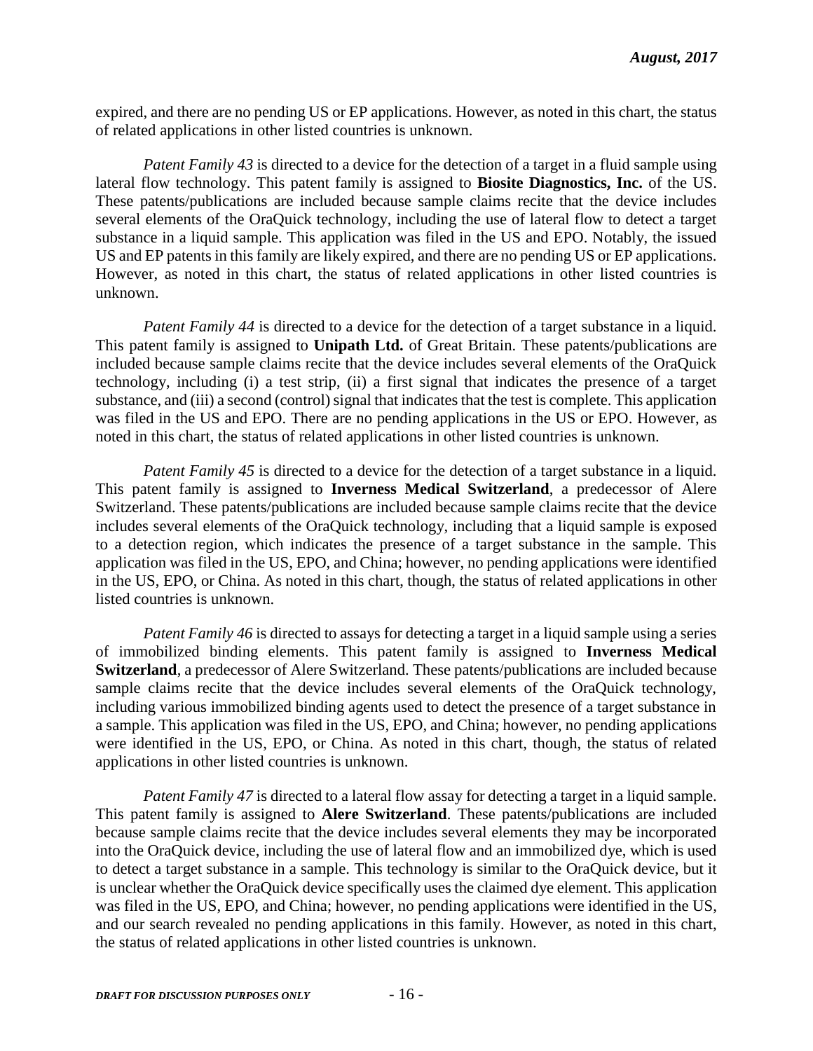expired, and there are no pending US or EP applications. However, as noted in this chart, the status of related applications in other listed countries is unknown.

*Patent Family 43* is directed to a device for the detection of a target in a fluid sample using lateral flow technology. This patent family is assigned to **Biosite Diagnostics, Inc.** of the US. These patents/publications are included because sample claims recite that the device includes several elements of the OraQuick technology, including the use of lateral flow to detect a target substance in a liquid sample. This application was filed in the US and EPO. Notably, the issued US and EP patents in this family are likely expired, and there are no pending US or EP applications. However, as noted in this chart, the status of related applications in other listed countries is unknown.

*Patent Family 44* is directed to a device for the detection of a target substance in a liquid. This patent family is assigned to **Unipath Ltd.** of Great Britain. These patents/publications are included because sample claims recite that the device includes several elements of the OraQuick technology, including (i) a test strip, (ii) a first signal that indicates the presence of a target substance, and (iii) a second (control) signal that indicates that the test is complete. This application was filed in the US and EPO. There are no pending applications in the US or EPO. However, as noted in this chart, the status of related applications in other listed countries is unknown.

*Patent Family 45* is directed to a device for the detection of a target substance in a liquid. This patent family is assigned to **Inverness Medical Switzerland**, a predecessor of Alere Switzerland. These patents/publications are included because sample claims recite that the device includes several elements of the OraQuick technology, including that a liquid sample is exposed to a detection region, which indicates the presence of a target substance in the sample. This application was filed in the US, EPO, and China; however, no pending applications were identified in the US, EPO, or China. As noted in this chart, though, the status of related applications in other listed countries is unknown.

*Patent Family 46* is directed to assays for detecting a target in a liquid sample using a series of immobilized binding elements. This patent family is assigned to **Inverness Medical Switzerland**, a predecessor of Alere Switzerland. These patents/publications are included because sample claims recite that the device includes several elements of the OraQuick technology, including various immobilized binding agents used to detect the presence of a target substance in a sample. This application was filed in the US, EPO, and China; however, no pending applications were identified in the US, EPO, or China. As noted in this chart, though, the status of related applications in other listed countries is unknown.

*Patent Family 47* is directed to a lateral flow assay for detecting a target in a liquid sample. This patent family is assigned to **Alere Switzerland**. These patents/publications are included because sample claims recite that the device includes several elements they may be incorporated into the OraQuick device, including the use of lateral flow and an immobilized dye, which is used to detect a target substance in a sample. This technology is similar to the OraQuick device, but it is unclear whether the OraQuick device specifically uses the claimed dye element. This application was filed in the US, EPO, and China; however, no pending applications were identified in the US, and our search revealed no pending applications in this family. However, as noted in this chart, the status of related applications in other listed countries is unknown.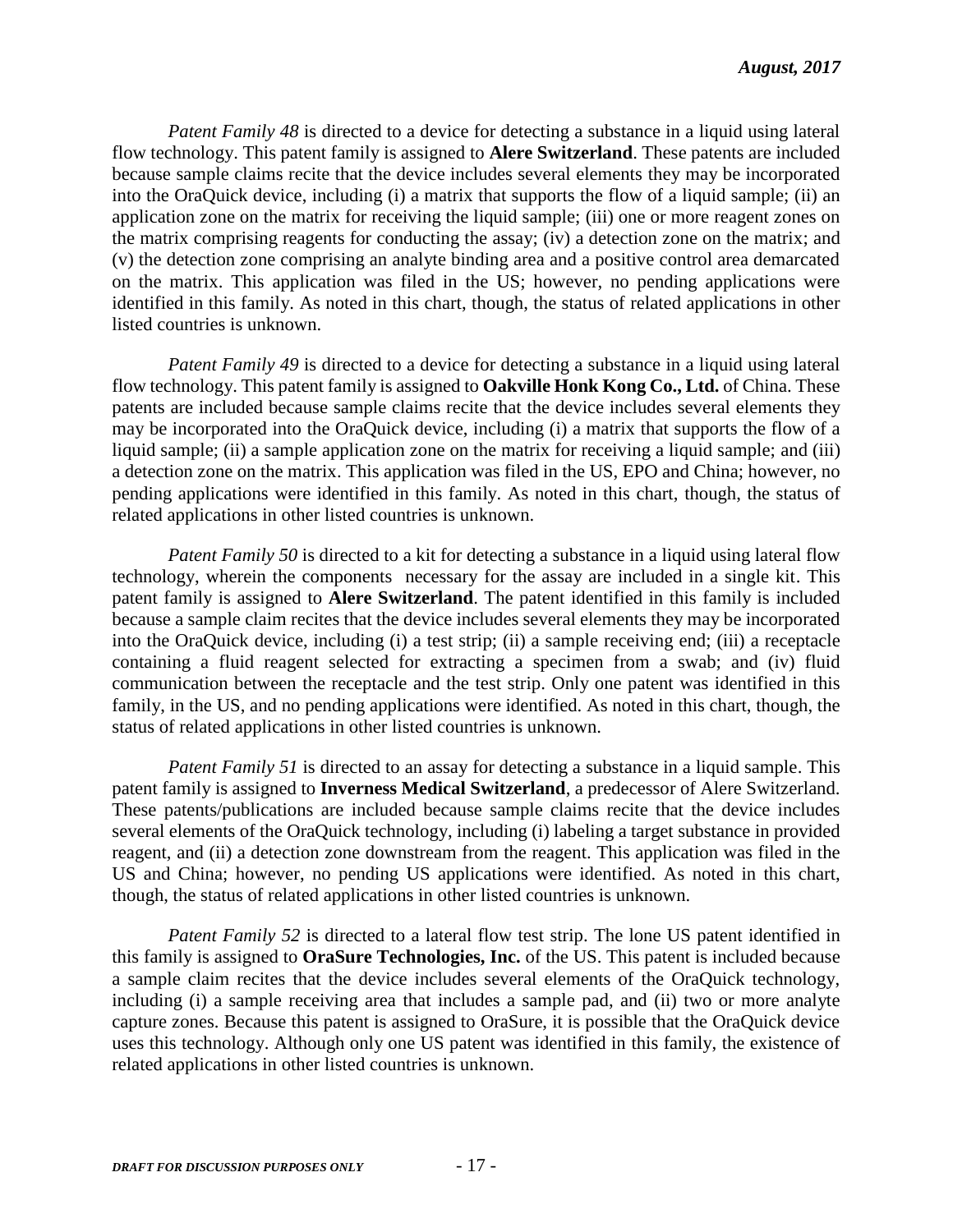*Patent Family 48* is directed to a device for detecting a substance in a liquid using lateral flow technology. This patent family is assigned to **Alere Switzerland**. These patents are included because sample claims recite that the device includes several elements they may be incorporated into the OraQuick device, including (i) a matrix that supports the flow of a liquid sample; (ii) an application zone on the matrix for receiving the liquid sample; (iii) one or more reagent zones on the matrix comprising reagents for conducting the assay; (iv) a detection zone on the matrix; and (v) the detection zone comprising an analyte binding area and a positive control area demarcated on the matrix. This application was filed in the US; however, no pending applications were identified in this family. As noted in this chart, though, the status of related applications in other listed countries is unknown.

*Patent Family 49* is directed to a device for detecting a substance in a liquid using lateral flow technology. This patent family is assigned to **Oakville Honk Kong Co., Ltd.** of China. These patents are included because sample claims recite that the device includes several elements they may be incorporated into the OraQuick device, including (i) a matrix that supports the flow of a liquid sample; (ii) a sample application zone on the matrix for receiving a liquid sample; and (iii) a detection zone on the matrix. This application was filed in the US, EPO and China; however, no pending applications were identified in this family. As noted in this chart, though, the status of related applications in other listed countries is unknown.

*Patent Family 50* is directed to a kit for detecting a substance in a liquid using lateral flow technology, wherein the components necessary for the assay are included in a single kit. This patent family is assigned to **Alere Switzerland**. The patent identified in this family is included because a sample claim recites that the device includes several elements they may be incorporated into the OraQuick device, including (i) a test strip; (ii) a sample receiving end; (iii) a receptacle containing a fluid reagent selected for extracting a specimen from a swab; and (iv) fluid communication between the receptacle and the test strip. Only one patent was identified in this family, in the US, and no pending applications were identified. As noted in this chart, though, the status of related applications in other listed countries is unknown.

*Patent Family 51* is directed to an assay for detecting a substance in a liquid sample. This patent family is assigned to **Inverness Medical Switzerland**, a predecessor of Alere Switzerland. These patents/publications are included because sample claims recite that the device includes several elements of the OraQuick technology, including (i) labeling a target substance in provided reagent, and (ii) a detection zone downstream from the reagent. This application was filed in the US and China; however, no pending US applications were identified. As noted in this chart, though, the status of related applications in other listed countries is unknown.

*Patent Family 52* is directed to a lateral flow test strip. The lone US patent identified in this family is assigned to **OraSure Technologies, Inc.** of the US. This patent is included because a sample claim recites that the device includes several elements of the OraQuick technology, including (i) a sample receiving area that includes a sample pad, and (ii) two or more analyte capture zones. Because this patent is assigned to OraSure, it is possible that the OraQuick device uses this technology. Although only one US patent was identified in this family, the existence of related applications in other listed countries is unknown.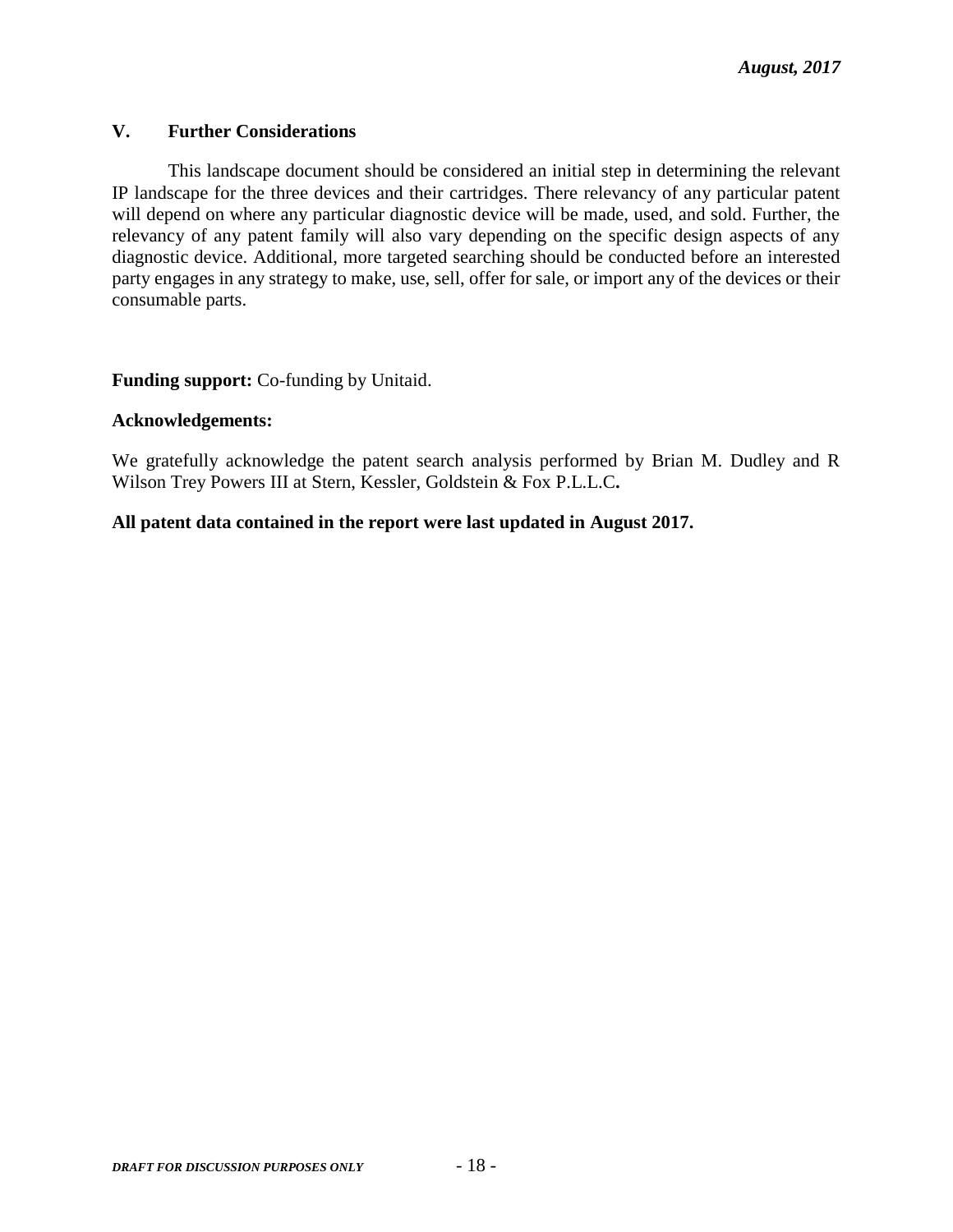## V. Further Considerations

This landscape document should be considered an initial step in determining the relevant IP landscape for the three devices and their cartridges. There relevancy of any particular patent will depend on where any particular diagnostic device will be made, used, and sold. Further, the relevancy of any patent family will also vary depending on the specific design aspects of any diagnostic device. Additional, more targeted searching should be conducted before an interested party engages in any strategy to make, use, sell, offer for sale, or import any of the devices or their consumable parts.

**Funding support:** Co-funding by Unitaid.

**Acknowledgements:**

We gratefully acknowledge the patent search analysis performed by Brian M. Dudley and R Wilson Trey Powers III at Stern, Kessler, Goldstein & Fox P.L.L.C**.**

**All patent data contained in the report were last updated in August 2017.**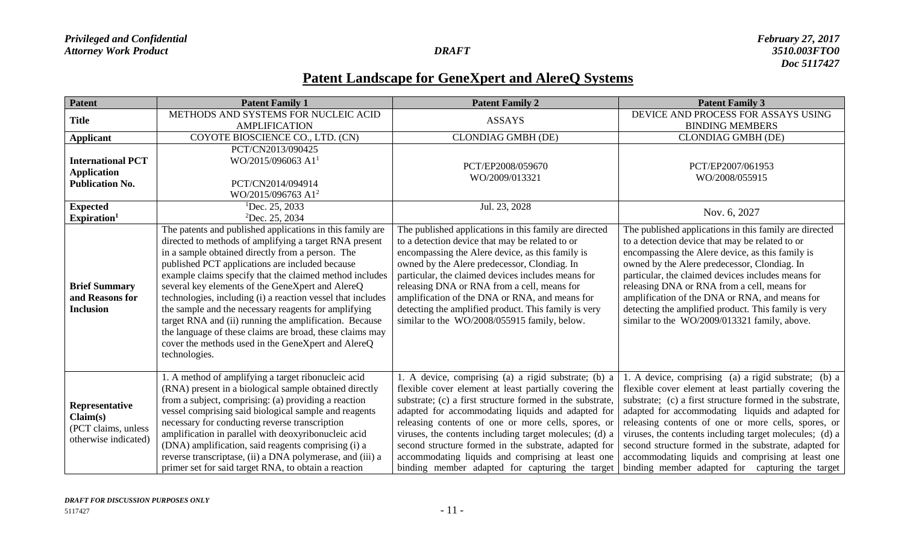## Patent Landscape for GeneXpert and AlereQ Systems

| Patent | Patent Family 1 | Patent Family 2 | Patent Family 3 |
|---|---|---|---|
| **Title** | METHODS AND SYSTEMS FOR NUCLEIC ACID AMPLIFICATION | ASSAYS | DEVICE AND PROCESS FOR ASSAYS USING BINDING MEMBERS |
| **Applicant** | COYOTE BIOSCIENCE CO., LTD. (CN) | CLONDIAG GMBH (DE) | CLONDIAG GMBH (DE) |
| **International PCT Application Publication No.** | PCT/CN2013/090425<br>WO/2015/096063 A1[1]<br><br>PCT/CN2014/094914<br>WO/2015/096763 A1[2] | PCT/EP2008/059670<br>WO/2009/013321 | PCT/EP2007/061953<br>WO/2008/055915 |
| **Expected Expiration[1]** | [1]Dec. 25, 2033<br>[2]Dec. 25, 2034 | Jul. 23, 2028 | Nov. 6, 2027 |
| **Brief Summary and Reasons for Inclusion** | The patents and published applications in this family are directed to methods of amplifying a target RNA present in a sample obtained directly from a person. The published PCT applications are included because example claims specify that the claimed method includes several key elements of the GeneXpert and AlereQ technologies, including (i) a reaction vessel that includes the sample and the necessary reagents for amplifying target RNA and (ii) running the amplification. Because the language of these claims are broad, these claims may cover the methods used in the GeneXpert and AlereQ technologies. | The published applications in this family are directed to a detection device that may be related to or encompassing the Alere device, as this family is owned by the Alere predecessor, Clondiag. In particular, the claimed devices includes means for releasing DNA or RNA from a cell, means for amplification of the DNA or RNA, and means for detecting the amplified product. This family is very similar to the WO/2008/055915 family, below. | The published applications in this family are directed to a detection device that may be related to or encompassing the Alere device, as this family is owned by the Alere predecessor, Clondiag. In particular, the claimed devices includes means for releasing DNA or RNA from a cell, means for amplification of the DNA or RNA, and means for detecting the amplified product. This family is very similar to the WO/2009/013321 family, above. |
| **Representative Claim(s)** (PCT claims, unless otherwise indicated) | 1. A method of amplifying a target ribonucleic acid (RNA) present in a biological sample obtained directly from a subject, comprising: (a) providing a reaction vessel comprising said biological sample and reagents necessary for conducting reverse transcription amplification in parallel with deoxyribonucleic acid (DNA) amplification, said reagents comprising (i) a reverse transcriptase, (ii) a DNA polymerase, and (iii) a primer set for said target RNA, to obtain a reaction | 1. A device, comprising (a) a rigid substrate; (b) a flexible cover element at least partially covering the substrate; (c) a first structure formed in the substrate, adapted for accommodating liquids and adapted for releasing contents of one or more cells, spores, or viruses, the contents including target molecules; (d) a second structure formed in the substrate, adapted for accommodating liquids and comprising at least one binding member adapted for capturing the target | 1. A device, comprising (a) a rigid substrate; (b) a flexible cover element at least partially covering the substrate; (c) a first structure formed in the substrate, adapted for accommodating liquids and adapted for releasing contents of one or more cells, spores, or viruses, the contents including target molecules; (d) a second structure formed in the substrate, adapted for accommodating liquids and comprising at least one binding member adapted for capturing the target |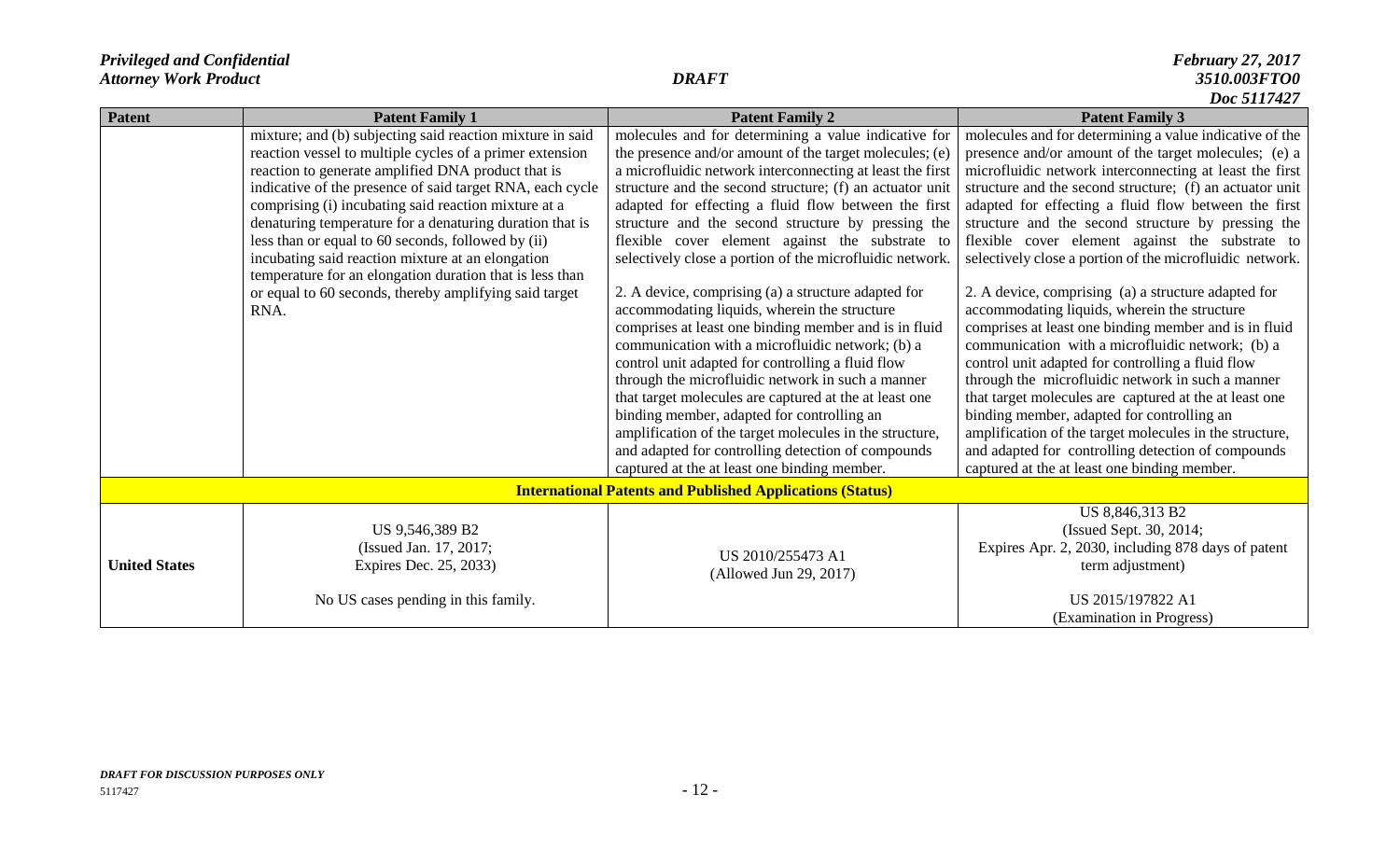| Patent | Patent Family 1 | Patent Family 2 | Patent Family 3 |
|---|---|---|---|
| | mixture; and (b) subjecting said reaction mixture in said reaction vessel to multiple cycles of a primer extension reaction to generate amplified DNA product that is indicative of the presence of said target RNA, each cycle comprising (i) incubating said reaction mixture at a denaturing temperature for a denaturing duration that is less than or equal to 60 seconds, followed by (ii) incubating said reaction mixture at an elongation temperature for an elongation duration that is less than or equal to 60 seconds, thereby amplifying said target RNA. | molecules and for determining a value indicative for the presence and/or amount of the target molecules; (e) a microfluidic network interconnecting at least the first structure and the second structure; (f) an actuator unit adapted for effecting a fluid flow between the first structure and the second structure by pressing the flexible cover element against the substrate to selectively close a portion of the microfluidic network.<br><br>2. A device, comprising (a) a structure adapted for accommodating liquids, wherein the structure comprises at least one binding member and is in fluid communication with a microfluidic network; (b) a control unit adapted for controlling a fluid flow through the microfluidic network in such a manner that target molecules are captured at the at least one binding member, adapted for controlling an amplification of the target molecules in the structure, and adapted for controlling detection of compounds captured at the at least one binding member. | molecules and for determining a value indicative of the presence and/or amount of the target molecules; (e) a microfluidic network interconnecting at least the first structure and the second structure; (f) an actuator unit adapted for effecting a fluid flow between the first structure and the second structure by pressing the flexible cover element against the substrate to selectively close a portion of the microfluidic network.<br><br>2. A device, comprising (a) a structure adapted for accommodating liquids, wherein the structure comprises at least one binding member and is in fluid communication with a microfluidic network; (b) a control unit adapted for controlling a fluid flow through the microfluidic network in such a manner that target molecules are captured at the at least one binding member, adapted for controlling an amplification of the target molecules in the structure, and adapted for controlling detection of compounds captured at the at least one binding member. |
| **International Patents and Published Applications (Status)** | | | |
| **United States** | US 9,546,389 B2<br>(Issued Jan. 17, 2017;<br>Expires Dec. 25, 2033)<br><br>No US cases pending in this family. | US 2010/255473 A1<br>(Allowed Jun 29, 2017) | US 8,846,313 B2<br>(Issued Sept. 30, 2014;<br>Expires Apr. 2, 2030, including 878 days of patent term adjustment)<br><br>US 2015/197822 A1<br>(Examination in Progress) |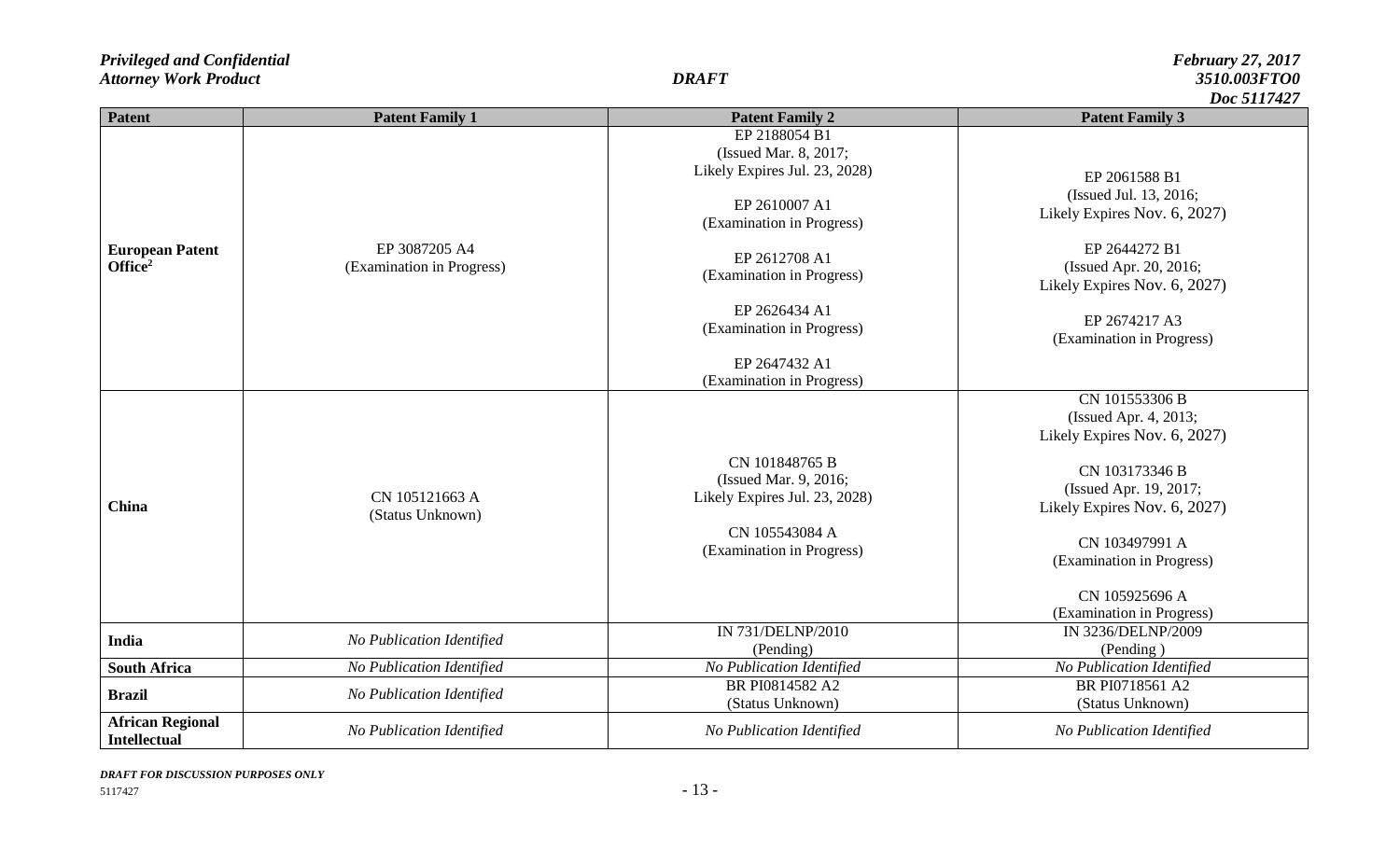| Patent | Patent Family 1 | Patent Family 2 | Patent Family 3 |
|---|---|---|---|
| **European Patent Office[2]** | EP 3087205 A4 (Examination in Progress) | EP 2188054 B1 (Issued Mar. 8, 2017; Likely Expires Jul. 23, 2028)<br><br>EP 2610007 A1 (Examination in Progress)<br><br>EP 2612708 A1 (Examination in Progress)<br><br>EP 2626434 A1 (Examination in Progress)<br><br>EP 2647432 A1 (Examination in Progress) | EP 2061588 B1 (Issued Jul. 13, 2016; Likely Expires Nov. 6, 2027)<br><br>EP 2644272 B1 (Issued Apr. 20, 2016; Likely Expires Nov. 6, 2027)<br><br>EP 2674217 A3 (Examination in Progress) |
| **China** | CN 105121663 A (Status Unknown) | CN 101848765 B (Issued Mar. 9, 2016; Likely Expires Jul. 23, 2028)<br><br>CN 105543084 A (Examination in Progress) | CN 101553306 B (Issued Apr. 4, 2013; Likely Expires Nov. 6, 2027)<br><br>CN 103173346 B (Issued Apr. 19, 2017; Likely Expires Nov. 6, 2027)<br><br>CN 103497991 A (Examination in Progress)<br><br>CN 105925696 A (Examination in Progress) |
| **India** | *No Publication Identified* | IN 731/DELNP/2010 (Pending) | IN 3236/DELNP/2009 (Pending ) |
| **South Africa** | *No Publication Identified* | *No Publication Identified* | *No Publication Identified* |
| **Brazil** | *No Publication Identified* | BR PI0814582 A2 (Status Unknown) | BR PI0718561 A2 (Status Unknown) |
| **African Regional Intellectual** | *No Publication Identified* | *No Publication Identified* | *No Publication Identified* |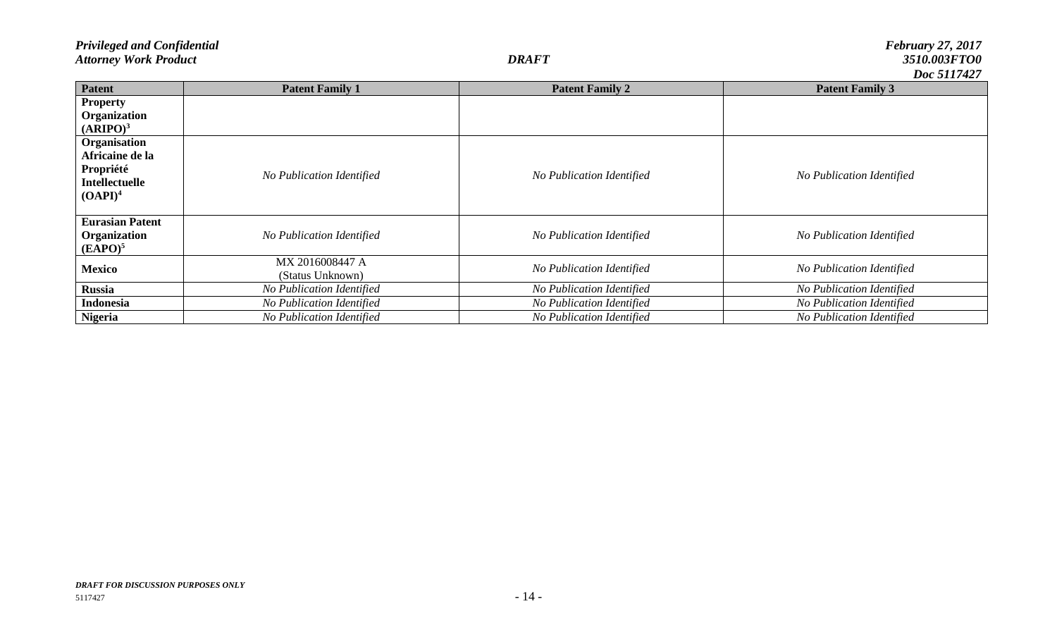| Patent | Patent Family 1 | Patent Family 2 | Patent Family 3 |
|---|---|---|---|
| **Property Organization (ARIPO)**[3] | | | |
| **Organisation Africaine de la Propriété Intellectuelle (OAPI)**[4] | *No Publication Identified* | *No Publication Identified* | *No Publication Identified* |
| **Eurasian Patent Organization (EAPO)**[5] | *No Publication Identified* | *No Publication Identified* | *No Publication Identified* |
| **Mexico** | MX 2016008447 A (Status Unknown) | *No Publication Identified* | *No Publication Identified* |
| **Russia** | *No Publication Identified* | *No Publication Identified* | *No Publication Identified* |
| **Indonesia** | *No Publication Identified* | *No Publication Identified* | *No Publication Identified* |
| **Nigeria** | *No Publication Identified* | *No Publication Identified* | *No Publication Identified* |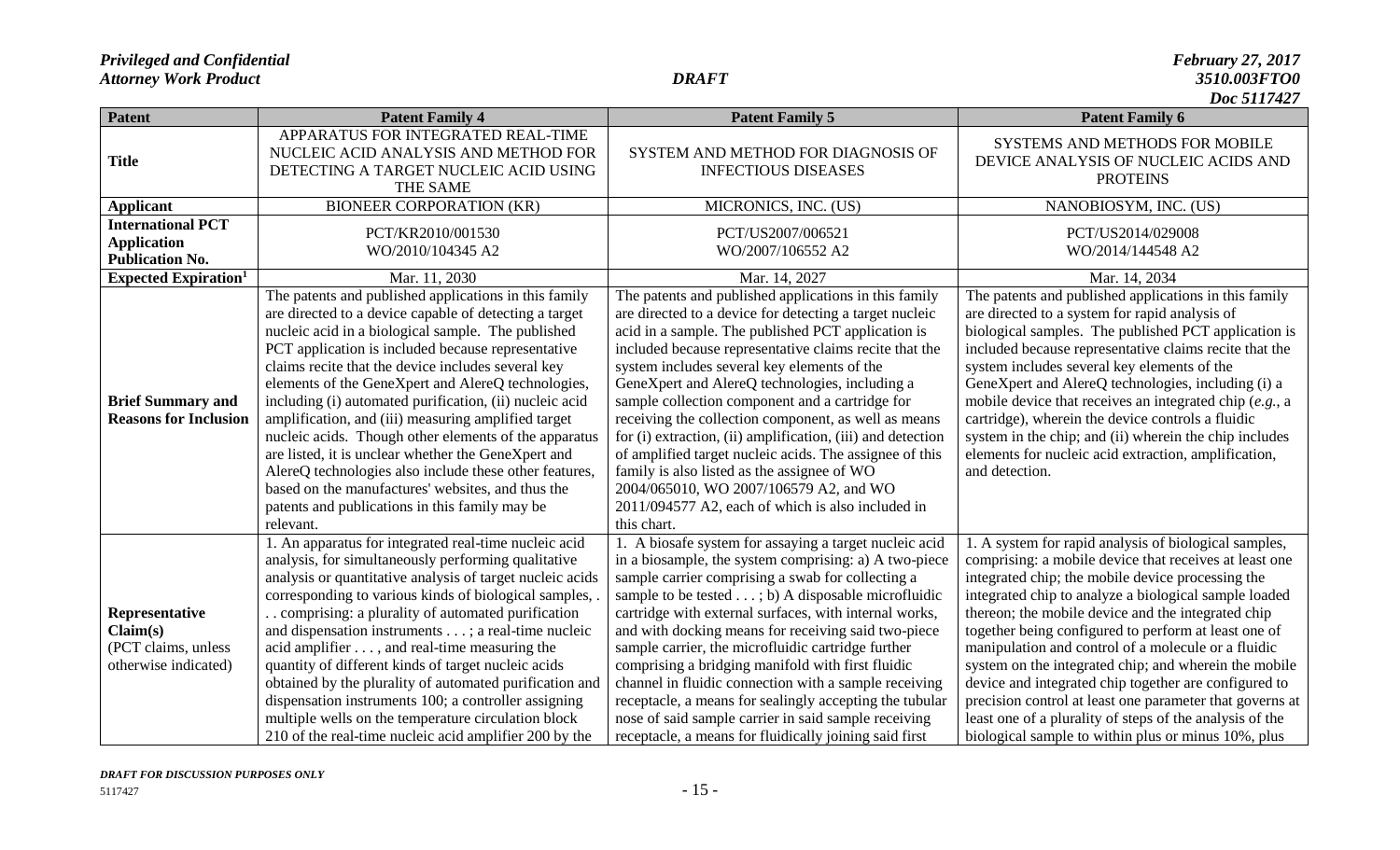| Patent | Patent Family 4 | Patent Family 5 | Patent Family 6 |
|---|---|---|---|
| **Title** | APPARATUS FOR INTEGRATED REAL-TIME NUCLEIC ACID ANALYSIS AND METHOD FOR DETECTING A TARGET NUCLEIC ACID USING THE SAME | SYSTEM AND METHOD FOR DIAGNOSIS OF INFECTIOUS DISEASES | SYSTEMS AND METHODS FOR MOBILE DEVICE ANALYSIS OF NUCLEIC ACIDS AND PROTEINS |
| **Applicant** | BIONEER CORPORATION (KR) | MICRONICS, INC. (US) | NANOBIOSYM, INC. (US) |
| **International PCT Application Publication No.** | PCT/KR2010/001530<br>WO/2010/104345 A2 | PCT/US2007/006521<br>WO/2007/106552 A2 | PCT/US2014/029008<br>WO/2014/144548 A2 |
| **Expected Expiration[1]** | Mar. 11, 2030 | Mar. 14, 2027 | Mar. 14, 2034 |
| **Brief Summary and Reasons for Inclusion** | The patents and published applications in this family are directed to a device capable of detecting a target nucleic acid in a biological sample. The published PCT application is included because representative claims recite that the device includes several key elements of the GeneXpert and AlereQ technologies, including (i) automated purification, (ii) nucleic acid amplification, and (iii) measuring amplified target nucleic acids. Though other elements of the apparatus are listed, it is unclear whether the GeneXpert and AlereQ technologies also include these other features, based on the manufactures' websites, and thus the patents and publications in this family may be relevant. | The patents and published applications in this family are directed to a device for detecting a target nucleic acid in a sample. The published PCT application is included because representative claims recite that the system includes several key elements of the GeneXpert and AlereQ technologies, including a sample collection component and a cartridge for receiving the collection component, as well as means for (i) extraction, (ii) amplification, (iii) and detection of amplified target nucleic acids. The assignee of this family is also listed as the assignee of WO 2004/065010, WO 2007/106579 A2, and WO 2011/094577 A2, each of which is also included in this chart. | The patents and published applications in this family are directed to a system for rapid analysis of biological samples. The published PCT application is included because representative claims recite that the system includes several key elements of the GeneXpert and AlereQ technologies, including (i) a mobile device that receives an integrated chip (*e.g.*, a cartridge), wherein the device controls a fluidic system in the chip; and (ii) wherein the chip includes elements for nucleic acid extraction, amplification, and detection. |
| **Representative Claim(s)** (PCT claims, unless otherwise indicated) | 1. An apparatus for integrated real-time nucleic acid analysis, for simultaneously performing qualitative analysis or quantitative analysis of target nucleic acids corresponding to various kinds of biological samples, . . . comprising: a plurality of automated purification and dispensation instruments . . . ; a real-time nucleic acid amplifier . . . , and real-time measuring the quantity of different kinds of target nucleic acids obtained by the plurality of automated purification and dispensation instruments 100; a controller assigning multiple wells on the temperature circulation block 210 of the real-time nucleic acid amplifier 200 by the | 1. A biosafe system for assaying a target nucleic acid in a biosample, the system comprising: a) A two-piece sample carrier comprising a swab for collecting a sample to be tested . . . ; b) A disposable microfluidic cartridge with external surfaces, with internal works, and with docking means for receiving said two-piece sample carrier, the microfluidic cartridge further comprising a bridging manifold with first fluidic channel in fluidic connection with a sample receiving receptacle, a means for sealingly accepting the tubular nose of said sample carrier in said sample receiving receptacle, a means for fluidically joining said first | 1. A system for rapid analysis of biological samples, comprising: a mobile device that receives at least one integrated chip; the mobile device processing the integrated chip to analyze a biological sample loaded thereon; the mobile device and the integrated chip together being configured to perform at least one of manipulation and control of a molecule or a fluidic system on the integrated chip; and wherein the mobile device and integrated chip together are configured to precision control at least one parameter that governs at least one of a plurality of steps of the analysis of the biological sample to within plus or minus 10%, plus |

*DRAFT FOR DISCUSSION PURPOSES ONLY*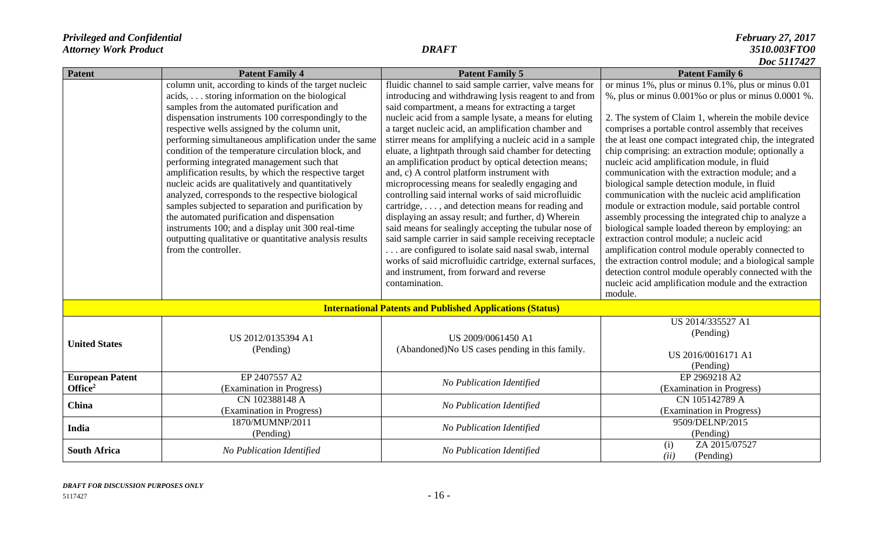| Patent | Patent Family 4 | Patent Family 5 | Patent Family 6 |
|---|---|---|---|
| | column unit, according to kinds of the target nucleic acids, . . . storing information on the biological samples from the automated purification and dispensation instruments 100 correspondingly to the respective wells assigned by the column unit, performing simultaneous amplification under the same condition of the temperature circulation block, and performing integrated management such that amplification results, by which the respective target nucleic acids are qualitatively and quantitatively analyzed, corresponds to the respective biological samples subjected to separation and purification by the automated purification and dispensation instruments 100; and a display unit 300 real-time outputting qualitative or quantitative analysis results from the controller. | fluidic channel to said sample carrier, valve means for introducing and withdrawing lysis reagent to and from said compartment, a means for extracting a target nucleic acid from a sample lysate, a means for eluting a target nucleic acid, an amplification chamber and stirrer means for amplifying a nucleic acid in a sample eluate, a lightpath through said chamber for detecting an amplification product by optical detection means; and, c) A control platform instrument with microprocessing means for sealedly engaging and controlling said internal works of said microfluidic cartridge, . . . , and detection means for reading and displaying an assay result; and further, d) Wherein said means for sealingly accepting the tubular nose of said sample carrier in said sample receiving receptacle . . . are configured to isolate said nasal swab, internal works of said microfluidic cartridge, external surfaces, and instrument, from forward and reverse contamination. | or minus 1%, plus or minus 0.1%, plus or minus 0.01 %, plus or minus 0.001%o or plus or minus 0.0001 %.<br><br>2. The system of Claim 1, wherein the mobile device comprises a portable control assembly that receives the at least one compact integrated chip, the integrated chip comprising: an extraction module; optionally a nucleic acid amplification module, in fluid communication with the extraction module; and a biological sample detection module, in fluid communication with the nucleic acid amplification module or extraction module, said portable control assembly processing the integrated chip to analyze a biological sample loaded thereon by employing: an extraction control module; a nucleic acid amplification control module operably connected to the extraction control module; and a biological sample detection control module operably connected with the nucleic acid amplification module and the extraction module. |
| **International Patents and Published Applications (Status)** | | | |
| **United States** | US 2012/0135394 A1<br>(Pending) | US 2009/0061450 A1<br>(Abandoned)No US cases pending in this family. | US 2014/335527 A1<br>(Pending)<br><br>US 2016/0016171 A1<br>(Pending) |
| **European Patent Office**[2] | EP 2407557 A2<br>(Examination in Progress) | *No Publication Identified* | EP 2969218 A2<br>(Examination in Progress) |
| **China** | CN 102388148 A<br>(Examination in Progress) | *No Publication Identified* | CN 105142789 A<br>(Examination in Progress) |
| **India** | 1870/MUMNP/2011<br>(Pending) | *No Publication Identified* | 9509/DELNP/2015<br>(Pending) |
| **South Africa** | *No Publication Identified* | *No Publication Identified* | (i) ZA 2015/07527<br>*(ii)* (Pending) |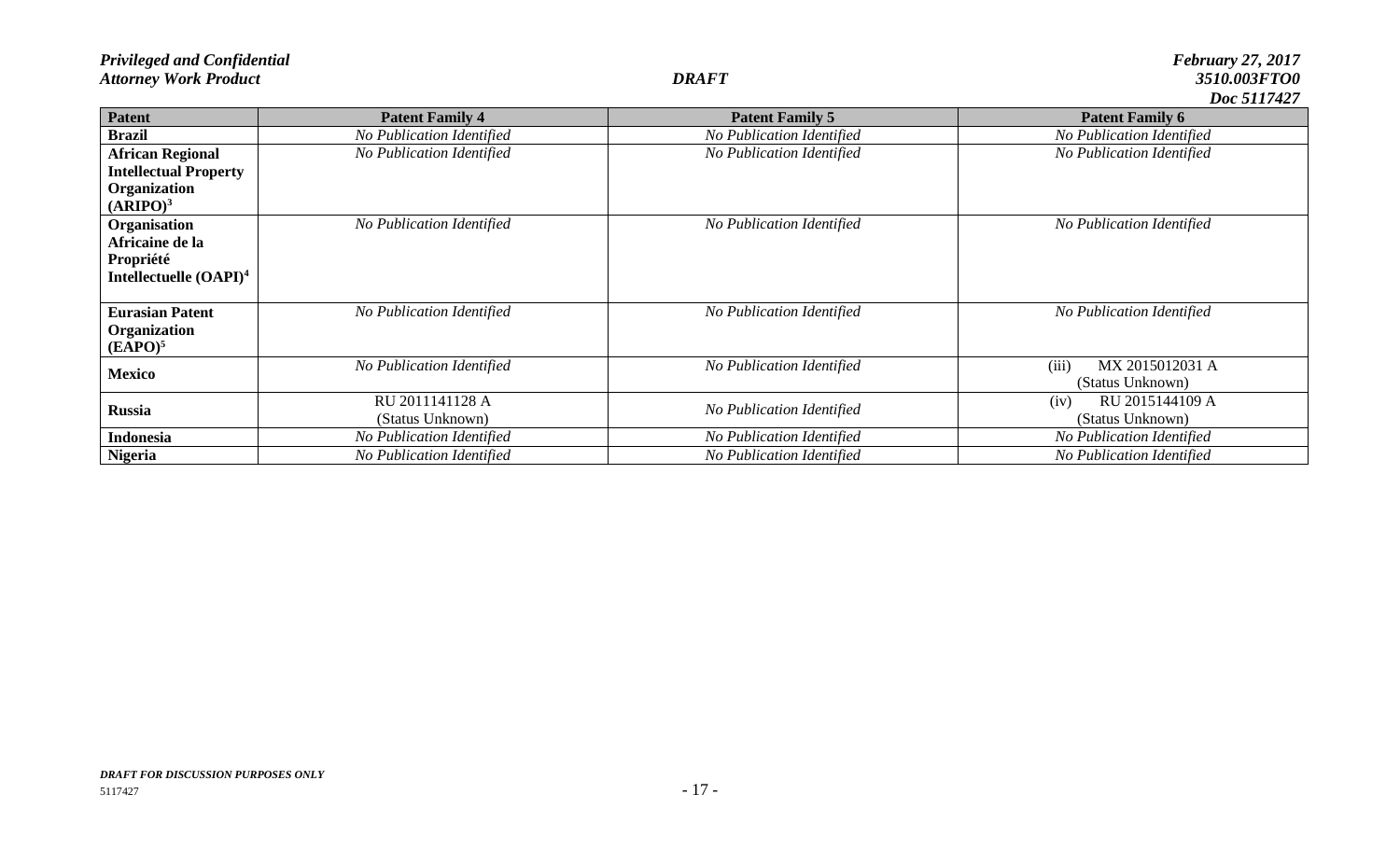| Patent | Patent Family 4 | Patent Family 5 | Patent Family 6 |
|---|---|---|---|
| **Brazil** | *No Publication Identified* | *No Publication Identified* | *No Publication Identified* |
| **African Regional Intellectual Property Organization (ARIPO)**[3] | *No Publication Identified* | *No Publication Identified* | *No Publication Identified* |
| **Organisation Africaine de la Propriété Intellectuelle (OAPI)**[4] | *No Publication Identified* | *No Publication Identified* | *No Publication Identified* |
| **Eurasian Patent Organization (EAPO)**[5] | *No Publication Identified* | *No Publication Identified* | *No Publication Identified* |
| **Mexico** | *No Publication Identified* | *No Publication Identified* | (iii) MX 2015012031 A (Status Unknown) |
| **Russia** | RU 2011141128 A (Status Unknown) | *No Publication Identified* | (iv) RU 2015144109 A (Status Unknown) |
| **Indonesia** | *No Publication Identified* | *No Publication Identified* | *No Publication Identified* |
| **Nigeria** | *No Publication Identified* | *No Publication Identified* | *No Publication Identified* |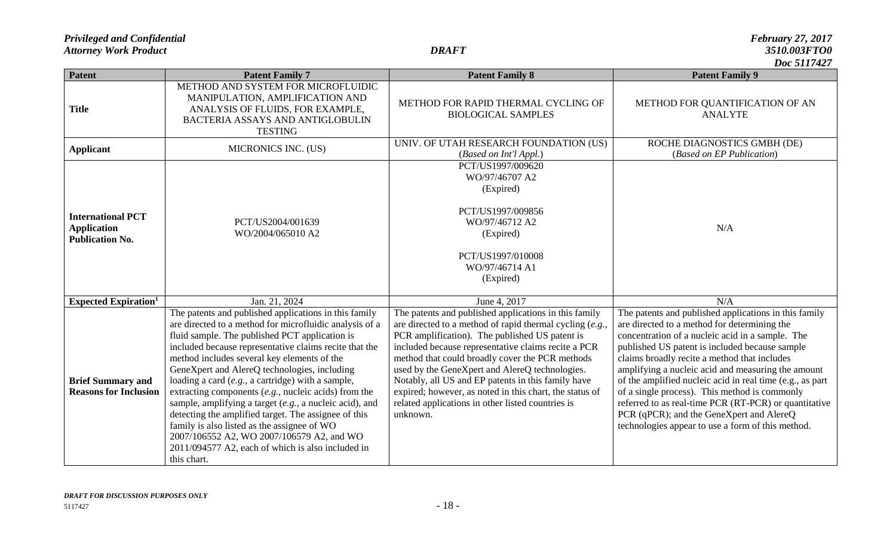| Patent | Patent Family 7 | Patent Family 8 | Patent Family 9 |
|---|---|---|---|
| **Title** | METHOD AND SYSTEM FOR MICROFLUIDIC MANIPULATION, AMPLIFICATION AND ANALYSIS OF FLUIDS, FOR EXAMPLE, BACTERIA ASSAYS AND ANTIGLOBULIN TESTING | METHOD FOR RAPID THERMAL CYCLING OF BIOLOGICAL SAMPLES | METHOD FOR QUANTIFICATION OF AN ANALYTE |
| **Applicant** | MICRONICS INC. (US) | UNIV. OF UTAH RESEARCH FOUNDATION (US) (*Based on Int'l Appl.*) | ROCHE DIAGNOSTICS GMBH (DE) (*Based on EP Publication*) |
| **International PCT Application Publication No.** | PCT/US2004/001639<br>WO/2004/065010 A2 | PCT/US1997/009620<br>WO/97/46707 A2<br>(Expired)<br><br>PCT/US1997/009856<br>WO/97/46712 A2<br>(Expired)<br><br>PCT/US1997/010008<br>WO/97/46714 A1<br>(Expired) | N/A |
| **Expected Expiration**[1] | Jan. 21, 2024 | June 4, 2017 | N/A |
| **Brief Summary and Reasons for Inclusion** | The patents and published applications in this family are directed to a method for microfluidic analysis of a fluid sample. The published PCT application is included because representative claims recite that the method includes several key elements of the GeneXpert and AlereQ technologies, including loading a card (*e.g.*, a cartridge) with a sample, extracting components (*e.g.*, nucleic acids) from the sample, amplifying a target (*e.g.*, a nucleic acid), and detecting the amplified target. The assignee of this family is also listed as the assignee of WO 2007/106552 A2, WO 2007/106579 A2, and WO 2011/094577 A2, each of which is also included in this chart. | The patents and published applications in this family are directed to a method of rapid thermal cycling (*e.g.*, PCR amplification). The published US patent is included because representative claims recite a PCR method that could broadly cover the PCR methods used by the GeneXpert and AlereQ technologies. Notably, all US and EP patents in this family have expired; however, as noted in this chart, the status of related applications in other listed countries is unknown. | The patents and published applications in this family are directed to a method for determining the concentration of a nucleic acid in a sample. The published US patent is included because sample claims broadly recite a method that includes amplifying a nucleic acid and measuring the amount of the amplified nucleic acid in real time (e.g., as part of a single process). This method is commonly referred to as real-time PCR (RT-PCR) or quantitative PCR (qPCR); and the GeneXpert and AlereQ technologies appear to use a form of this method. |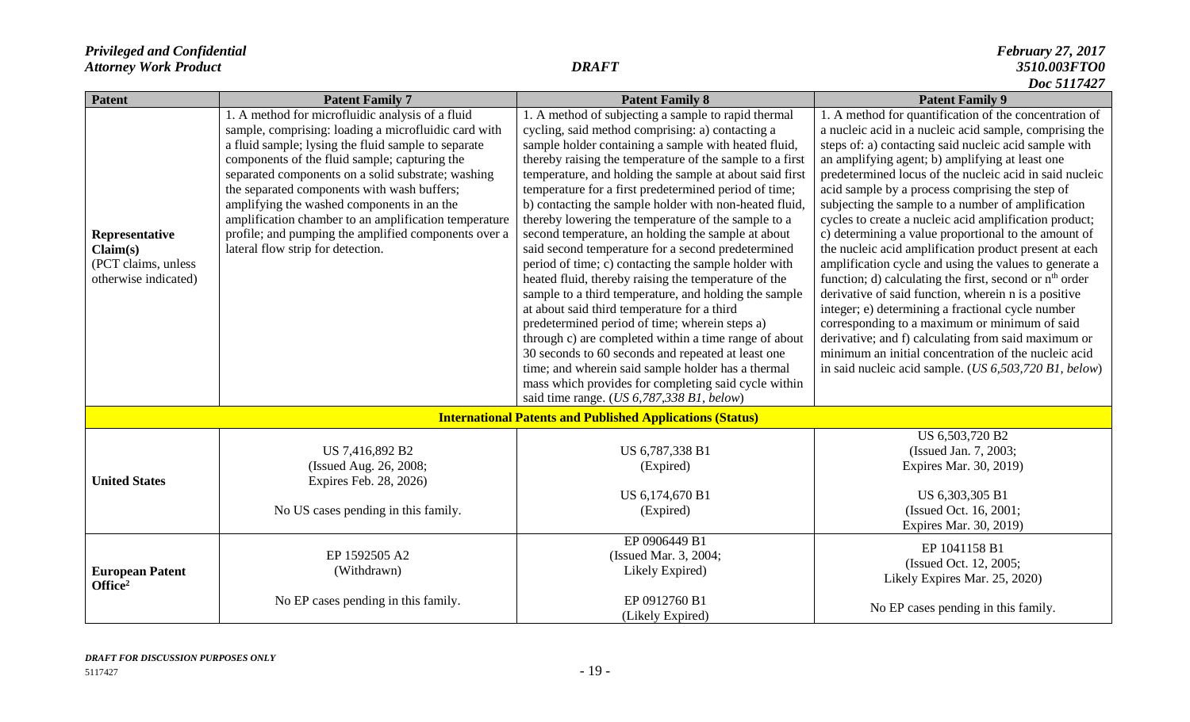| Patent | Patent Family 7 | Patent Family 8 | Patent Family 9 |
|---|---|---|---|
| **Representative Claim(s)** (PCT claims, unless otherwise indicated) | 1. A method for microfluidic analysis of a fluid sample, comprising: loading a microfluidic card with a fluid sample; lysing the fluid sample to separate components of the fluid sample; capturing the separated components on a solid substrate; washing the separated components with wash buffers; amplifying the washed components in an the amplification chamber to an amplification temperature profile; and pumping the amplified components over a lateral flow strip for detection. | 1. A method of subjecting a sample to rapid thermal cycling, said method comprising: a) contacting a sample holder containing a sample with heated fluid, thereby raising the temperature of the sample to a first temperature, and holding the sample at about said first temperature for a first predetermined period of time; b) contacting the sample holder with non-heated fluid, thereby lowering the temperature of the sample to a second temperature, an holding the sample at about said second temperature for a second predetermined period of time; c) contacting the sample holder with heated fluid, thereby raising the temperature of the sample to a third temperature, and holding the sample at about said third temperature for a third predetermined period of time; wherein steps a) through c) are completed within a time range of about 30 seconds to 60 seconds and repeated at least one time; and wherein said sample holder has a thermal mass which provides for completing said cycle within said time range. (*US 6,787,338 B1, below*) | 1. A method for quantification of the concentration of a nucleic acid in a nucleic acid sample, comprising the steps of: a) contacting said nucleic acid sample with an amplifying agent; b) amplifying at least one predetermined locus of the nucleic acid in said nucleic acid sample by a process comprising the step of subjecting the sample to a number of amplification cycles to create a nucleic acid amplification product; c) determining a value proportional to the amount of the nucleic acid amplification product present at each amplification cycle and using the values to generate a function; d) calculating the first, second or $n^{th}$ order derivative of said function, wherein n is a positive integer; e) determining a fractional cycle number corresponding to a maximum or minimum of said derivative; and f) calculating from said maximum or minimum an initial concentration of the nucleic acid in said nucleic acid sample. (*US 6,503,720 B1, below*) |
| **International Patents and Published Applications (Status)** | | | |
| **United States** | US 7,416,892 B2<br>(Issued Aug. 26, 2008;<br>Expires Feb. 28, 2026)<br><br>No US cases pending in this family. | US 6,787,338 B1<br>(Expired)<br><br>US 6,174,670 B1<br>(Expired) | US 6,503,720 B2<br>(Issued Jan. 7, 2003;<br>Expires Mar. 30, 2019)<br><br>US 6,303,305 B1<br>(Issued Oct. 16, 2001;<br>Expires Mar. 30, 2019) |
| **European Patent Office**[2] | EP 1592505 A2<br>(Withdrawn)<br><br>No EP cases pending in this family. | EP 0906449 B1<br>(Issued Mar. 3, 2004;<br>Likely Expired)<br><br>EP 0912760 B1<br>(Likely Expired) | EP 1041158 B1<br>(Issued Oct. 12, 2005;<br>Likely Expires Mar. 25, 2020)<br><br>No EP cases pending in this family. |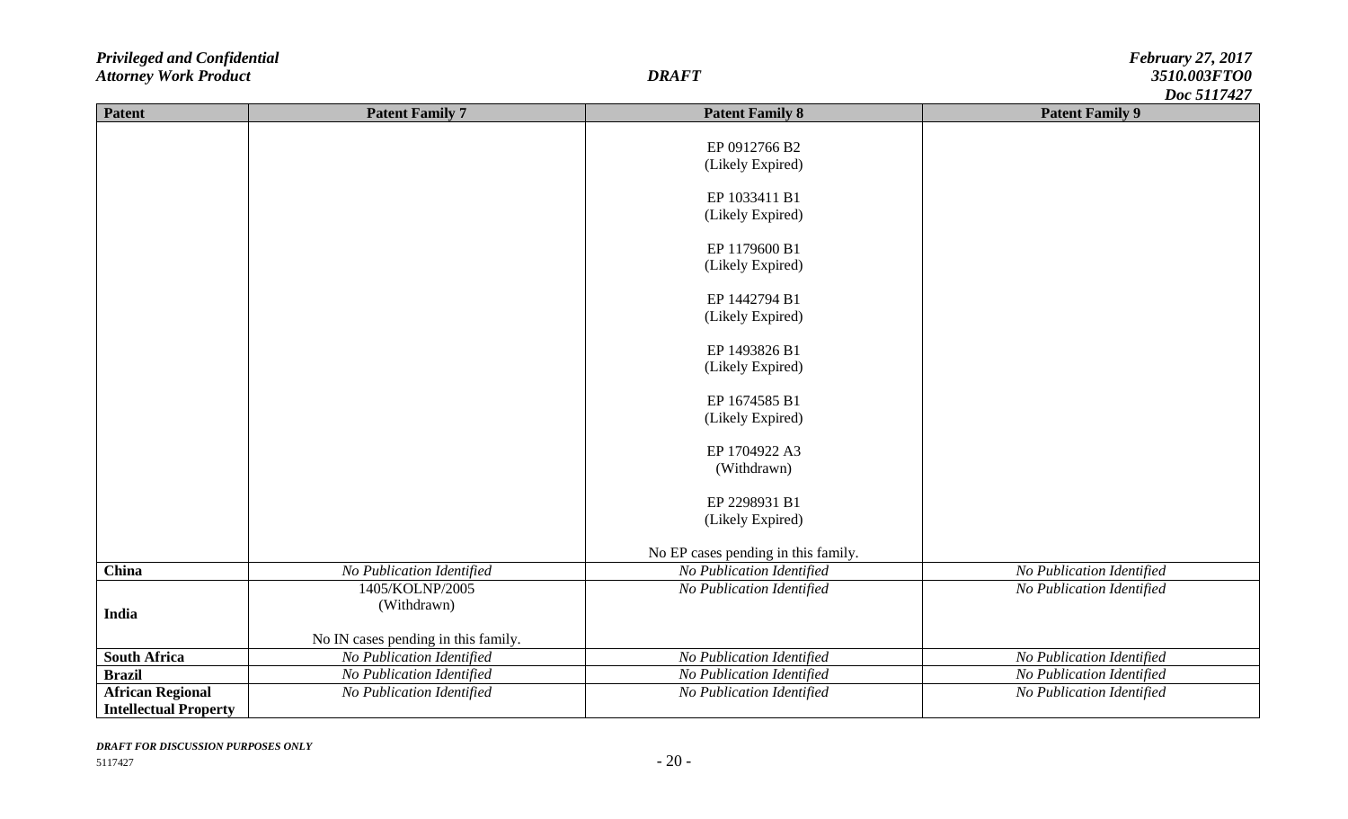| Patent | Patent Family 7 | Patent Family 8 | Patent Family 9 |
|---|---|---|---|
| | | EP 0912766 B2<br>(Likely Expired)<br><br>EP 1033411 B1<br>(Likely Expired)<br><br>EP 1179600 B1<br>(Likely Expired)<br><br>EP 1442794 B1<br>(Likely Expired)<br><br>EP 1493826 B1<br>(Likely Expired)<br><br>EP 1674585 B1<br>(Likely Expired)<br><br>EP 1704922 A3<br>(Withdrawn)<br><br>EP 2298931 B1<br>(Likely Expired)<br><br>No EP cases pending in this family. | |
| **China** | *No Publication Identified* | *No Publication Identified* | *No Publication Identified* |
| **India** | 1405/KOLNP/2005<br>(Withdrawn)<br><br>No IN cases pending in this family. | *No Publication Identified* | *No Publication Identified* |
| **South Africa** | *No Publication Identified* | *No Publication Identified* | *No Publication Identified* |
| **Brazil** | *No Publication Identified* | *No Publication Identified* | *No Publication Identified* |
| **African Regional Intellectual Property** | *No Publication Identified* | *No Publication Identified* | *No Publication Identified* |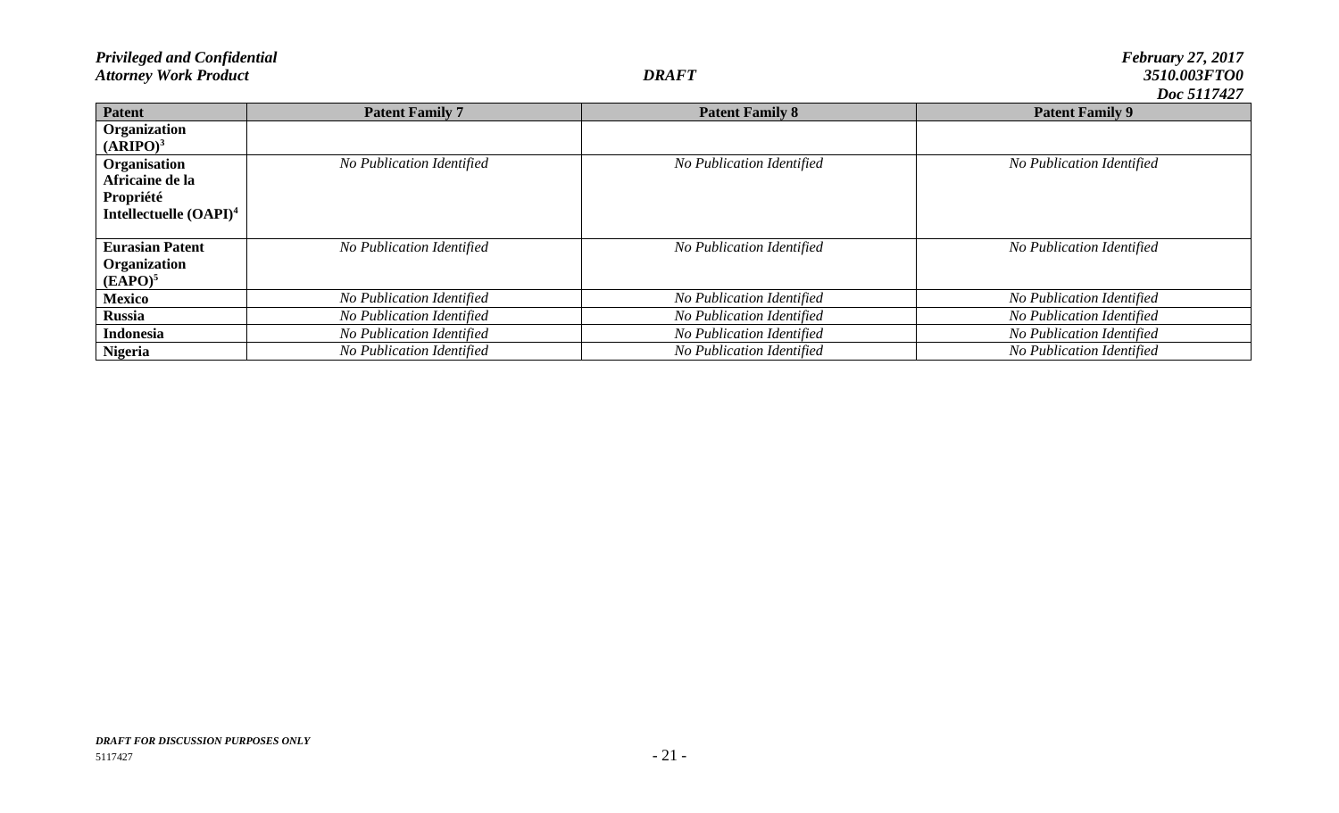| Patent | Patent Family 7 | Patent Family 8 | Patent Family 9 |
|---|---|---|---|
| **Organization (ARIPO)**[3] | | | |
| **Organisation Africaine de la Propriété Intellectuelle (OAPI)**[4] | *No Publication Identified* | *No Publication Identified* | *No Publication Identified* |
| **Eurasian Patent Organization (EAPO)**[5] | *No Publication Identified* | *No Publication Identified* | *No Publication Identified* |
| **Mexico** | *No Publication Identified* | *No Publication Identified* | *No Publication Identified* |
| **Russia** | *No Publication Identified* | *No Publication Identified* | *No Publication Identified* |
| **Indonesia** | *No Publication Identified* | *No Publication Identified* | *No Publication Identified* |
| **Nigeria** | *No Publication Identified* | *No Publication Identified* | *No Publication Identified* |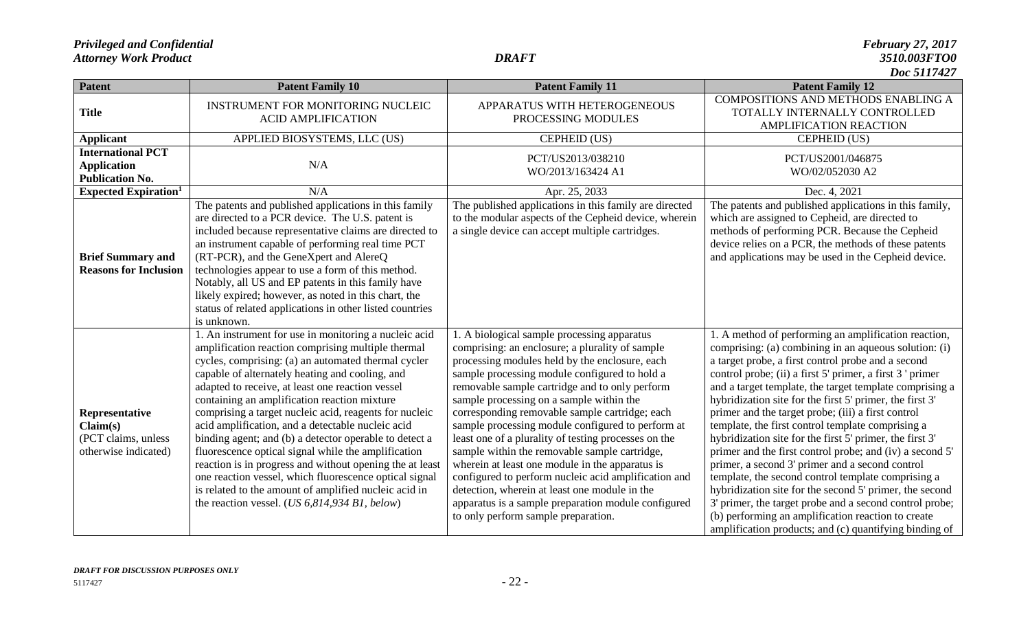| Patent | Patent Family 10 | Patent Family 11 | Patent Family 12 |
|---|---|---|---|
| **Title** | INSTRUMENT FOR MONITORING NUCLEIC ACID AMPLIFICATION | APPARATUS WITH HETEROGENEOUS PROCESSING MODULES | COMPOSITIONS AND METHODS ENABLING A TOTALLY INTERNALLY CONTROLLED AMPLIFICATION REACTION |
| **Applicant** | APPLIED BIOSYSTEMS, LLC (US) | CEPHEID (US) | CEPHEID (US) |
| **International PCT Application Publication No.** | N/A | PCT/US2013/038210 WO/2013/163424 A1 | PCT/US2001/046875 WO/02/052030 A2 |
| **Expected Expiration**[1] | N/A | Apr. 25, 2033 | Dec. 4, 2021 |
| **Brief Summary and Reasons for Inclusion** | The patents and published applications in this family are directed to a PCR device. The U.S. patent is included because representative claims are directed to an instrument capable of performing real time PCT (RT-PCR), and the GeneXpert and AlereQ technologies appear to use a form of this method. Notably, all US and EP patents in this family have likely expired; however, as noted in this chart, the status of related applications in other listed countries is unknown. | The published applications in this family are directed to the modular aspects of the Cepheid device, wherein a single device can accept multiple cartridges. | The patents and published applications in this family, which are assigned to Cepheid, are directed to methods of performing PCR. Because the Cepheid device relies on a PCR, the methods of these patents and applications may be used in the Cepheid device. |
| **Representative Claim(s)** (PCT claims, unless otherwise indicated) | 1. An instrument for use in monitoring a nucleic acid amplification reaction comprising multiple thermal cycles, comprising: (a) an automated thermal cycler capable of alternately heating and cooling, and adapted to receive, at least one reaction vessel containing an amplification reaction mixture comprising a target nucleic acid, reagents for nucleic acid amplification, and a detectable nucleic acid binding agent; and (b) a detector operable to detect a fluorescence optical signal while the amplification reaction is in progress and without opening the at least one reaction vessel, which fluorescence optical signal is related to the amount of amplified nucleic acid in the reaction vessel. (*US 6,814,934 B1, below*) | 1. A biological sample processing apparatus comprising: an enclosure; a plurality of sample processing modules held by the enclosure, each sample processing module configured to hold a removable sample cartridge and to only perform sample processing on a sample within the corresponding removable sample cartridge; each sample processing module configured to perform at least one of a plurality of testing processes on the sample within the removable sample cartridge, wherein at least one module in the apparatus is configured to perform nucleic acid amplification and detection, wherein at least one module in the apparatus is a sample preparation module configured to only perform sample preparation. | 1. A method of performing an amplification reaction, comprising: (a) combining in an aqueous solution: (i) a target probe, a first control probe and a second control probe; (ii) a first 5' primer, a first 3 ' primer and a target template, the target template comprising a hybridization site for the first 5' primer, the first 3' primer and the target probe; (iii) a first control template, the first control template comprising a hybridization site for the first 5' primer, the first 3' primer and the first control probe; and (iv) a second 5' primer, a second 3' primer and a second control template, the second control template comprising a hybridization site for the second 5' primer, the second 3' primer, the target probe and a second control probe; (b) performing an amplification reaction to create amplification products; and (c) quantifying binding of |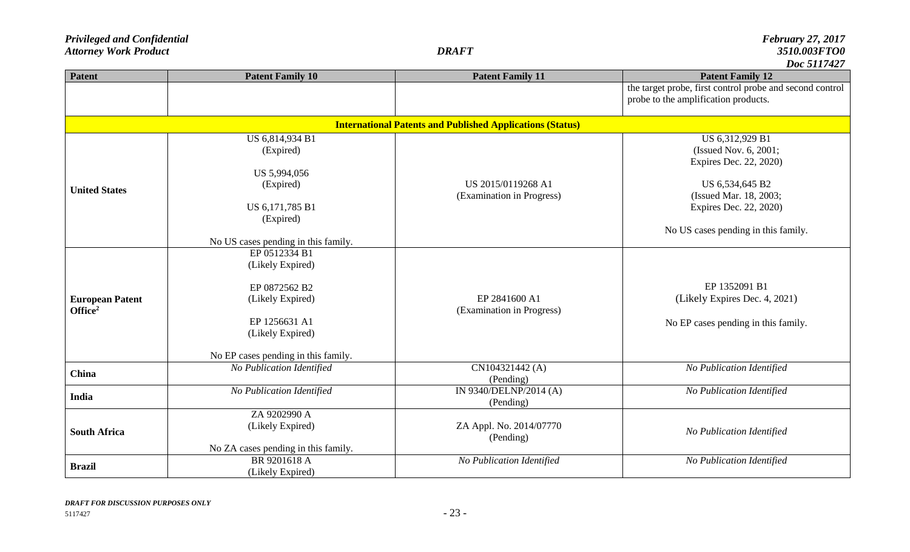| Patent | Patent Family 10 | Patent Family 11 | Patent Family 12 |
|---|---|---|---|
| | | | the target probe, first control probe and second control probe to the amplification products. |
| **International Patents and Published Applications (Status)** | | | |
| **United States** | US 6,814,934 B1<br>(Expired)<br><br>US 5,994,056<br>(Expired)<br><br>US 6,171,785 B1<br>(Expired)<br><br>No US cases pending in this family. | US 2015/0119268 A1<br>(Examination in Progress) | US 6,312,929 B1<br>(Issued Nov. 6, 2001;<br>Expires Dec. 22, 2020)<br><br>US 6,534,645 B2<br>(Issued Mar. 18, 2003;<br>Expires Dec. 22, 2020)<br><br>No US cases pending in this family. |
| **European Patent Office**[2] | EP 0512334 B1<br>(Likely Expired)<br><br>EP 0872562 B2<br>(Likely Expired)<br><br>EP 1256631 A1<br>(Likely Expired)<br><br>No EP cases pending in this family. | EP 2841600 A1<br>(Examination in Progress) | EP 1352091 B1<br>(Likely Expires Dec. 4, 2021)<br><br>No EP cases pending in this family. |
| **China** | *No Publication Identified* | CN104321442 (A)<br>(Pending) | *No Publication Identified* |
| **India** | *No Publication Identified* | IN 9340/DELNP/2014 (A)<br>(Pending) | *No Publication Identified* |
| **South Africa** | ZA 9202990 A<br>(Likely Expired)<br><br>No ZA cases pending in this family. | ZA Appl. No. 2014/07770<br>(Pending) | *No Publication Identified* |
| **Brazil** | BR 9201618 A<br>(Likely Expired) | *No Publication Identified* | *No Publication Identified* |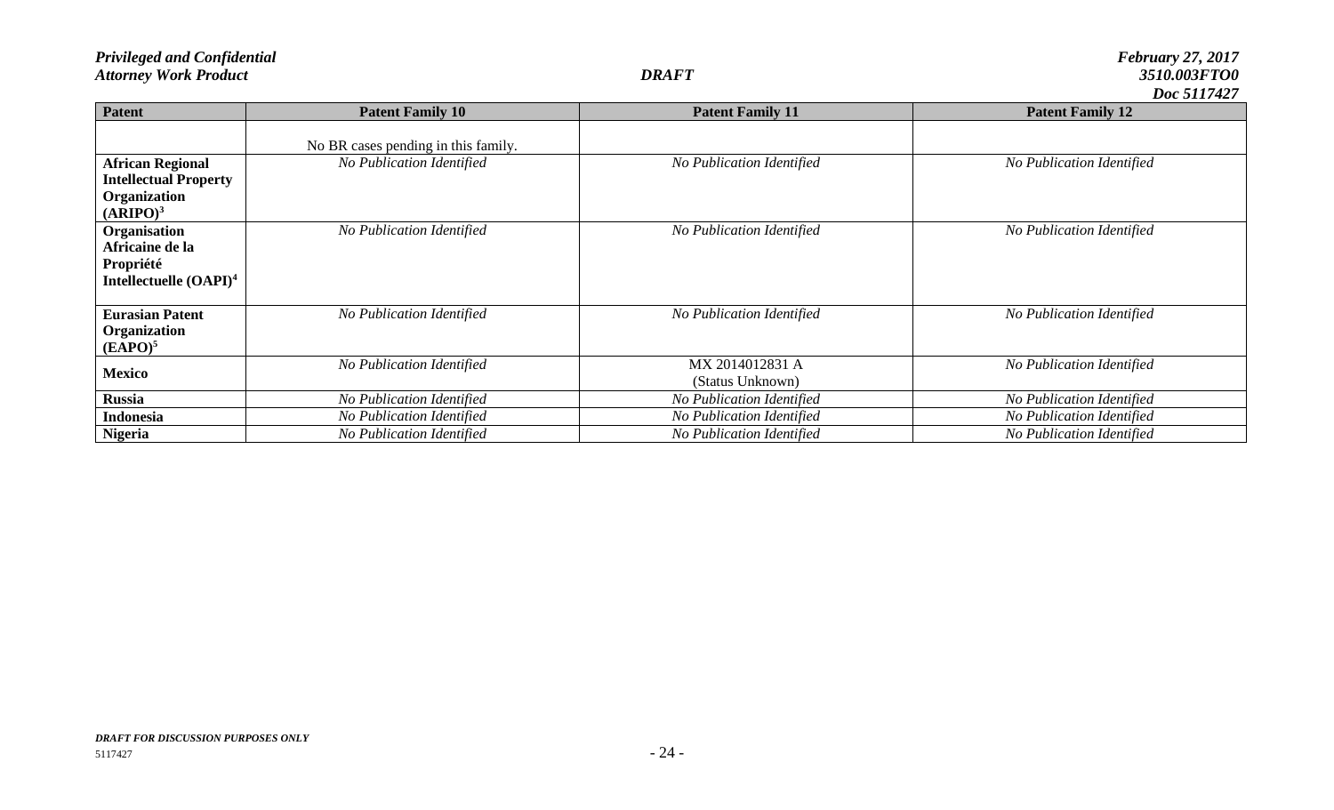| Patent | Patent Family 10 | Patent Family 11 | Patent Family 12 |
|---|---|---|---|
| | No BR cases pending in this family. | | |
| **African Regional Intellectual Property Organization (ARIPO)**[3] | *No Publication Identified* | *No Publication Identified* | *No Publication Identified* |
| **Organisation Africaine de la Propriété Intellectuelle (OAPI)**[4] | *No Publication Identified* | *No Publication Identified* | *No Publication Identified* |
| **Eurasian Patent Organization (EAPO)**[5] | *No Publication Identified* | *No Publication Identified* | *No Publication Identified* |
| **Mexico** | *No Publication Identified* | MX 2014012831 A (Status Unknown) | *No Publication Identified* |
| **Russia** | *No Publication Identified* | *No Publication Identified* | *No Publication Identified* |
| **Indonesia** | *No Publication Identified* | *No Publication Identified* | *No Publication Identified* |
| **Nigeria** | *No Publication Identified* | *No Publication Identified* | *No Publication Identified* |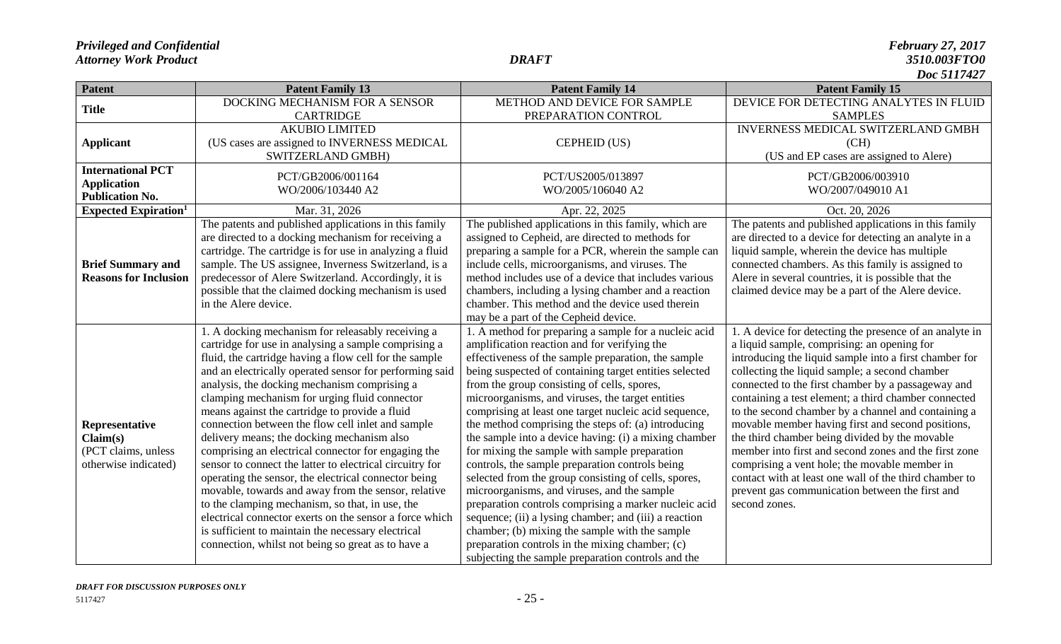| Patent | Patent Family 13 | Patent Family 14 | Patent Family 15 |
|---|---|---|---|
| **Title** | DOCKING MECHANISM FOR A SENSOR CARTRIDGE | METHOD AND DEVICE FOR SAMPLE PREPARATION CONTROL | DEVICE FOR DETECTING ANALYTES IN FLUID SAMPLES |
| **Applicant** | AKUBIO LIMITED (US cases are assigned to INVERNESS MEDICAL SWITZERLAND GMBH) | CEPHEID (US) | INVERNESS MEDICAL SWITZERLAND GMBH (CH) (US and EP cases are assigned to Alere) |
| **International PCT Application Publication No.** | PCT/GB2006/001164 WO/2006/103440 A2 | PCT/US2005/013897 WO/2005/106040 A2 | PCT/GB2006/003910 WO/2007/049010 A1 |
| **Expected Expiration[1]** | Mar. 31, 2026 | Apr. 22, 2025 | Oct. 20, 2026 |
| **Brief Summary and Reasons for Inclusion** | The patents and published applications in this family are directed to a docking mechanism for receiving a cartridge. The cartridge is for use in analyzing a fluid sample. The US assignee, Inverness Switzerland, is a predecessor of Alere Switzerland. Accordingly, it is possible that the claimed docking mechanism is used in the Alere device. | The published applications in this family, which are assigned to Cepheid, are directed to methods for preparing a sample for a PCR, wherein the sample can include cells, microorganisms, and viruses. The method includes use of a device that includes various chambers, including a lysing chamber and a reaction chamber. This method and the device used therein may be a part of the Cepheid device. | The patents and published applications in this family are directed to a device for detecting an analyte in a liquid sample, wherein the device has multiple connected chambers. As this family is assigned to Alere in several countries, it is possible that the claimed device may be a part of the Alere device. |
| **Representative Claim(s)** (PCT claims, unless otherwise indicated) | 1. A docking mechanism for releasably receiving a cartridge for use in analysing a sample comprising a fluid, the cartridge having a flow cell for the sample and an electrically operated sensor for performing said analysis, the docking mechanism comprising a clamping mechanism for urging fluid connector means against the cartridge to provide a fluid connection between the flow cell inlet and sample delivery means; the docking mechanism also comprising an electrical connector for engaging the sensor to connect the latter to electrical circuitry for operating the sensor, the electrical connector being movable, towards and away from the sensor, relative to the clamping mechanism, so that, in use, the electrical connector exerts on the sensor a force which is sufficient to maintain the necessary electrical connection, whilst not being so great as to have a | 1. A method for preparing a sample for a nucleic acid amplification reaction and for verifying the effectiveness of the sample preparation, the sample being suspected of containing target entities selected from the group consisting of cells, spores, microorganisms, and viruses, the target entities comprising at least one target nucleic acid sequence, the method comprising the steps of: (a) introducing the sample into a device having: (i) a mixing chamber for mixing the sample with sample preparation controls, the sample preparation controls being selected from the group consisting of cells, spores, microorganisms, and viruses, and the sample preparation controls comprising a marker nucleic acid sequence; (ii) a lysing chamber; and (iii) a reaction chamber; (b) mixing the sample with the sample preparation controls in the mixing chamber; (c) subjecting the sample preparation controls and the | 1. A device for detecting the presence of an analyte in a liquid sample, comprising: an opening for introducing the liquid sample into a first chamber for collecting the liquid sample; a second chamber connected to the first chamber by a passageway and containing a test element; a third chamber connected to the second chamber by a channel and containing a movable member having first and second positions, the third chamber being divided by the movable member into first and second zones and the first zone comprising a vent hole; the movable member in contact with at least one wall of the third chamber to prevent gas communication between the first and second zones. |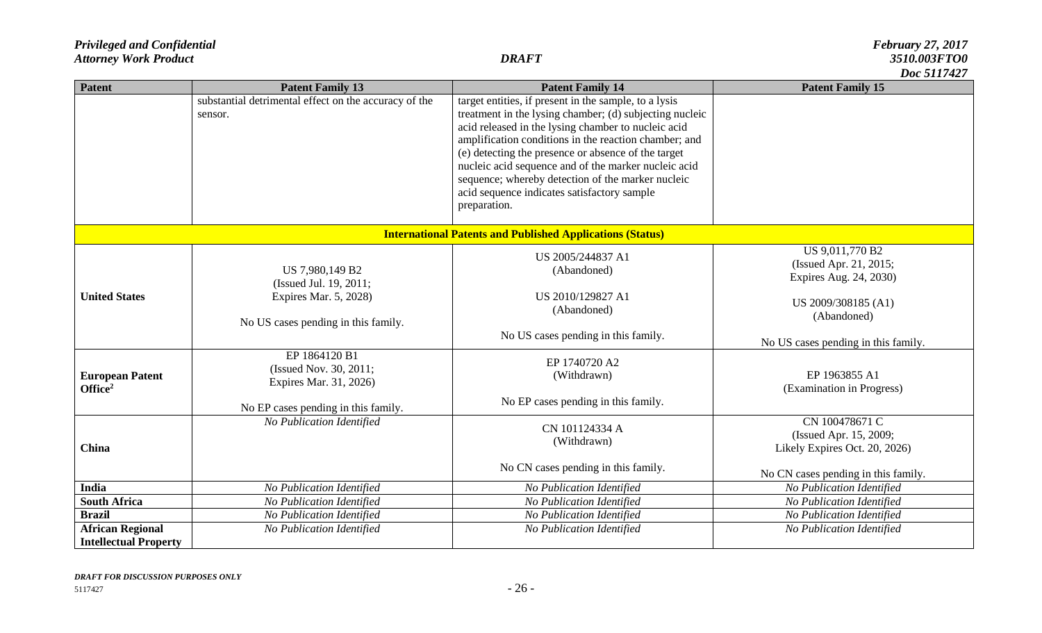| Patent | Patent Family 13 | Patent Family 14 | Patent Family 15 |
|---|---|---|---|
| | substantial detrimental effect on the accuracy of the sensor. | target entities, if present in the sample, to a lysis treatment in the lysing chamber; (d) subjecting nucleic acid released in the lysing chamber to nucleic acid amplification conditions in the reaction chamber; and (e) detecting the presence or absence of the target nucleic acid sequence and of the marker nucleic acid sequence; whereby detection of the marker nucleic acid sequence indicates satisfactory sample preparation. | |
| **International Patents and Published Applications (Status)** | | | |
| **United States** | US 7,980,149 B2 (Issued Jul. 19, 2011; Expires Mar. 5, 2028)<br><br>No US cases pending in this family. | US 2005/244837 A1 (Abandoned)<br><br>US 2010/129827 A1 (Abandoned)<br><br>No US cases pending in this family. | US 9,011,770 B2 (Issued Apr. 21, 2015; Expires Aug. 24, 2030)<br><br>US 2009/308185 (A1) (Abandoned)<br><br>No US cases pending in this family. |
| **European Patent Office[2]** | EP 1864120 B1 (Issued Nov. 30, 2011; Expires Mar. 31, 2026)<br><br>No EP cases pending in this family. | EP 1740720 A2 (Withdrawn)<br><br>No EP cases pending in this family. | EP 1963855 A1 (Examination in Progress) |
| **China** | *No Publication Identified* | CN 101124334 A (Withdrawn)<br><br>No CN cases pending in this family. | CN 100478671 C (Issued Apr. 15, 2009; Likely Expires Oct. 20, 2026)<br><br>No CN cases pending in this family. |
| **India** | *No Publication Identified* | *No Publication Identified* | *No Publication Identified* |
| **South Africa** | *No Publication Identified* | *No Publication Identified* | *No Publication Identified* |
| **Brazil** | *No Publication Identified* | *No Publication Identified* | *No Publication Identified* |
| **African Regional Intellectual Property** | *No Publication Identified* | *No Publication Identified* | *No Publication Identified* |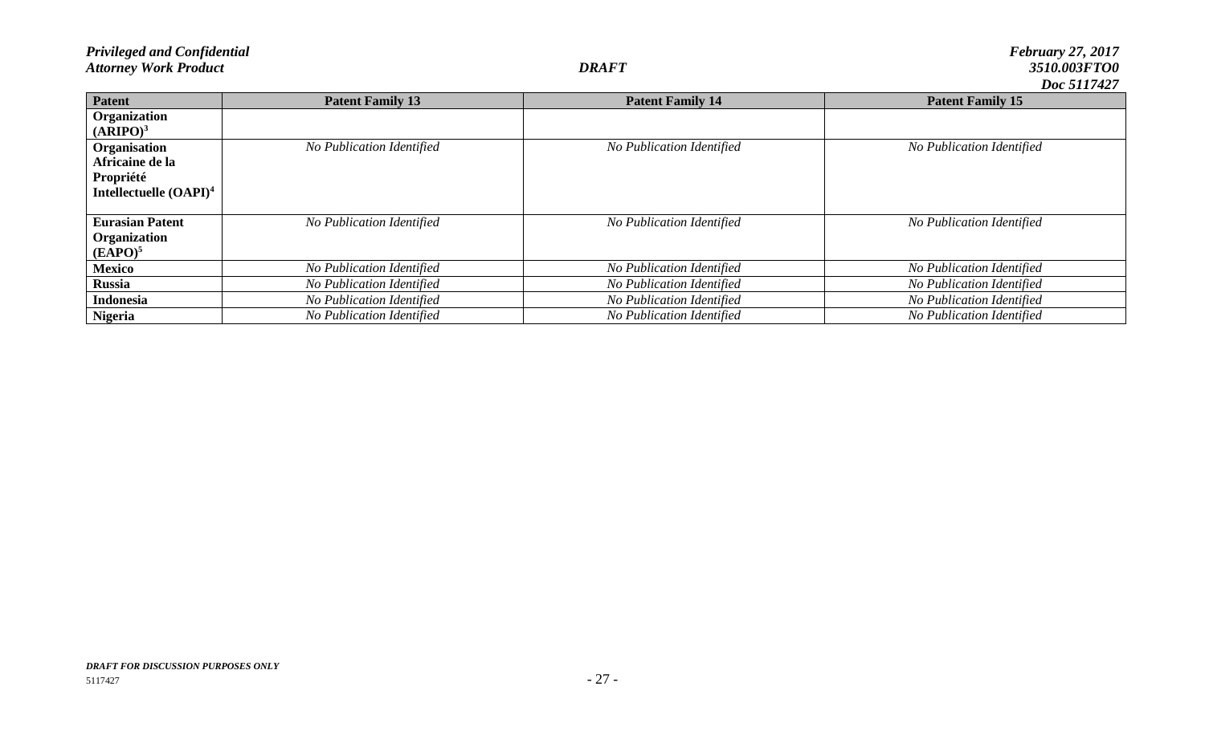| Patent | Patent Family 13 | Patent Family 14 | Patent Family 15 |
|---|---|---|---|
| **Organization (ARIPO)**[3] | | | |
| **Organisation Africaine de la Propriété Intellectuelle (OAPI)**[4] | *No Publication Identified* | *No Publication Identified* | *No Publication Identified* |
| **Eurasian Patent Organization (EAPO)**[5] | *No Publication Identified* | *No Publication Identified* | *No Publication Identified* |
| **Mexico** | *No Publication Identified* | *No Publication Identified* | *No Publication Identified* |
| **Russia** | *No Publication Identified* | *No Publication Identified* | *No Publication Identified* |
| **Indonesia** | *No Publication Identified* | *No Publication Identified* | *No Publication Identified* |
| **Nigeria** | *No Publication Identified* | *No Publication Identified* | *No Publication Identified* |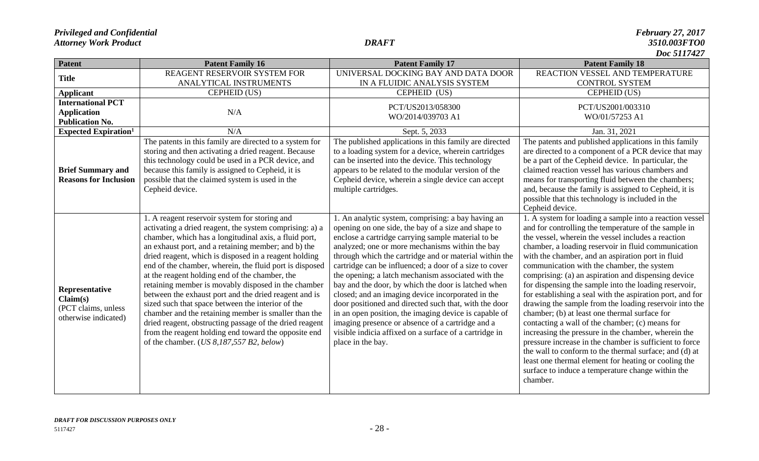| Patent | Patent Family 16 | Patent Family 17 | Patent Family 18 |
|---|---|---|---|
| **Title** | REAGENT RESERVOIR SYSTEM FOR ANALYTICAL INSTRUMENTS | UNIVERSAL DOCKING BAY AND DATA DOOR IN A FLUIDIC ANALYSIS SYSTEM | REACTION VESSEL AND TEMPERATURE CONTROL SYSTEM |
| **Applicant** | CEPHEID (US) | CEPHEID (US) | CEPHEID (US) |
| **International PCT Application Publication No.** | N/A | PCT/US2013/058300 WO/2014/039703 A1 | PCT/US2001/003310 WO/01/57253 A1 |
| **Expected Expiration[1]** | N/A | Sept. 5, 2033 | Jan. 31, 2021 |
| **Brief Summary and Reasons for Inclusion** | The patents in this family are directed to a system for storing and then activating a dried reagent. Because this technology could be used in a PCR device, and because this family is assigned to Cepheid, it is possible that the claimed system is used in the Cepheid device. | The published applications in this family are directed to a loading system for a device, wherein cartridges can be inserted into the device. This technology appears to be related to the modular version of the Cepheid device, wherein a single device can accept multiple cartridges. | The patents and published applications in this family are directed to a component of a PCR device that may be a part of the Cepheid device. In particular, the claimed reaction vessel has various chambers and means for transporting fluid between the chambers; and, because the family is assigned to Cepheid, it is possible that this technology is included in the Cepheid device. |
| **Representative Claim(s)** (PCT claims, unless otherwise indicated) | 1. A reagent reservoir system for storing and activating a dried reagent, the system comprising: a) a chamber, which has a longitudinal axis, a fluid port, an exhaust port, and a retaining member; and b) the dried reagent, which is disposed in a reagent holding end of the chamber, wherein, the fluid port is disposed at the reagent holding end of the chamber, the retaining member is movably disposed in the chamber between the exhaust port and the dried reagent and is sized such that space between the interior of the chamber and the retaining member is smaller than the dried reagent, obstructing passage of the dried reagent from the reagent holding end toward the opposite end of the chamber. (*US 8,187,557 B2, below*) | 1. An analytic system, comprising: a bay having an opening on one side, the bay of a size and shape to enclose a cartridge carrying sample material to be analyzed; one or more mechanisms within the bay through which the cartridge and or material within the cartridge can be influenced; a door of a size to cover the opening; a latch mechanism associated with the bay and the door, by which the door is latched when closed; and an imaging device incorporated in the door positioned and directed such that, with the door in an open position, the imaging device is capable of imaging presence or absence of a cartridge and a visible indicia affixed on a surface of a cartridge in place in the bay. | 1. A system for loading a sample into a reaction vessel and for controlling the temperature of the sample in the vessel, wherein the vessel includes a reaction chamber, a loading reservoir in fluid communication with the chamber, and an aspiration port in fluid communication with the chamber, the system comprising: (a) an aspiration and dispensing device for dispensing the sample into the loading reservoir, for establishing a seal with the aspiration port, and for drawing the sample from the loading reservoir into the chamber; (b) at least one thermal surface for contacting a wall of the chamber; (c) means for increasing the pressure in the chamber, wherein the pressure increase in the chamber is sufficient to force the wall to conform to the thermal surface; and (d) at least one thermal element for heating or cooling the surface to induce a temperature change within the chamber. |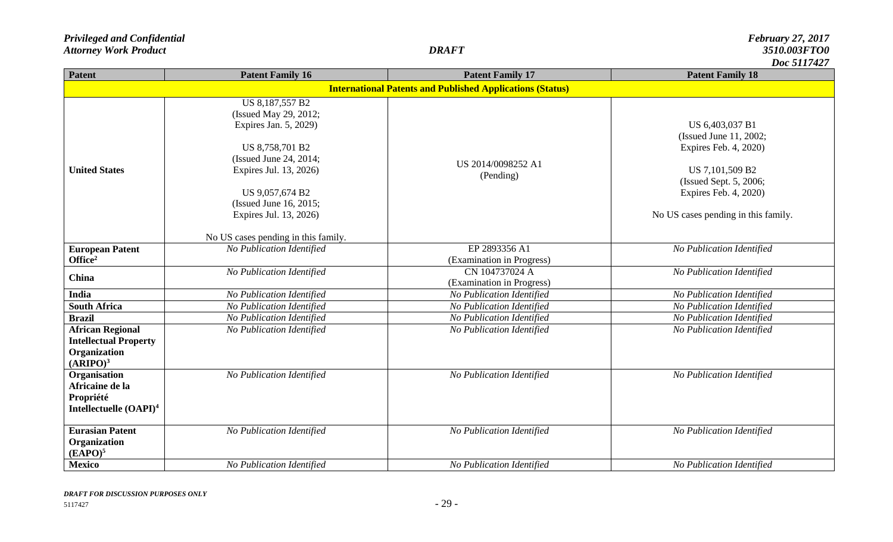| Patent | Patent Family 16 | Patent Family 17 | Patent Family 18 |
|---|---|---|---|
| **International Patents and Published Applications (Status)** | | | |
| **United States** | US 8,187,557 B2 (Issued May 29, 2012; Expires Jan. 5, 2029)<br><br>US 8,758,701 B2 (Issued June 24, 2014; Expires Jul. 13, 2026)<br><br>US 9,057,674 B2 (Issued June 16, 2015; Expires Jul. 13, 2026)<br><br>No US cases pending in this family. | US 2014/0098252 A1 (Pending) | US 6,403,037 B1 (Issued June 11, 2002; Expires Feb. 4, 2020)<br><br>US 7,101,509 B2 (Issued Sept. 5, 2006; Expires Feb. 4, 2020)<br><br>No US cases pending in this family. |
| **European Patent Office**[2] | *No Publication Identified* | EP 2893356 A1 (Examination in Progress) | *No Publication Identified* |
| **China** | *No Publication Identified* | CN 104737024 A (Examination in Progress) | *No Publication Identified* |
| **India** | *No Publication Identified* | *No Publication Identified* | *No Publication Identified* |
| **South Africa** | *No Publication Identified* | *No Publication Identified* | *No Publication Identified* |
| **Brazil** | *No Publication Identified* | *No Publication Identified* | *No Publication Identified* |
| **African Regional Intellectual Property Organization (ARIPO)**[3] | *No Publication Identified* | *No Publication Identified* | *No Publication Identified* |
| **Organisation Africaine de la Propriété Intellectuelle (OAPI)**[4] | *No Publication Identified* | *No Publication Identified* | *No Publication Identified* |
| **Eurasian Patent Organization (EAPO)**[5] | *No Publication Identified* | *No Publication Identified* | *No Publication Identified* |
| **Mexico** | *No Publication Identified* | *No Publication Identified* | *No Publication Identified* |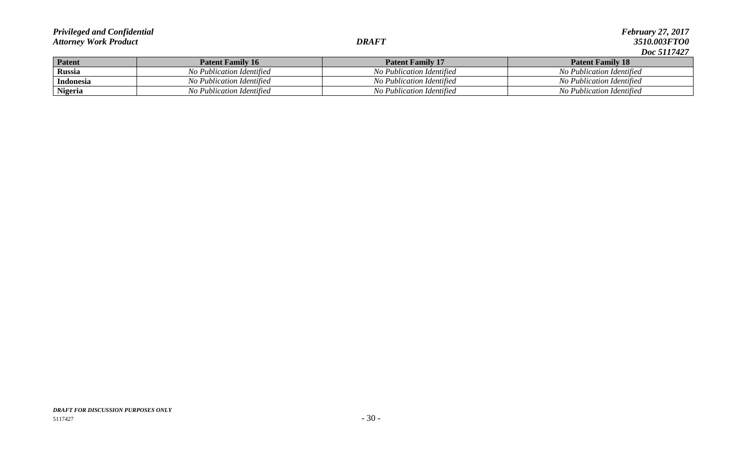| Patent | Patent Family 16 | Patent Family 17 | Patent Family 18 |
|---|---|---|---|
| **Russia** | *No Publication Identified* | *No Publication Identified* | *No Publication Identified* |
| **Indonesia** | *No Publication Identified* | *No Publication Identified* | *No Publication Identified* |
| **Nigeria** | *No Publication Identified* | *No Publication Identified* | *No Publication Identified* |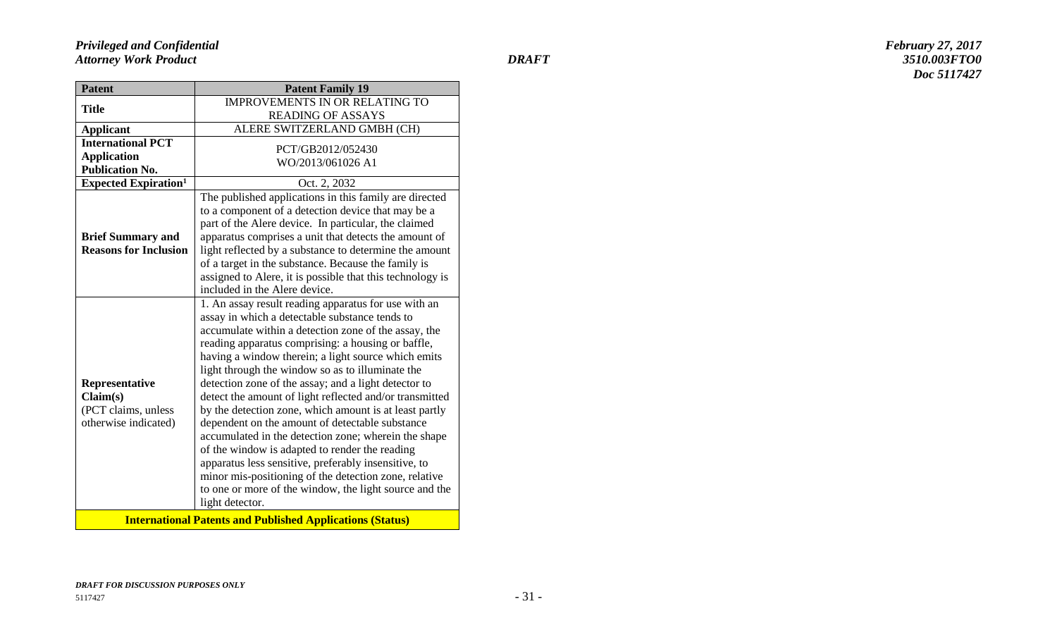| Patent | Patent Family 19 |
|---|---|
| **Title** | IMPROVEMENTS IN OR RELATING TO READING OF ASSAYS |
| **Applicant** | ALERE SWITZERLAND GMBH (CH) |
| **International PCT Application Publication No.** | PCT/GB2012/052430<br>WO/2013/061026 A1 |
| **Expected Expiration[1]** | Oct. 2, 2032 |
| **Brief Summary and Reasons for Inclusion** | The published applications in this family are directed to a component of a detection device that may be a part of the Alere device. In particular, the claimed apparatus comprises a unit that detects the amount of light reflected by a substance to determine the amount of a target in the substance. Because the family is assigned to Alere, it is possible that this technology is included in the Alere device. |
| **Representative Claim(s)** (PCT claims, unless otherwise indicated) | 1. An assay result reading apparatus for use with an assay in which a detectable substance tends to accumulate within a detection zone of the assay, the reading apparatus comprising: a housing or baffle, having a window therein; a light source which emits light through the window so as to illuminate the detection zone of the assay; and a light detector to detect the amount of light reflected and/or transmitted by the detection zone, which amount is at least partly dependent on the amount of detectable substance accumulated in the detection zone; wherein the shape of the window is adapted to render the reading apparatus less sensitive, preferably insensitive, to minor mis-positioning of the detection zone, relative to one or more of the window, the light source and the light detector. |
| **International Patents and Published Applications (Status)** | |

*DRAFT FOR DISCUSSION PURPOSES ONLY*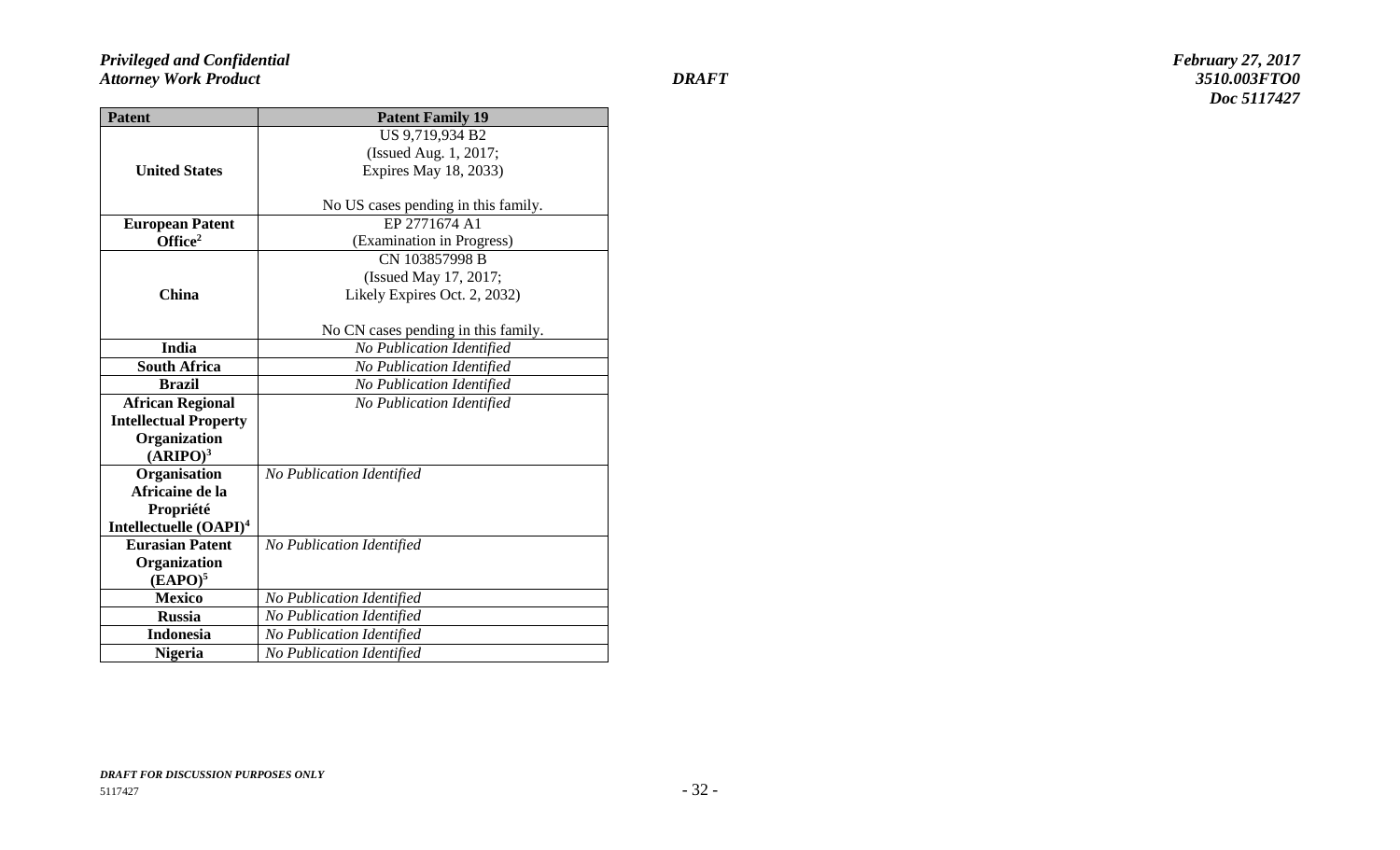| Patent | Patent Family 19 |
| --- | --- |
| **United States** | US 9,719,934 B2<br>(Issued Aug. 1, 2017;<br>Expires May 18, 2033)<br><br>No US cases pending in this family. |
| **European Patent Office**[2] | EP 2771674 A1<br>(Examination in Progress) |
| **China** | CN 103857998 B<br>(Issued May 17, 2017;<br>Likely Expires Oct. 2, 2032)<br><br>No CN cases pending in this family. |
| **India** | *No Publication Identified* |
| **South Africa** | *No Publication Identified* |
| **Brazil** | *No Publication Identified* |
| **African Regional Intellectual Property Organization (ARIPO)**[3] | *No Publication Identified* |
| **Organisation Africaine de la Propriété Intellectuelle (OAPI)**[4] | *No Publication Identified* |
| **Eurasian Patent Organization (EAPO)**[5] | *No Publication Identified* |
| **Mexico** | *No Publication Identified* |
| **Russia** | *No Publication Identified* |
| **Indonesia** | *No Publication Identified* |
| **Nigeria** | *No Publication Identified* |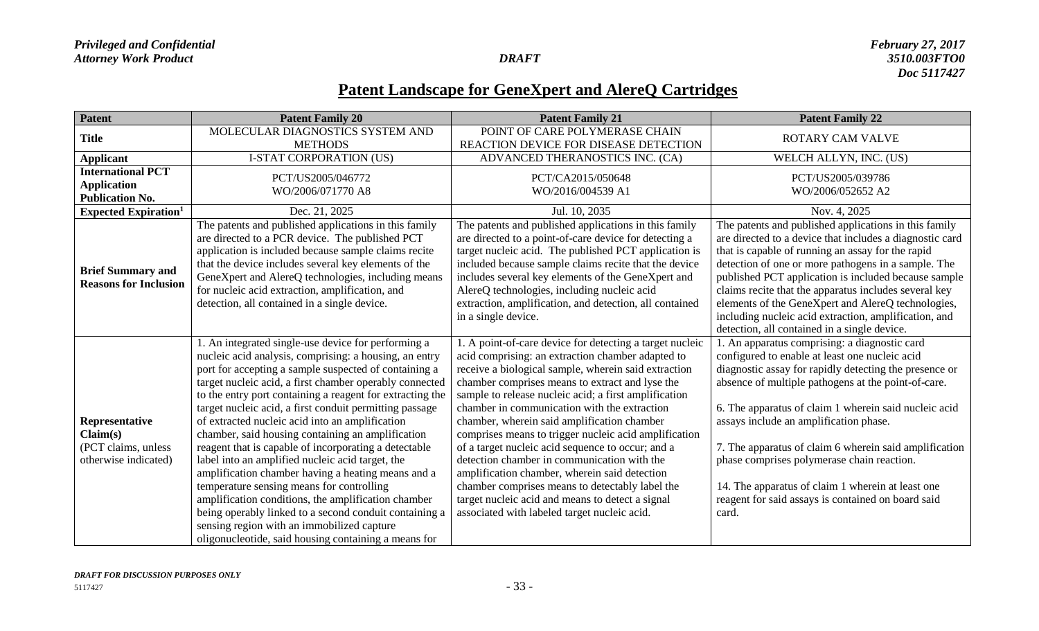# Patent Landscape for GeneXpert and AlereQ Cartridges

| Patent | Patent Family 20 | Patent Family 21 | Patent Family 22 |
|---|---|---|---|
| **Title** | MOLECULAR DIAGNOSTICS SYSTEM AND METHODS | POINT OF CARE POLYMERASE CHAIN REACTION DEVICE FOR DISEASE DETECTION | ROTARY CAM VALVE |
| **Applicant** | I-STAT CORPORATION (US) | ADVANCED THERANOSTICS INC. (CA) | WELCH ALLYN, INC. (US) |
| **International PCT Application Publication No.** | PCT/US2005/046772 WO/2006/071770 A8 | PCT/CA2015/050648 WO/2016/004539 A1 | PCT/US2005/039786 WO/2006/052652 A2 |
| **Expected Expiration[1]** | Dec. 21, 2025 | Jul. 10, 2035 | Nov. 4, 2025 |
| **Brief Summary and Reasons for Inclusion** | The patents and published applications in this family are directed to a PCR device. The published PCT application is included because sample claims recite that the device includes several key elements of the GeneXpert and AlereQ technologies, including means for nucleic acid extraction, amplification, and detection, all contained in a single device. | The patents and published applications in this family are directed to a point-of-care device for detecting a target nucleic acid. The published PCT application is included because sample claims recite that the device includes several key elements of the GeneXpert and AlereQ technologies, including nucleic acid extraction, amplification, and detection, all contained in a single device. | The patents and published applications in this family are directed to a device that includes a diagnostic card that is capable of running an assay for the rapid detection of one or more pathogens in a sample. The published PCT application is included because sample claims recite that the apparatus includes several key elements of the GeneXpert and AlereQ technologies, including nucleic acid extraction, amplification, and detection, all contained in a single device. |
| **Representative Claim(s)** (PCT claims, unless otherwise indicated) | 1. An integrated single-use device for performing a nucleic acid analysis, comprising: a housing, an entry port for accepting a sample suspected of containing a target nucleic acid, a first chamber operably connected to the entry port containing a reagent for extracting the target nucleic acid, a first conduit permitting passage of extracted nucleic acid into an amplification chamber, said housing containing an amplification reagent that is capable of incorporating a detectable label into an amplified nucleic acid target, the amplification chamber having a heating means and a temperature sensing means for controlling amplification conditions, the amplification chamber being operably linked to a second conduit containing a sensing region with an immobilized capture oligonucleotide, said housing containing a means for | 1. A point-of-care device for detecting a target nucleic acid comprising: an extraction chamber adapted to receive a biological sample, wherein said extraction chamber comprises means to extract and lyse the sample to release nucleic acid; a first amplification chamber in communication with the extraction chamber, wherein said amplification chamber comprises means to trigger nucleic acid amplification of a target nucleic acid sequence to occur; and a detection chamber in communication with the amplification chamber, wherein said detection chamber comprises means to detectably label the target nucleic acid and means to detect a signal associated with labeled target nucleic acid. | 1. An apparatus comprising: a diagnostic card configured to enable at least one nucleic acid diagnostic assay for rapidly detecting the presence or absence of multiple pathogens at the point-of-care.<br><br>6. The apparatus of claim 1 wherein said nucleic acid assays include an amplification phase.<br><br>7. The apparatus of claim 6 wherein said amplification phase comprises polymerase chain reaction.<br><br>14. The apparatus of claim 1 wherein at least one reagent for said assays is contained on board said card. |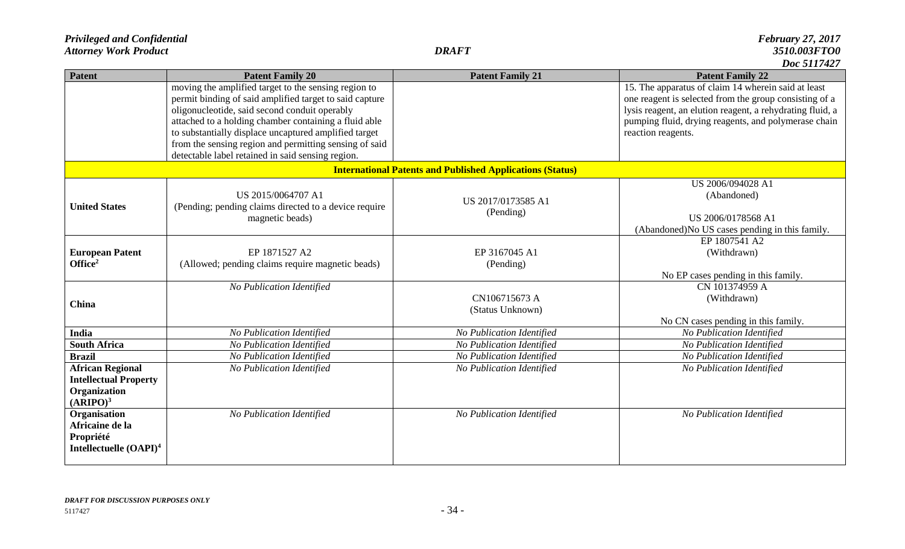| Patent | Patent Family 20 | Patent Family 21 | Patent Family 22 |
|---|---|---|---|
| | moving the amplified target to the sensing region to permit binding of said amplified target to said capture oligonucleotide, said second conduit operably attached to a holding chamber containing a fluid able to substantially displace uncaptured amplified target from the sensing region and permitting sensing of said detectable label retained in said sensing region. | | 15. The apparatus of claim 14 wherein said at least one reagent is selected from the group consisting of a lysis reagent, an elution reagent, a rehydrating fluid, a pumping fluid, drying reagents, and polymerase chain reaction reagents. |
| **International Patents and Published Applications (Status)** | | | |
| **United States** | US 2015/0064707 A1<br>(Pending; pending claims directed to a device require magnetic beads) | US 2017/0173585 A1<br>(Pending) | US 2006/094028 A1<br>(Abandoned)<br><br>US 2006/0178568 A1<br>(Abandoned)No US cases pending in this family. |
| **European Patent Office**[2] | EP 1871527 A2<br>(Allowed; pending claims require magnetic beads) | EP 3167045 A1<br>(Pending) | EP 1807541 A2<br>(Withdrawn)<br><br>No EP cases pending in this family. |
| **China** | *No Publication Identified* | CN106715673 A<br>(Status Unknown) | CN 101374959 A<br>(Withdrawn)<br><br>No CN cases pending in this family. |
| **India** | *No Publication Identified* | *No Publication Identified* | *No Publication Identified* |
| **South Africa** | *No Publication Identified* | *No Publication Identified* | *No Publication Identified* |
| **Brazil** | *No Publication Identified* | *No Publication Identified* | *No Publication Identified* |
| **African Regional Intellectual Property Organization (ARIPO)**[3] | *No Publication Identified* | *No Publication Identified* | *No Publication Identified* |
| **Organisation Africaine de la Propriété Intellectuelle (OAPI)**[4] | *No Publication Identified* | *No Publication Identified* | *No Publication Identified* |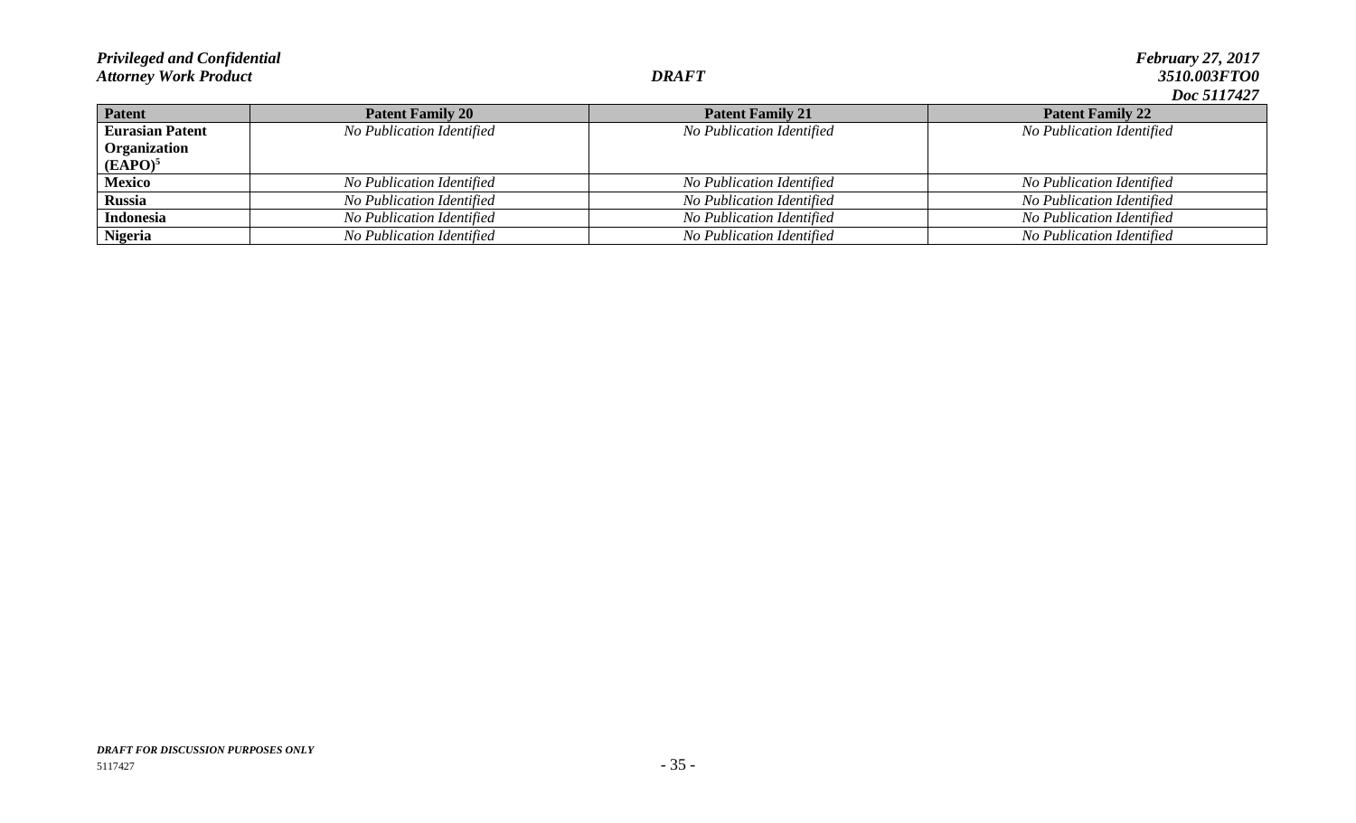| Patent | Patent Family 20 | Patent Family 21 | Patent Family 22 |
|---|---|---|---|
| **Eurasian Patent Organization (EAPO)**[5] | *No Publication Identified* | *No Publication Identified* | *No Publication Identified* |
| **Mexico** | *No Publication Identified* | *No Publication Identified* | *No Publication Identified* |
| **Russia** | *No Publication Identified* | *No Publication Identified* | *No Publication Identified* |
| **Indonesia** | *No Publication Identified* | *No Publication Identified* | *No Publication Identified* |
| **Nigeria** | *No Publication Identified* | *No Publication Identified* | *No Publication Identified* |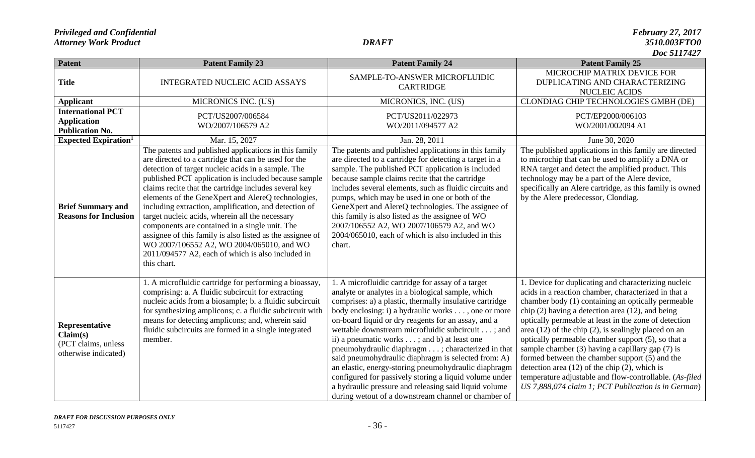| Patent | Patent Family 23 | Patent Family 24 | Patent Family 25 |
|---|---|---|---|
| **Title** | INTEGRATED NUCLEIC ACID ASSAYS | SAMPLE-TO-ANSWER MICROFLUIDIC CARTRIDGE | MICROCHIP MATRIX DEVICE FOR DUPLICATING AND CHARACTERIZING NUCLEIC ACIDS |
| **Applicant** | MICRONICS INC. (US) | MICRONICS, INC. (US) | CLONDIAG CHIP TECHNOLOGIES GMBH (DE) |
| **International PCT Application Publication No.** | PCT/US2007/006584 WO/2007/106579 A2 | PCT/US2011/022973 WO/2011/094577 A2 | PCT/EP2000/006103 WO/2001/002094 A1 |
| **Expected Expiration**[1] | Mar. 15, 2027 | Jan. 28, 2011 | June 30, 2020 |
| **Brief Summary and Reasons for Inclusion** | The patents and published applications in this family are directed to a cartridge that can be used for the detection of target nucleic acids in a sample. The published PCT application is included because sample claims recite that the cartridge includes several key elements of the GeneXpert and AlereQ technologies, including extraction, amplification, and detection of target nucleic acids, wherein all the necessary components are contained in a single unit. The assignee of this family is also listed as the assignee of WO 2007/106552 A2, WO 2004/065010, and WO 2011/094577 A2, each of which is also included in this chart. | The patents and published applications in this family are directed to a cartridge for detecting a target in a sample. The published PCT application is included because sample claims recite that the cartridge includes several elements, such as fluidic circuits and pumps, which may be used in one or both of the GeneXpert and AlereQ technologies. The assignee of this family is also listed as the assignee of WO 2007/106552 A2, WO 2007/106579 A2, and WO 2004/065010, each of which is also included in this chart. | The published applications in this family are directed to microchip that can be used to amplify a DNA or RNA target and detect the amplified product. This technology may be a part of the Alere device, specifically an Alere cartridge, as this family is owned by the Alere predecessor, Clondiag. |
| **Representative Claim(s)** (PCT claims, unless otherwise indicated) | 1. A microfluidic cartridge for performing a bioassay, comprising: a. A fluidic subcircuit for extracting nucleic acids from a biosample; b. a fluidic subcircuit for synthesizing amplicons; c. a fluidic subcircuit with means for detecting amplicons; and, wherein said fluidic subcircuits are formed in a single integrated member. | 1. A microfluidic cartridge for assay of a target analyte or analytes in a biological sample, which comprises: a) a plastic, thermally insulative cartridge body enclosing: i) a hydraulic works . . . , one or more on-board liquid or dry reagents for an assay, and a wettable downstream microfluidic subcircuit . . . ; and ii) a pneumatic works . . . ; and b) at least one pneumohydraulic diaphragm . . . ; characterized in that said pneumohydraulic diaphragm is selected from: A) an elastic, energy-storing pneumohydraulic diaphragm configured for passively storing a liquid volume under a hydraulic pressure and releasing said liquid volume during wetout of a downstream channel or chamber of | 1. Device for duplicating and characterizing nucleic acids in a reaction chamber, characterized in that a chamber body (1) containing an optically permeable chip (2) having a detection area (12), and being optically permeable at least in the zone of detection area (12) of the chip (2), is sealingly placed on an optically permeable chamber support (5), so that a sample chamber (3) having a capillary gap (7) is formed between the chamber support (5) and the detection area (12) of the chip (2), which is temperature adjustable and flow-controllable. (*As-filed US 7,888,074 claim 1; PCT Publication is in German*) |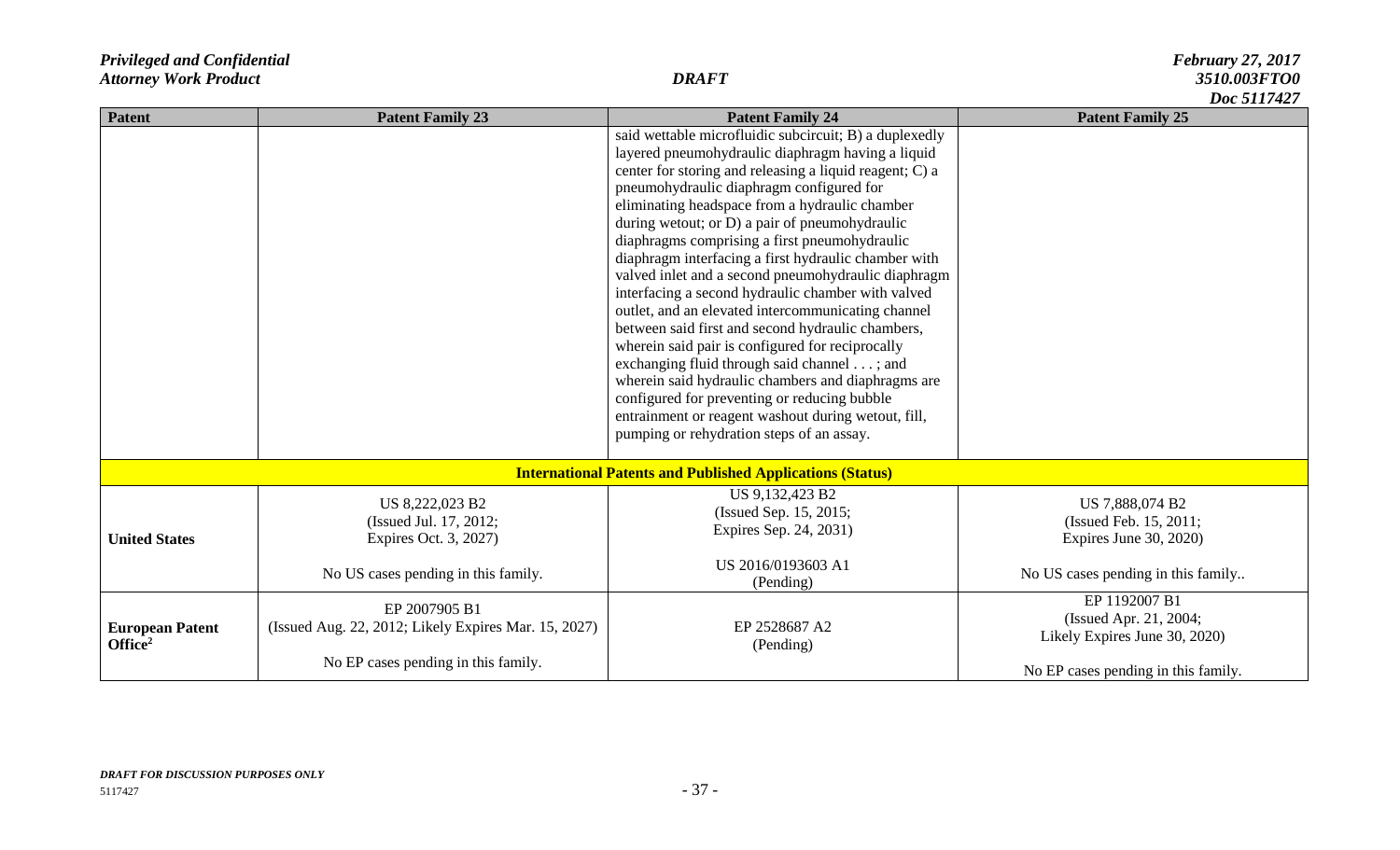| Patent | Patent Family 23 | Patent Family 24 | Patent Family 25 |
|---|---|---|---|
| | | said wettable microfluidic subcircuit; B) a duplexedly layered pneumohydraulic diaphragm having a liquid center for storing and releasing a liquid reagent; C) a pneumohydraulic diaphragm configured for eliminating headspace from a hydraulic chamber during wetout; or D) a pair of pneumohydraulic diaphragms comprising a first pneumohydraulic diaphragm interfacing a first hydraulic chamber with valved inlet and a second pneumohydraulic diaphragm interfacing a second hydraulic chamber with valved outlet, and an elevated intercommunicating channel between said first and second hydraulic chambers, wherein said pair is configured for reciprocally exchanging fluid through said channel . . . ; and wherein said hydraulic chambers and diaphragms are configured for preventing or reducing bubble entrainment or reagent washout during wetout, fill, pumping or rehydration steps of an assay. | |
| **International Patents and Published Applications (Status)** | | | |
| **United States** | US 8,222,023 B2 (Issued Jul. 17, 2012; Expires Oct. 3, 2027)<br><br>No US cases pending in this family. | US 9,132,423 B2 (Issued Sep. 15, 2015; Expires Sep. 24, 2031)<br><br>US 2016/0193603 A1 (Pending) | US 7,888,074 B2 (Issued Feb. 15, 2011; Expires June 30, 2020)<br><br>No US cases pending in this family.. |
| **European Patent Office**[2] | EP 2007905 B1 (Issued Aug. 22, 2012; Likely Expires Mar. 15, 2027)<br><br>No EP cases pending in this family. | EP 2528687 A2 (Pending) | EP 1192007 B1 (Issued Apr. 21, 2004; Likely Expires June 30, 2020)<br><br>No EP cases pending in this family. |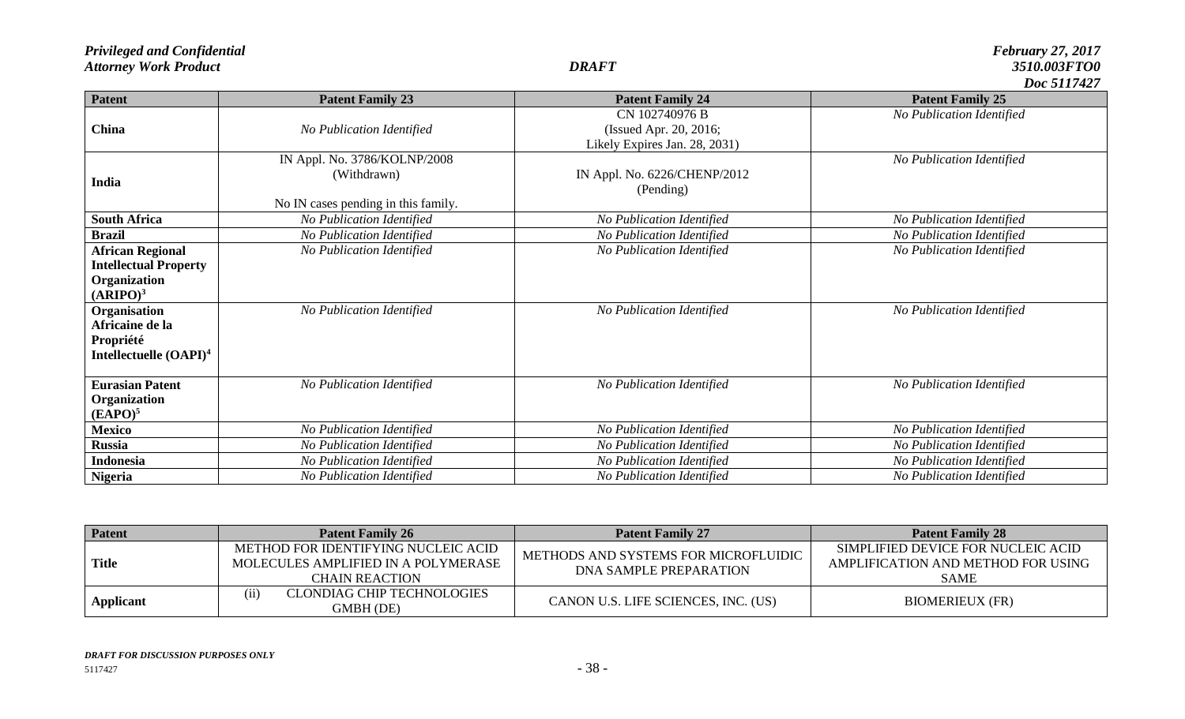| Patent | Patent Family 23 | Patent Family 24 | Patent Family 25 |
|---|---|---|---|
| **China** | *No Publication Identified* | CN 102740976 B (Issued Apr. 20, 2016; Likely Expires Jan. 28, 2031) | *No Publication Identified* |
| **India** | IN Appl. No. 3786/KOLNP/2008 (Withdrawn) No IN cases pending in this family. | IN Appl. No. 6226/CHENP/2012 (Pending) | *No Publication Identified* |
| **South Africa** | *No Publication Identified* | *No Publication Identified* | *No Publication Identified* |
| **Brazil** | *No Publication Identified* | *No Publication Identified* | *No Publication Identified* |
| **African Regional Intellectual Property Organization (ARIPO)**[3] | *No Publication Identified* | *No Publication Identified* | *No Publication Identified* |
| **Organisation Africaine de la Propriété Intellectuelle (OAPI)**[4] | *No Publication Identified* | *No Publication Identified* | *No Publication Identified* |
| **Eurasian Patent Organization (EAPO)**[5] | *No Publication Identified* | *No Publication Identified* | *No Publication Identified* |
| **Mexico** | *No Publication Identified* | *No Publication Identified* | *No Publication Identified* |
| **Russia** | *No Publication Identified* | *No Publication Identified* | *No Publication Identified* |
| **Indonesia** | *No Publication Identified* | *No Publication Identified* | *No Publication Identified* |
| **Nigeria** | *No Publication Identified* | *No Publication Identified* | *No Publication Identified* |

| Patent | Patent Family 26 | Patent Family 27 | Patent Family 28 |
|---|---|---|---|
| **Title** | METHOD FOR IDENTIFYING NUCLEIC ACID MOLECULES AMPLIFIED IN A POLYMERASE CHAIN REACTION | METHODS AND SYSTEMS FOR MICROFLUIDIC DNA SAMPLE PREPARATION | SIMPLIFIED DEVICE FOR NUCLEIC ACID AMPLIFICATION AND METHOD FOR USING SAME |
| **Applicant** | (ii) CLONDIAG CHIP TECHNOLOGIES GMBH (DE) | CANON U.S. LIFE SCIENCES, INC. (US) | BIOMERIEUX (FR) |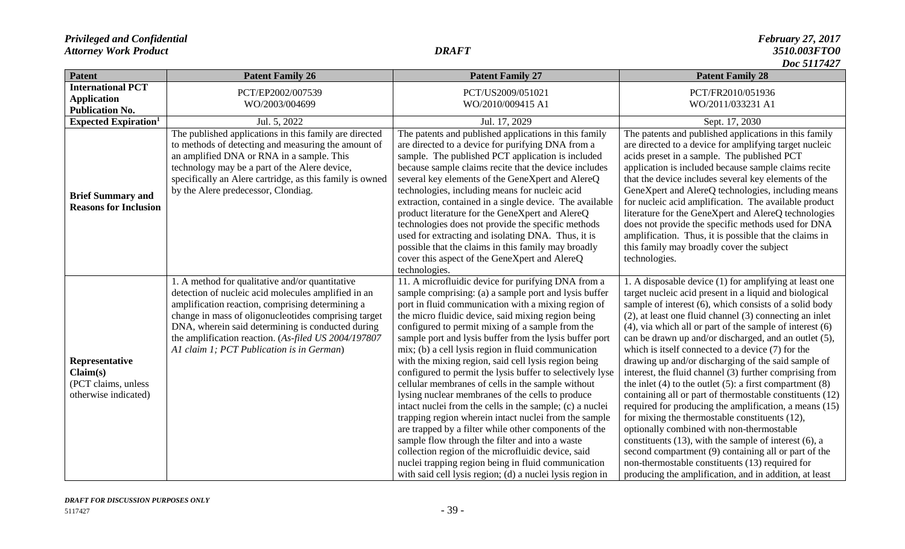| Patent | Patent Family 26 | Patent Family 27 | Patent Family 28 |
|---|---|---|---|
| **International PCT Application Publication No.** | PCT/EP2002/007539 WO/2003/004699 | PCT/US2009/051021 WO/2010/009415 A1 | PCT/FR2010/051936 WO/2011/033231 A1 |
| **Expected Expiration[1]** | Jul. 5, 2022 | Jul. 17, 2029 | Sept. 17, 2030 |
| **Brief Summary and Reasons for Inclusion** | The published applications in this family are directed to methods of detecting and measuring the amount of an amplified DNA or RNA in a sample. This technology may be a part of the Alere device, specifically an Alere cartridge, as this family is owned by the Alere predecessor, Clondiag. | The patents and published applications in this family are directed to a device for purifying DNA from a sample. The published PCT application is included because sample claims recite that the device includes several key elements of the GeneXpert and AlereQ technologies, including means for nucleic acid extraction, contained in a single device. The available product literature for the GeneXpert and AlereQ technologies does not provide the specific methods used for extracting and isolating DNA. Thus, it is possible that the claims in this family may broadly cover this aspect of the GeneXpert and AlereQ technologies. | The patents and published applications in this family are directed to a device for amplifying target nucleic acids preset in a sample. The published PCT application is included because sample claims recite that the device includes several key elements of the GeneXpert and AlereQ technologies, including means for nucleic acid amplification. The available product literature for the GeneXpert and AlereQ technologies does not provide the specific methods used for DNA amplification. Thus, it is possible that the claims in this family may broadly cover the subject technologies. |
| **Representative Claim(s)** (PCT claims, unless otherwise indicated) | 1. A method for qualitative and/or quantitative detection of nucleic acid molecules amplified in an amplification reaction, comprising determining a change in mass of oligonucleotides comprising target DNA, wherein said determining is conducted during the amplification reaction. (*As-filed US 2004/197807 A1 claim 1; PCT Publication is in German*) | 11. A microfluidic device for purifying DNA from a sample comprising: (a) a sample port and lysis buffer port in fluid communication with a mixing region of the micro fluidic device, said mixing region being configured to permit mixing of a sample from the sample port and lysis buffer from the lysis buffer port mix; (b) a cell lysis region in fluid communication with the mixing region, said cell lysis region being configured to permit the lysis buffer to selectively lyse cellular membranes of cells in the sample without lysing nuclear membranes of the cells to produce intact nuclei from the cells in the sample; (c) a nuclei trapping region wherein intact nuclei from the sample are trapped by a filter while other components of the sample flow through the filter and into a waste collection region of the microfluidic device, said nuclei trapping region being in fluid communication with said cell lysis region; (d) a nuclei lysis region in | 1. A disposable device (1) for amplifying at least one target nucleic acid present in a liquid and biological sample of interest (6), which consists of a solid body (2), at least one fluid channel (3) connecting an inlet (4), via which all or part of the sample of interest (6) can be drawn up and/or discharged, and an outlet (5), which is itself connected to a device (7) for the drawing up and/or discharging of the said sample of interest, the fluid channel (3) further comprising from the inlet (4) to the outlet (5): a first compartment (8) containing all or part of thermostable constituents (12) required for producing the amplification, a means (15) for mixing the thermostable constituents (12), optionally combined with non-thermostable constituents (13), with the sample of interest (6), a second compartment (9) containing all or part of the non-thermostable constituents (13) required for producing the amplification, and in addition, at least |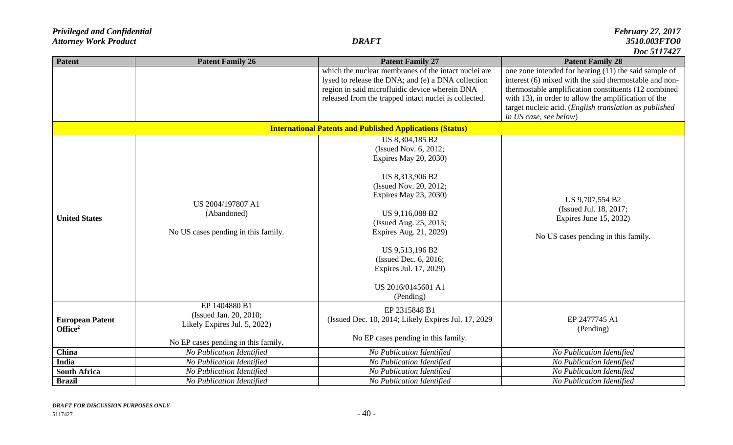| Patent | Patent Family 26 | Patent Family 27 | Patent Family 28 |
|---|---|---|---|
| | | which the nuclear membranes of the intact nuclei are lysed to release the DNA; and (e) a DNA collection region in said microfluidic device wherein DNA released from the trapped intact nuclei is collected. | one zone intended for heating (11) the said sample of interest (6) mixed with the said thermostable and non-thermostable amplification constituents (12 combined with 13), in order to allow the amplification of the target nucleic acid. (*English translation as published in US case, see below*) |
| **International Patents and Published Applications (Status)** | | | |
| **United States** | US 2004/197807 A1 (Abandoned)<br><br>No US cases pending in this family. | US 8,304,185 B2 (Issued Nov. 6, 2012; Expires May 20, 2030)<br><br>US 8,313,906 B2 (Issued Nov. 20, 2012; Expires May 23, 2030)<br><br>US 9,116,088 B2 (Issued Aug. 25, 2015; Expires Aug. 21, 2029)<br><br>US 9,513,196 B2 (Issued Dec. 6, 2016; Expires Jul. 17, 2029)<br><br>US 2016/0145601 A1 (Pending) | US 9,707,554 B2 (Issued Jul. 18, 2017; Expires June 15, 2032)<br><br>No US cases pending in this family. |
| **European Patent Office**[2] | EP 1404880 B1 (Issued Jan. 20, 2010; Likely Expires Jul. 5, 2022)<br><br>No EP cases pending in this family. | EP 2315848 B1 (Issued Dec. 10, 2014; Likely Expires Jul. 17, 2029<br><br>No EP cases pending in this family. | EP 2477745 A1 (Pending) |
| **China** | *No Publication Identified* | *No Publication Identified* | *No Publication Identified* |
| **India** | *No Publication Identified* | *No Publication Identified* | *No Publication Identified* |
| **South Africa** | *No Publication Identified* | *No Publication Identified* | *No Publication Identified* |
| **Brazil** | *No Publication Identified* | *No Publication Identified* | *No Publication Identified* |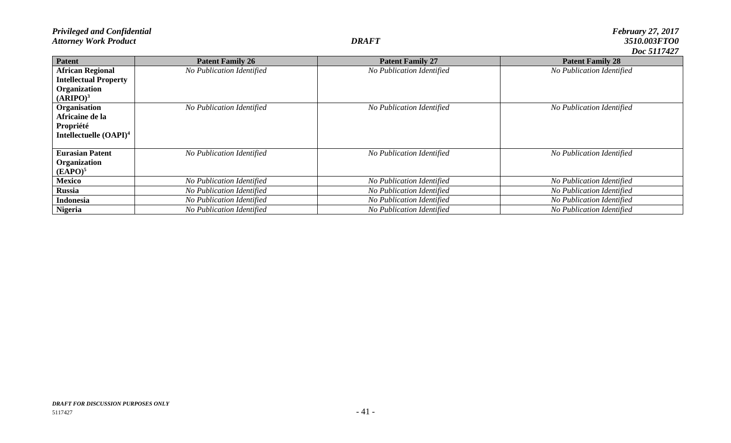| Patent | Patent Family 26 | Patent Family 27 | Patent Family 28 |
| --- | --- | --- | --- |
| **African Regional Intellectual Property Organization (ARIPO)**[3] | *No Publication Identified* | *No Publication Identified* | *No Publication Identified* |
| **Organisation Africaine de la Propriété Intellectuelle (OAPI)**[4] | *No Publication Identified* | *No Publication Identified* | *No Publication Identified* |
| **Eurasian Patent Organization (EAPO)**[5] | *No Publication Identified* | *No Publication Identified* | *No Publication Identified* |
| **Mexico** | *No Publication Identified* | *No Publication Identified* | *No Publication Identified* |
| **Russia** | *No Publication Identified* | *No Publication Identified* | *No Publication Identified* |
| **Indonesia** | *No Publication Identified* | *No Publication Identified* | *No Publication Identified* |
| **Nigeria** | *No Publication Identified* | *No Publication Identified* | *No Publication Identified* |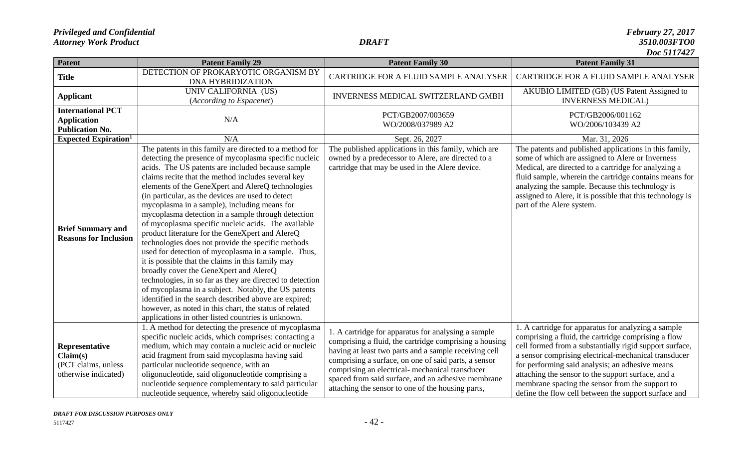| Patent | Patent Family 29 | Patent Family 30 | Patent Family 31 |
|---|---|---|---|
| **Title** | DETECTION OF PROKARYOTIC ORGANISM BY DNA HYBRIDIZATION | CARTRIDGE FOR A FLUID SAMPLE ANALYSER | CARTRIDGE FOR A FLUID SAMPLE ANALYSER |
| **Applicant** | UNIV CALIFORNIA (US) (*According to Espacenet*) | INVERNESS MEDICAL SWITZERLAND GMBH | AKUBIO LIMITED (GB) (US Patent Assigned to INVERNESS MEDICAL) |
| **International PCT Application Publication No.** | N/A | PCT/GB2007/003659 WO/2008/037989 A2 | PCT/GB2006/001162 WO/2006/103439 A2 |
| **Expected Expiration**[1] | N/A | Sept. 26, 2027 | Mar. 31, 2026 |
| **Brief Summary and Reasons for Inclusion** | The patents in this family are directed to a method for detecting the presence of mycoplasma specific nucleic acids. The US patents are included because sample claims recite that the method includes several key elements of the GeneXpert and AlereQ technologies (in particular, as the devices are used to detect mycoplasma in a sample), including means for mycoplasma detection in a sample through detection of mycoplasma specific nucleic acids. The available product literature for the GeneXpert and AlereQ technologies does not provide the specific methods used for detection of mycoplasma in a sample. Thus, it is possible that the claims in this family may broadly cover the GeneXpert and AlereQ technologies, in so far as they are directed to detection of mycoplasma in a subject. Notably, the US patents identified in the search described above are expired; however, as noted in this chart, the status of related applications in other listed countries is unknown. | The published applications in this family, which are owned by a predecessor to Alere, are directed to a cartridge that may be used in the Alere device. | The patents and published applications in this family, some of which are assigned to Alere or Inverness Medical, are directed to a cartridge for analyzing a fluid sample, wherein the cartridge contains means for analyzing the sample. Because this technology is assigned to Alere, it is possible that this technology is part of the Alere system. |
| **Representative Claim(s)** (PCT claims, unless otherwise indicated) | 1. A method for detecting the presence of mycoplasma specific nucleic acids, which comprises: contacting a medium, which may contain a nucleic acid or nucleic acid fragment from said mycoplasma having said particular nucleotide sequence, with an oligonucleotide, said oligonucleotide comprising a nucleotide sequence complementary to said particular nucleotide sequence, whereby said oligonucleotide | 1. A cartridge for apparatus for analysing a sample comprising a fluid, the cartridge comprising a housing having at least two parts and a sample receiving cell comprising a surface, on one of said parts, a sensor comprising an electrical- mechanical transducer spaced from said surface, and an adhesive membrane attaching the sensor to one of the housing parts, | 1. A cartridge for apparatus for analyzing a sample comprising a fluid, the cartridge comprising a flow cell formed from a substantially rigid support surface, a sensor comprising electrical-mechanical transducer for performing said analysis; an adhesive means attaching the sensor to the support surface, and a membrane spacing the sensor from the support to define the flow cell between the support surface and |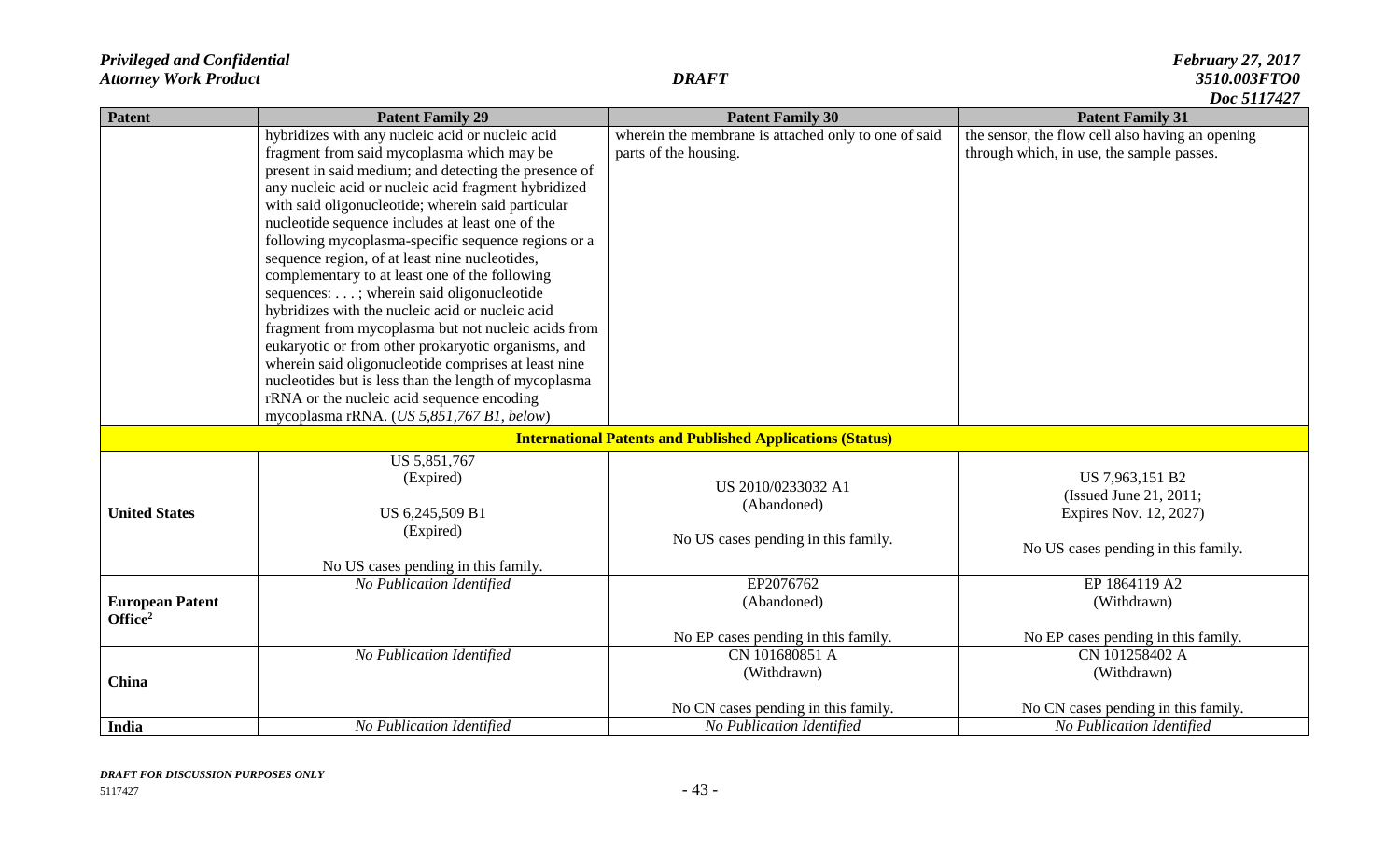| Patent | Patent Family 29 | Patent Family 30 | Patent Family 31 |
|---|---|---|---|
| | hybridizes with any nucleic acid or nucleic acid fragment from said mycoplasma which may be present in said medium; and detecting the presence of any nucleic acid or nucleic acid fragment hybridized with said oligonucleotide; wherein said particular nucleotide sequence includes at least one of the following mycoplasma-specific sequence regions or a sequence region, of at least nine nucleotides, complementary to at least one of the following sequences: . . . ; wherein said oligonucleotide hybridizes with the nucleic acid or nucleic acid fragment from mycoplasma but not nucleic acids from eukaryotic or from other prokaryotic organisms, and wherein said oligonucleotide comprises at least nine nucleotides but is less than the length of mycoplasma rRNA or the nucleic acid sequence encoding mycoplasma rRNA. (*US 5,851,767 B1, below*) | wherein the membrane is attached only to one of said parts of the housing. | the sensor, the flow cell also having an opening through which, in use, the sample passes. |
| | | **International Patents and Published Applications (Status)** | |
| **United States** | US 5,851,767<br>(Expired)<br><br>US 6,245,509 B1<br>(Expired)<br><br>No US cases pending in this family. | US 2010/0233032 A1<br>(Abandoned)<br><br>No US cases pending in this family. | US 7,963,151 B2<br>(Issued June 21, 2011;<br>Expires Nov. 12, 2027)<br><br>No US cases pending in this family. |
| **European Patent Office**[2] | *No Publication Identified* | EP2076762<br>(Abandoned)<br><br>No EP cases pending in this family. | EP 1864119 A2<br>(Withdrawn)<br><br>No EP cases pending in this family. |
| **China** | *No Publication Identified* | CN 101680851 A<br>(Withdrawn)<br><br>No CN cases pending in this family. | CN 101258402 A<br>(Withdrawn)<br><br>No CN cases pending in this family. |
| **India** | *No Publication Identified* | *No Publication Identified* | *No Publication Identified* |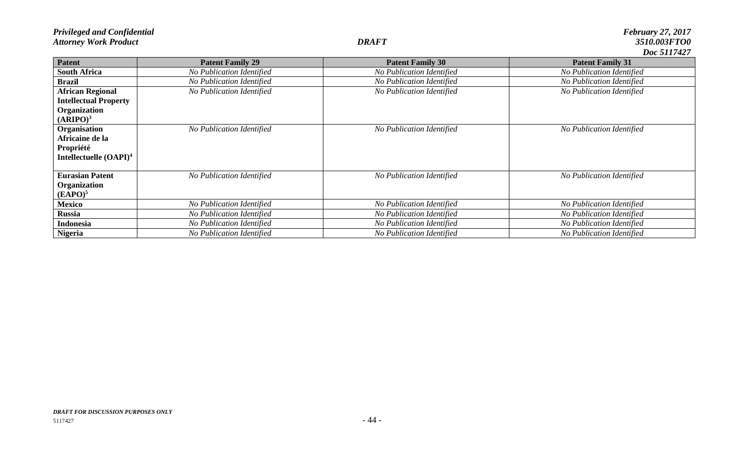| Patent | Patent Family 29 | Patent Family 30 | Patent Family 31 |
|---|---|---|---|
| **South Africa** | *No Publication Identified* | *No Publication Identified* | *No Publication Identified* |
| **Brazil** | *No Publication Identified* | *No Publication Identified* | *No Publication Identified* |
| **African Regional Intellectual Property Organization (ARIPO)**[3] | *No Publication Identified* | *No Publication Identified* | *No Publication Identified* |
| **Organisation Africaine de la Propriété Intellectuelle (OAPI)**[4] | *No Publication Identified* | *No Publication Identified* | *No Publication Identified* |
| **Eurasian Patent Organization (EAPO)**[5] | *No Publication Identified* | *No Publication Identified* | *No Publication Identified* |
| **Mexico** | *No Publication Identified* | *No Publication Identified* | *No Publication Identified* |
| **Russia** | *No Publication Identified* | *No Publication Identified* | *No Publication Identified* |
| **Indonesia** | *No Publication Identified* | *No Publication Identified* | *No Publication Identified* |
| **Nigeria** | *No Publication Identified* | *No Publication Identified* | *No Publication Identified* |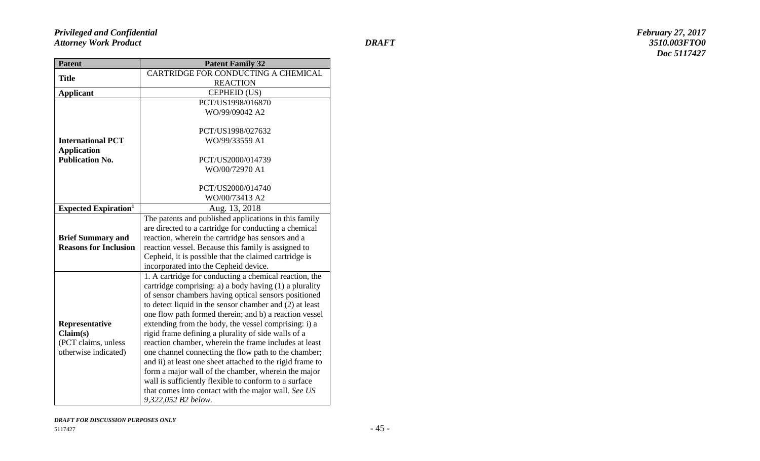| Patent | Patent Family 32 |
| --- | --- |
| **Title** | CARTRIDGE FOR CONDUCTING A CHEMICAL REACTION |
| **Applicant** | CEPHEID (US) |
| **International PCT Application Publication No.** | PCT/US1998/016870<br>WO/99/09042 A2<br><br>PCT/US1998/027632<br>WO/99/33559 A1<br><br>PCT/US2000/014739<br>WO/00/72970 A1<br><br>PCT/US2000/014740<br>WO/00/73413 A2 |
| **Expected Expiration[1]** | Aug. 13, 2018 |
| **Brief Summary and Reasons for Inclusion** | The patents and published applications in this family are directed to a cartridge for conducting a chemical reaction, wherein the cartridge has sensors and a reaction vessel. Because this family is assigned to Cepheid, it is possible that the claimed cartridge is incorporated into the Cepheid device. |
| **Representative Claim(s)** (PCT claims, unless otherwise indicated) | 1. A cartridge for conducting a chemical reaction, the cartridge comprising: a) a body having (1) a plurality of sensor chambers having optical sensors positioned to detect liquid in the sensor chamber and (2) at least one flow path formed therein; and b) a reaction vessel extending from the body, the vessel comprising: i) a rigid frame defining a plurality of side walls of a reaction chamber, wherein the frame includes at least one channel connecting the flow path to the chamber; and ii) at least one sheet attached to the rigid frame to form a major wall of the chamber, wherein the major wall is sufficiently flexible to conform to a surface that comes into contact with the major wall. *See US 9,322,052 B2 below.* |

*DRAFT FOR DISCUSSION PURPOSES ONLY*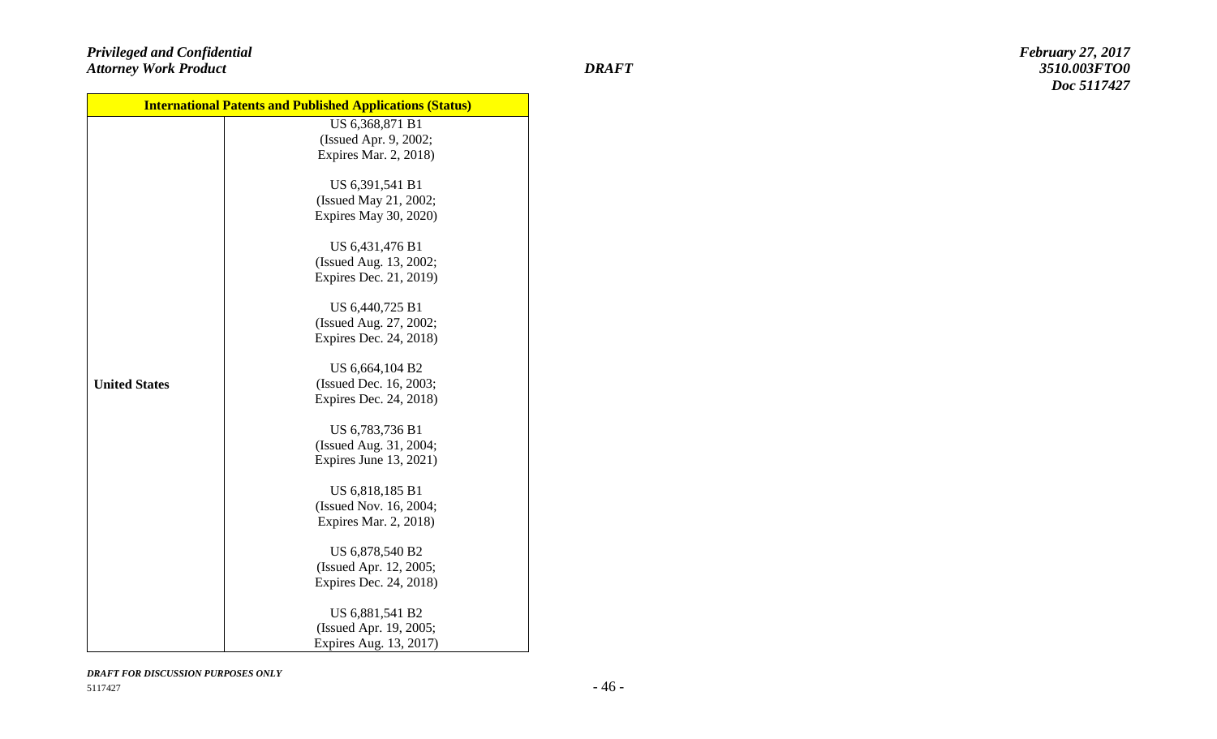| International Patents and Published Applications (Status) | |
|---|---|
| **United States** | US 6,368,871 B1<br>(Issued Apr. 9, 2002;<br>Expires Mar. 2, 2018)<br><br>US 6,391,541 B1<br>(Issued May 21, 2002;<br>Expires May 30, 2020)<br><br>US 6,431,476 B1<br>(Issued Aug. 13, 2002;<br>Expires Dec. 21, 2019)<br><br>US 6,440,725 B1<br>(Issued Aug. 27, 2002;<br>Expires Dec. 24, 2018)<br><br>US 6,664,104 B2<br>(Issued Dec. 16, 2003;<br>Expires Dec. 24, 2018)<br><br>US 6,783,736 B1<br>(Issued Aug. 31, 2004;<br>Expires June 13, 2021)<br><br>US 6,818,185 B1<br>(Issued Nov. 16, 2004;<br>Expires Mar. 2, 2018)<br><br>US 6,878,540 B2<br>(Issued Apr. 12, 2005;<br>Expires Dec. 24, 2018)<br><br>US 6,881,541 B2<br>(Issued Apr. 19, 2005;<br>Expires Aug. 13, 2017) |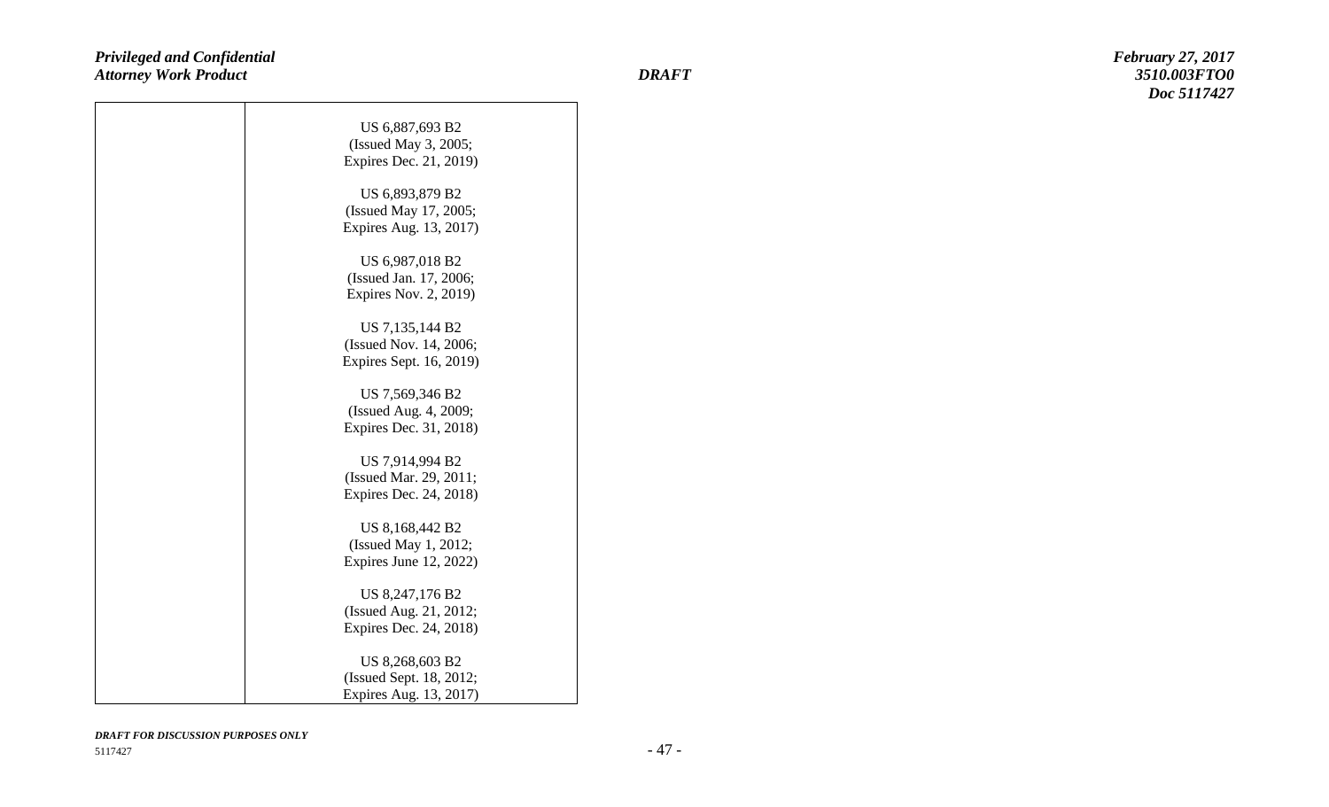| | |
|---|---|
| | US 6,887,693 B2<br>(Issued May 3, 2005;<br>Expires Dec. 21, 2019)<br><br>US 6,893,879 B2<br>(Issued May 17, 2005;<br>Expires Aug. 13, 2017)<br><br>US 6,987,018 B2<br>(Issued Jan. 17, 2006;<br>Expires Nov. 2, 2019)<br><br>US 7,135,144 B2<br>(Issued Nov. 14, 2006;<br>Expires Sept. 16, 2019)<br><br>US 7,569,346 B2<br>(Issued Aug. 4, 2009;<br>Expires Dec. 31, 2018)<br><br>US 7,914,994 B2<br>(Issued Mar. 29, 2011;<br>Expires Dec. 24, 2018)<br><br>US 8,168,442 B2<br>(Issued May 1, 2012;<br>Expires June 12, 2022)<br><br>US 8,247,176 B2<br>(Issued Aug. 21, 2012;<br>Expires Dec. 24, 2018)<br><br>US 8,268,603 B2<br>(Issued Sept. 18, 2012;<br>Expires Aug. 13, 2017) |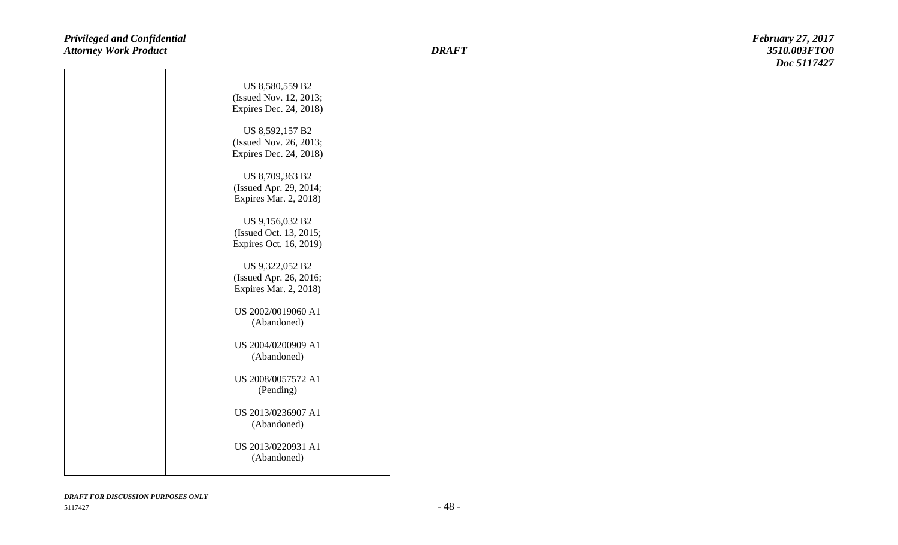| | |
|---|---|
| | US 8,580,559 B2<br>(Issued Nov. 12, 2013;<br>Expires Dec. 24, 2018)<br><br>US 8,592,157 B2<br>(Issued Nov. 26, 2013;<br>Expires Dec. 24, 2018)<br><br>US 8,709,363 B2<br>(Issued Apr. 29, 2014;<br>Expires Mar. 2, 2018)<br><br>US 9,156,032 B2<br>(Issued Oct. 13, 2015;<br>Expires Oct. 16, 2019)<br><br>US 9,322,052 B2<br>(Issued Apr. 26, 2016;<br>Expires Mar. 2, 2018)<br><br>US 2002/0019060 A1<br>(Abandoned)<br><br>US 2004/0200909 A1<br>(Abandoned)<br><br>US 2008/0057572 A1<br>(Pending)<br><br>US 2013/0236907 A1<br>(Abandoned)<br><br>US 2013/0220931 A1<br>(Abandoned) |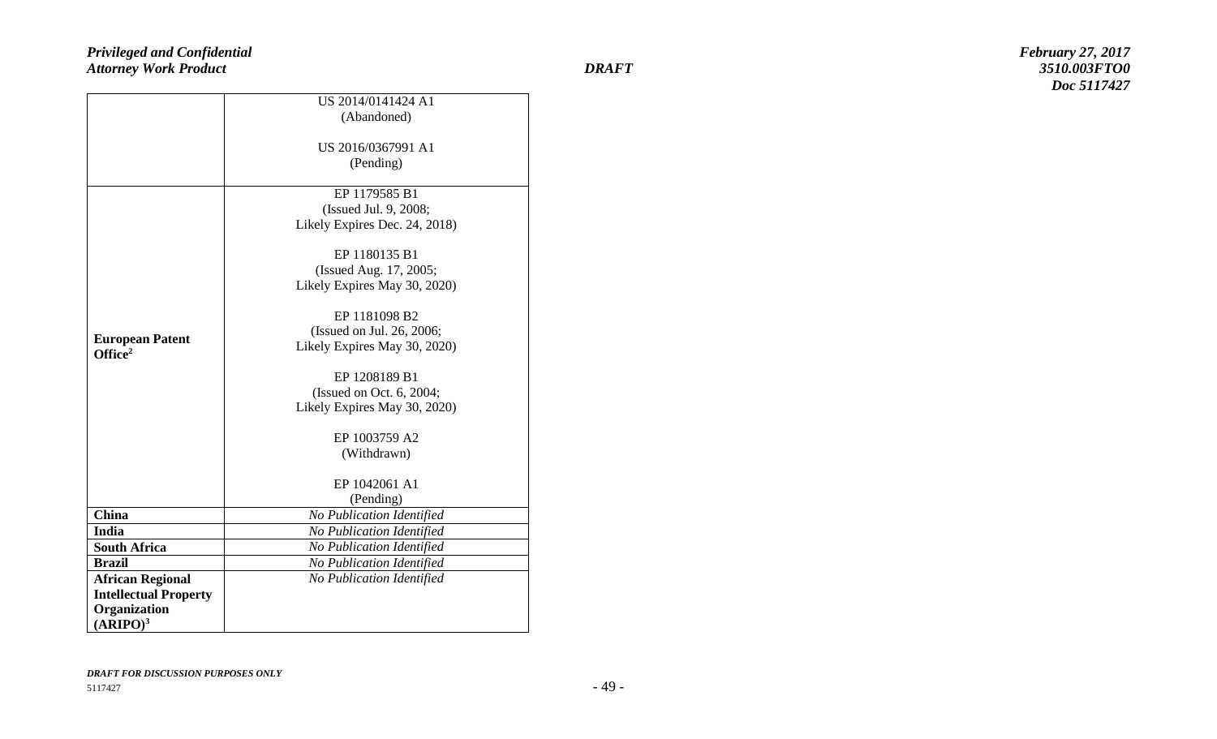| | |
|---|---|
| | US 2014/0141424 A1<br>(Abandoned)<br><br>US 2016/0367991 A1<br>(Pending) |
| **European Patent Office**[2] | EP 1179585 B1<br>(Issued Jul. 9, 2008;<br>Likely Expires Dec. 24, 2018)<br><br>EP 1180135 B1<br>(Issued Aug. 17, 2005;<br>Likely Expires May 30, 2020)<br><br>EP 1181098 B2<br>(Issued on Jul. 26, 2006;<br>Likely Expires May 30, 2020)<br><br>EP 1208189 B1<br>(Issued on Oct. 6, 2004;<br>Likely Expires May 30, 2020)<br><br>EP 1003759 A2<br>(Withdrawn)<br><br>EP 1042061 A1<br>(Pending) |
| **China** | *No Publication Identified* |
| **India** | *No Publication Identified* |
| **South Africa** | *No Publication Identified* |
| **Brazil** | *No Publication Identified* |
| **African Regional Intellectual Property Organization (ARIPO)**[3] | *No Publication Identified* |

***DRAFT FOR DISCUSSION PURPOSES ONLY***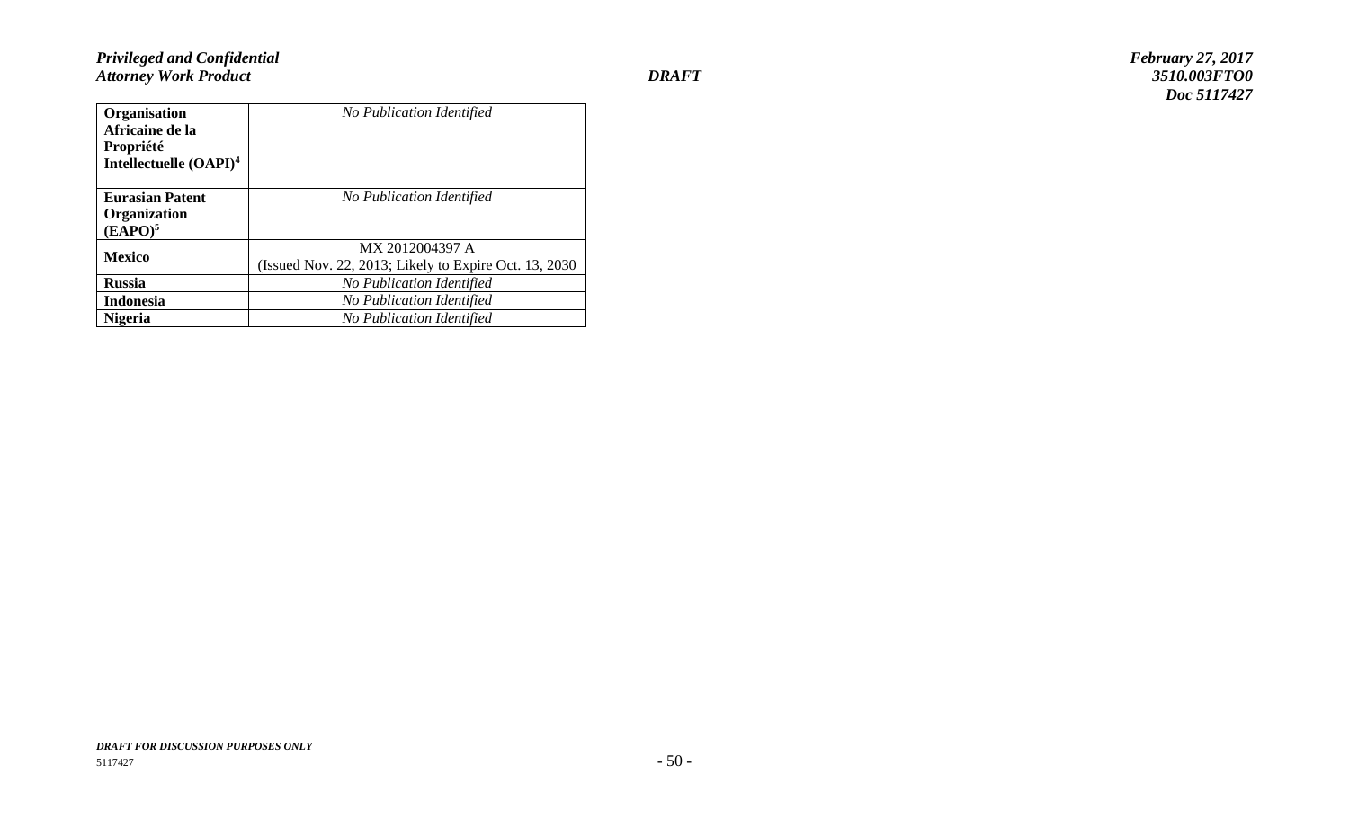| | |
|---|---|
| **Organisation Africaine de la Propriété Intellectuelle (OAPI)**[4] | *No Publication Identified* |
| **Eurasian Patent Organization (EAPO)**[5] | *No Publication Identified* |
| **Mexico** | MX 2012004397 A<br>(Issued Nov. 22, 2013; Likely to Expire Oct. 13, 2030 |
| **Russia** | *No Publication Identified* |
| **Indonesia** | *No Publication Identified* |
| **Nigeria** | *No Publication Identified* |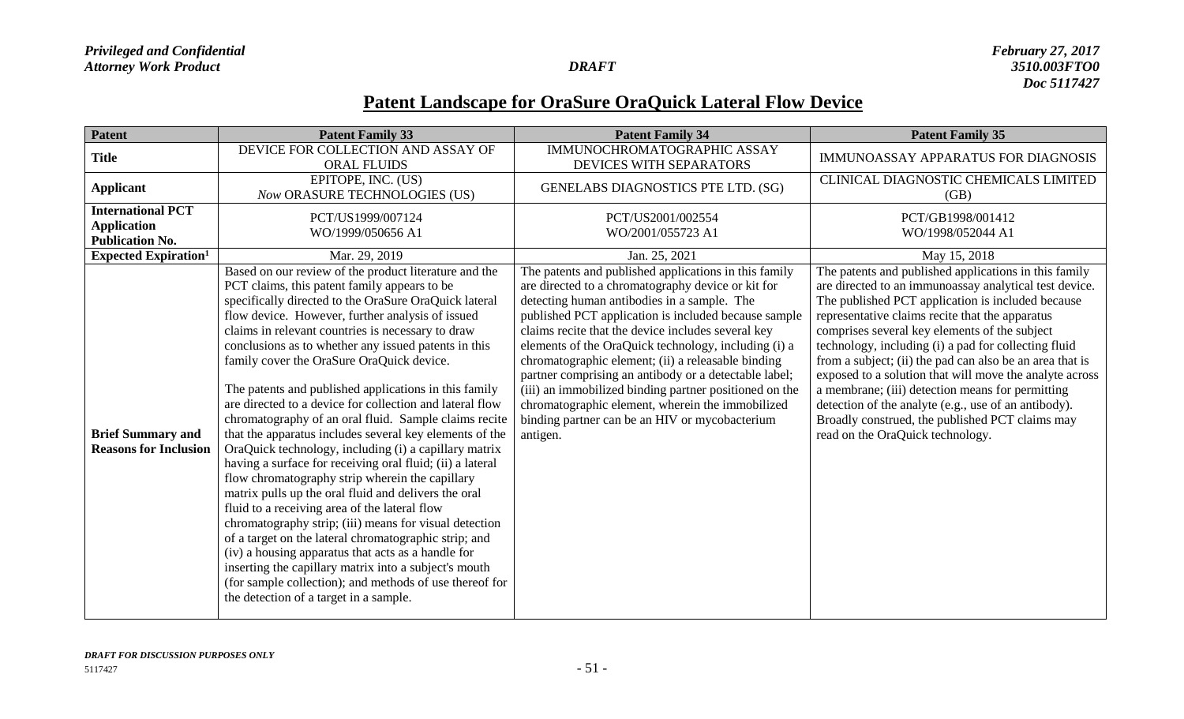# Patent Landscape for OraSure OraQuick Lateral Flow Device

| Patent | Patent Family 33 | Patent Family 34 | Patent Family 35 |
|---|---|---|---|
| **Title** | DEVICE FOR COLLECTION AND ASSAY OF ORAL FLUIDS | IMMUNOCHROMATOGRAPHIC ASSAY DEVICES WITH SEPARATORS | IMMUNOASSAY APPARATUS FOR DIAGNOSIS |
| **Applicant** | EPITOPE, INC. (US) *Now* ORASURE TECHNOLOGIES (US) | GENELABS DIAGNOSTICS PTE LTD. (SG) | CLINICAL DIAGNOSTIC CHEMICALS LIMITED (GB) |
| **International PCT Application Publication No.** | PCT/US1999/007124 WO/1999/050656 A1 | PCT/US2001/002554 WO/2001/055723 A1 | PCT/GB1998/001412 WO/1998/052044 A1 |
| **Expected Expiration[1]** | Mar. 29, 2019 | Jan. 25, 2021 | May 15, 2018 |
| **Brief Summary and Reasons for Inclusion** | Based on our review of the product literature and the PCT claims, this patent family appears to be specifically directed to the OraSure OraQuick lateral flow device. However, further analysis of issued claims in relevant countries is necessary to draw conclusions as to whether any issued patents in this family cover the OraSure OraQuick device.<br><br>The patents and published applications in this family are directed to a device for collection and lateral flow chromatography of an oral fluid. Sample claims recite that the apparatus includes several key elements of the OraQuick technology, including (i) a capillary matrix having a surface for receiving oral fluid; (ii) a lateral flow chromatography strip wherein the capillary matrix pulls up the oral fluid and delivers the oral fluid to a receiving area of the lateral flow chromatography strip; (iii) means for visual detection of a target on the lateral chromatographic strip; and (iv) a housing apparatus that acts as a handle for inserting the capillary matrix into a subject's mouth (for sample collection); and methods of use thereof for the detection of a target in a sample. | The patents and published applications in this family are directed to a chromatography device or kit for detecting human antibodies in a sample. The published PCT application is included because sample claims recite that the device includes several key elements of the OraQuick technology, including (i) a chromatographic element; (ii) a releasable binding partner comprising an antibody or a detectable label; (iii) an immobilized binding partner positioned on the chromatographic element, wherein the immobilized binding partner can be an HIV or mycobacterium antigen. | The patents and published applications in this family are directed to an immunoassay analytical test device. The published PCT application is included because representative claims recite that the apparatus comprises several key elements of the subject technology, including (i) a pad for collecting fluid from a subject; (ii) the pad can also be an area that is exposed to a solution that will move the analyte across a membrane; (iii) detection means for permitting detection of the analyte (e.g., use of an antibody). Broadly construed, the published PCT claims may read on the OraQuick technology. |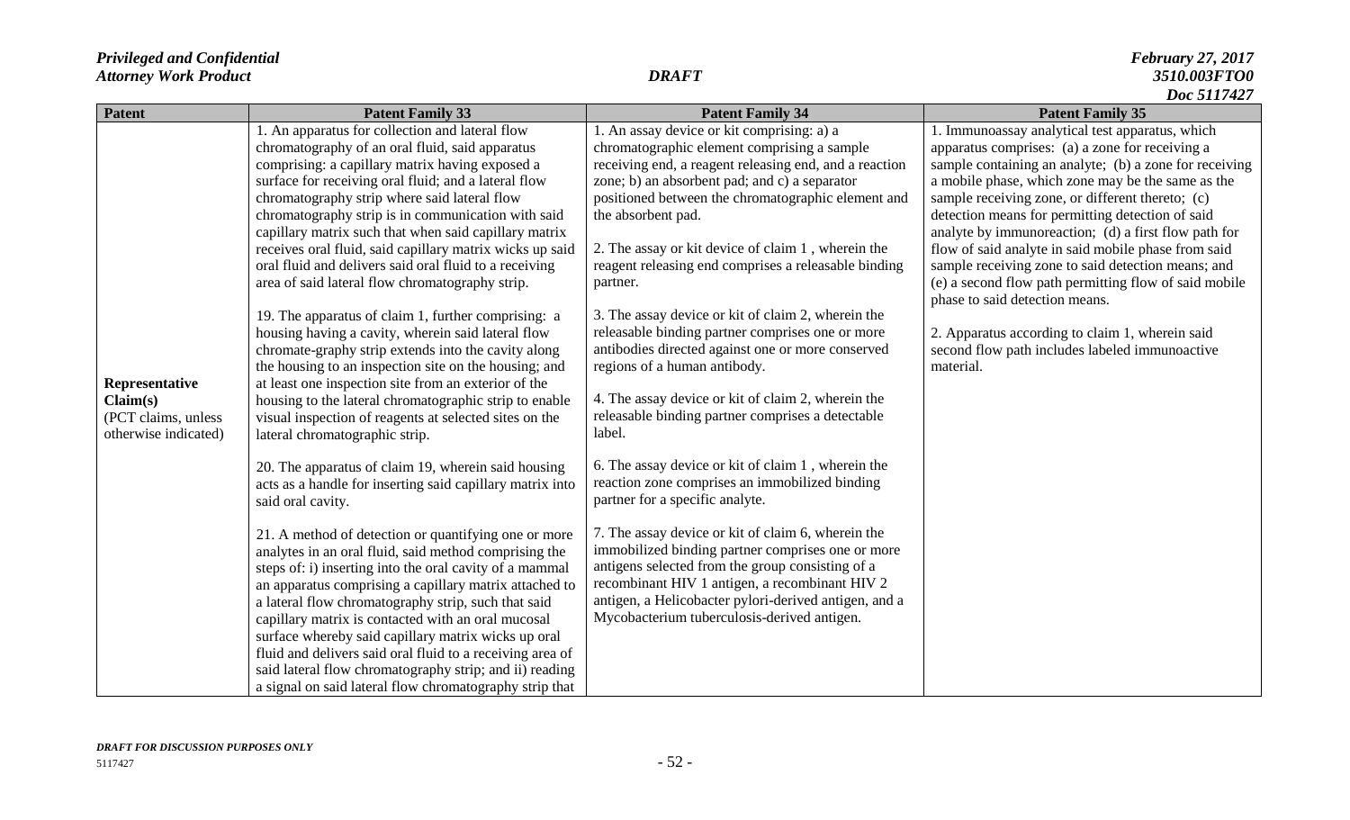| Patent | Patent Family 33 | Patent Family 34 | Patent Family 35 |
| --- | --- | --- | --- |
| Representative Claim(s) (PCT claims, unless otherwise indicated) | 1. An apparatus for collection and lateral flow chromatography of an oral fluid, said apparatus comprising: a capillary matrix having exposed a surface for receiving oral fluid; and a lateral flow chromatography strip where said lateral flow chromatography strip is in communication with said capillary matrix such that when said capillary matrix receives oral fluid, said capillary matrix wicks up said oral fluid and delivers said oral fluid to a receiving area of said lateral flow chromatography strip.<br><br>19. The apparatus of claim 1, further comprising: a housing having a cavity, wherein said lateral flow chromate-graphy strip extends into the cavity along the housing to an inspection site on the housing; and at least one inspection site from an exterior of the housing to the lateral chromatographic strip to enable visual inspection of reagents at selected sites on the lateral chromatographic strip.<br><br>20. The apparatus of claim 19, wherein said housing acts as a handle for inserting said capillary matrix into said oral cavity.<br><br>21. A method of detection or quantifying one or more analytes in an oral fluid, said method comprising the steps of: i) inserting into the oral cavity of a mammal an apparatus comprising a capillary matrix attached to a lateral flow chromatography strip, such that said capillary matrix is contacted with an oral mucosal surface whereby said capillary matrix wicks up oral fluid and delivers said oral fluid to a receiving area of said lateral flow chromatography strip; and ii) reading a signal on said lateral flow chromatography strip that | 1. An assay device or kit comprising: a) a chromatographic element comprising a sample receiving end, a reagent releasing end, and a reaction zone; b) an absorbent pad; and c) a separator positioned between the chromatographic element and the absorbent pad.<br><br>2. The assay or kit device of claim 1 , wherein the reagent releasing end comprises a releasable binding partner.<br><br>3. The assay device or kit of claim 2, wherein the releasable binding partner comprises one or more antibodies directed against one or more conserved regions of a human antibody.<br><br>4. The assay device or kit of claim 2, wherein the releasable binding partner comprises a detectable label.<br><br>6. The assay device or kit of claim 1 , wherein the reaction zone comprises an immobilized binding partner for a specific analyte.<br><br>7. The assay device or kit of claim 6, wherein the immobilized binding partner comprises one or more antigens selected from the group consisting of a recombinant HIV 1 antigen, a recombinant HIV 2 antigen, a Helicobacter pylori-derived antigen, and a Mycobacterium tuberculosis-derived antigen. | 1. Immunoassay analytical test apparatus, which apparatus comprises: (a) a zone for receiving a sample containing an analyte; (b) a zone for receiving a mobile phase, which zone may be the same as the sample receiving zone, or different thereto; (c) detection means for permitting detection of said analyte by immunoreaction; (d) a first flow path for flow of said analyte in said mobile phase from said sample receiving zone to said detection means; and (e) a second flow path permitting flow of said mobile phase to said detection means.<br><br>2. Apparatus according to claim 1, wherein said second flow path includes labeled immunoactive material. |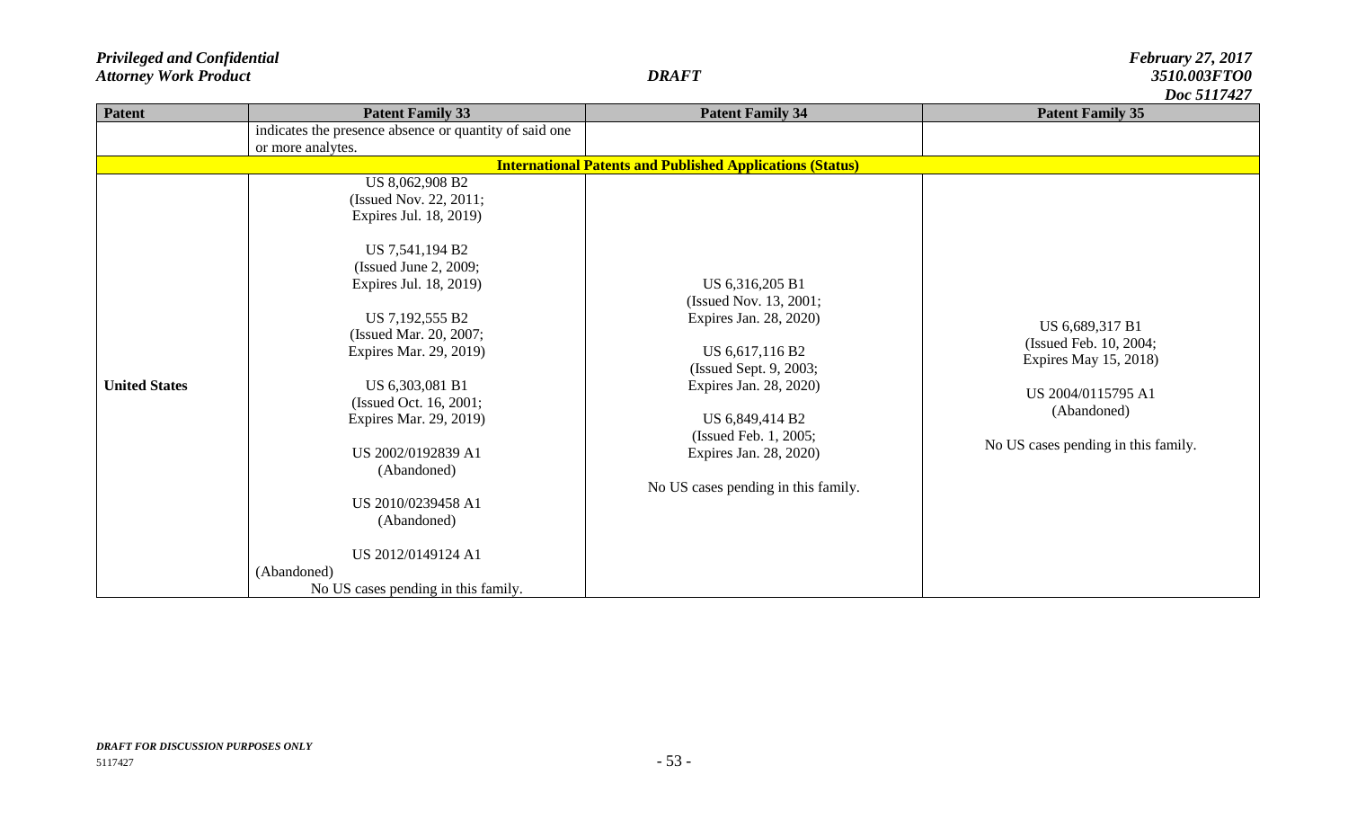| Patent | Patent Family 33 | Patent Family 34 | Patent Family 35 |
|---|---|---|---|
| | indicates the presence absence or quantity of said one or more analytes. | | |
| **International Patents and Published Applications (Status)** | | | |
| **United States** | US 8,062,908 B2<br>(Issued Nov. 22, 2011;<br>Expires Jul. 18, 2019)<br><br>US 7,541,194 B2<br>(Issued June 2, 2009;<br>Expires Jul. 18, 2019)<br><br>US 7,192,555 B2<br>(Issued Mar. 20, 2007;<br>Expires Mar. 29, 2019)<br><br>US 6,303,081 B1<br>(Issued Oct. 16, 2001;<br>Expires Mar. 29, 2019)<br><br>US 2002/0192839 A1<br>(Abandoned)<br><br>US 2010/0239458 A1<br>(Abandoned)<br><br>US 2012/0149124 A1<br>(Abandoned)<br>No US cases pending in this family. | US 6,316,205 B1<br>(Issued Nov. 13, 2001;<br>Expires Jan. 28, 2020)<br><br>US 6,617,116 B2<br>(Issued Sept. 9, 2003;<br>Expires Jan. 28, 2020)<br><br>US 6,849,414 B2<br>(Issued Feb. 1, 2005;<br>Expires Jan. 28, 2020)<br><br>No US cases pending in this family. | US 6,689,317 B1<br>(Issued Feb. 10, 2004;<br>Expires May 15, 2018)<br><br>US 2004/0115795 A1<br>(Abandoned)<br><br>No US cases pending in this family. |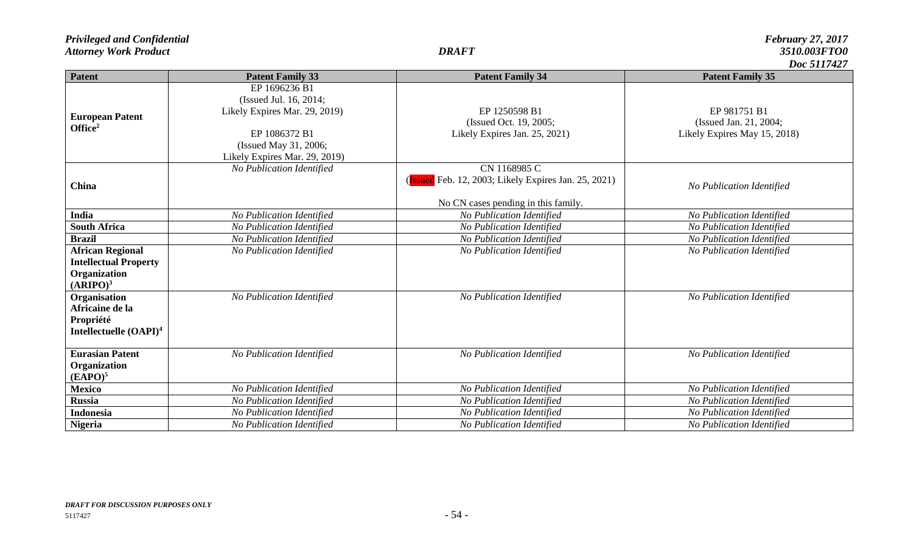| Patent | Patent Family 33 | Patent Family 34 | Patent Family 35 |
|---|---|---|---|
| **European Patent Office**[2] | EP 1696236 B1 (Issued Jul. 16, 2014; Likely Expires Mar. 29, 2019)<br><br>EP 1086372 B1 (Issued May 31, 2006; Likely Expires Mar. 29, 2019) | EP 1250598 B1 (Issued Oct. 19, 2005; Likely Expires Jan. 25, 2021) | EP 981751 B1 (Issued Jan. 21, 2004; Likely Expires May 15, 2018) |
| **China** | *No Publication Identified* | CN 1168985 C (Issued Feb. 12, 2003; Likely Expires Jan. 25, 2021)<br><br>No CN cases pending in this family. | *No Publication Identified* |
| **India** | *No Publication Identified* | *No Publication Identified* | *No Publication Identified* |
| **South Africa** | *No Publication Identified* | *No Publication Identified* | *No Publication Identified* |
| **Brazil** | *No Publication Identified* | *No Publication Identified* | *No Publication Identified* |
| **African Regional Intellectual Property Organization (ARIPO)**[3] | *No Publication Identified* | *No Publication Identified* | *No Publication Identified* |
| **Organisation Africaine de la Propriété Intellectuelle (OAPI)**[4] | *No Publication Identified* | *No Publication Identified* | *No Publication Identified* |
| **Eurasian Patent Organization (EAPO)**[5] | *No Publication Identified* | *No Publication Identified* | *No Publication Identified* |
| **Mexico** | *No Publication Identified* | *No Publication Identified* | *No Publication Identified* |
| **Russia** | *No Publication Identified* | *No Publication Identified* | *No Publication Identified* |
| **Indonesia** | *No Publication Identified* | *No Publication Identified* | *No Publication Identified* |
| **Nigeria** | *No Publication Identified* | *No Publication Identified* | *No Publication Identified* |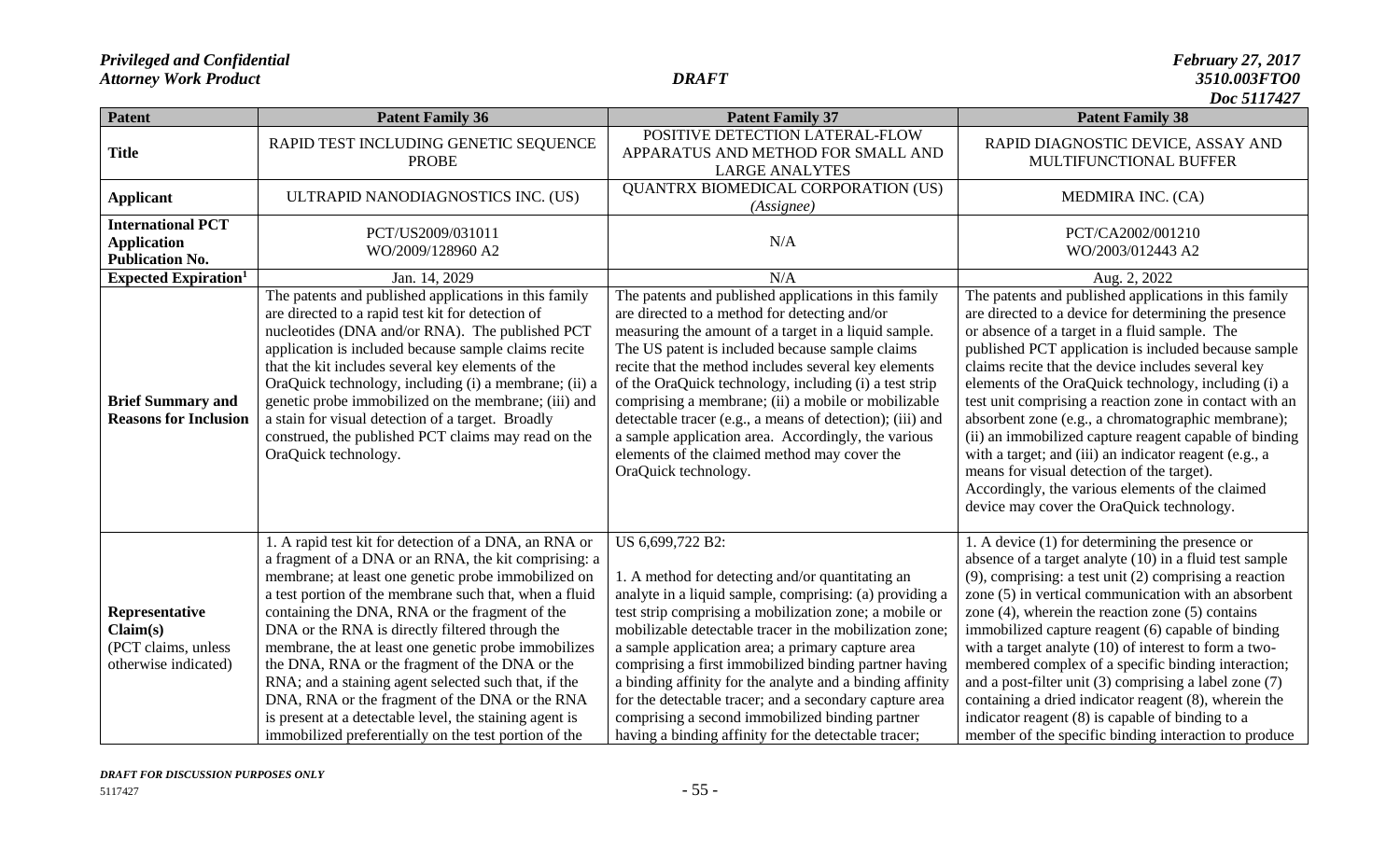| Patent | Patent Family 36 | Patent Family 37 | Patent Family 38 |
|---|---|---|---|
| **Title** | RAPID TEST INCLUDING GENETIC SEQUENCE PROBE | POSITIVE DETECTION LATERAL-FLOW APPARATUS AND METHOD FOR SMALL AND LARGE ANALYTES | RAPID DIAGNOSTIC DEVICE, ASSAY AND MULTIFUNCTIONAL BUFFER |
| **Applicant** | ULTRAPID NANODIAGNOSTICS INC. (US) | QUANTRX BIOMEDICAL CORPORATION (US) *(Assignee)* | MEDMIRA INC. (CA) |
| **International PCT Application Publication No.** | PCT/US2009/031011 WO/2009/128960 A2 | N/A | PCT/CA2002/001210 WO/2003/012443 A2 |
| **Expected Expiration[1]** | Jan. 14, 2029 | N/A | Aug. 2, 2022 |
| **Brief Summary and Reasons for Inclusion** | The patents and published applications in this family are directed to a rapid test kit for detection of nucleotides (DNA and/or RNA). The published PCT application is included because sample claims recite that the kit includes several key elements of the OraQuick technology, including (i) a membrane; (ii) a genetic probe immobilized on the membrane; (iii) and a stain for visual detection of a target. Broadly construed, the published PCT claims may read on the OraQuick technology. | The patents and published applications in this family are directed to a method for detecting and/or measuring the amount of a target in a liquid sample. The US patent is included because sample claims recite that the method includes several key elements of the OraQuick technology, including (i) a test strip comprising a membrane; (ii) a mobile or mobilizable detectable tracer (e.g., a means of detection); (iii) and a sample application area. Accordingly, the various elements of the claimed method may cover the OraQuick technology. | The patents and published applications in this family are directed to a device for determining the presence or absence of a target in a fluid sample. The published PCT application is included because sample claims recite that the device includes several key elements of the OraQuick technology, including (i) a test unit comprising a reaction zone in contact with an absorbent zone (e.g., a chromatographic membrane); (ii) an immobilized capture reagent capable of binding with a target; and (iii) an indicator reagent (e.g., a means for visual detection of the target). Accordingly, the various elements of the claimed device may cover the OraQuick technology. |
| **Representative Claim(s)** (PCT claims, unless otherwise indicated) | 1. A rapid test kit for detection of a DNA, an RNA or a fragment of a DNA or an RNA, the kit comprising: a membrane; at least one genetic probe immobilized on a test portion of the membrane such that, when a fluid containing the DNA, RNA or the fragment of the DNA or the RNA is directly filtered through the membrane, the at least one genetic probe immobilizes the DNA, RNA or the fragment of the DNA or the RNA; and a staining agent selected such that, if the DNA, RNA or the fragment of the DNA or the RNA is present at a detectable level, the staining agent is immobilized preferentially on the test portion of the | US 6,699,722 B2:<br><br>1. A method for detecting and/or quantitating an analyte in a liquid sample, comprising: (a) providing a test strip comprising a mobilization zone; a mobile or mobilizable detectable tracer in the mobilization zone; a sample application area; a primary capture area comprising a first immobilized binding partner having a binding affinity for the analyte and a binding affinity for the detectable tracer; and a secondary capture area comprising a second immobilized binding partner having a binding affinity for the detectable tracer; | 1. A device (1) for determining the presence or absence of a target analyte (10) in a fluid test sample (9), comprising: a test unit (2) comprising a reaction zone (5) in vertical communication with an absorbent zone (4), wherein the reaction zone (5) contains immobilized capture reagent (6) capable of binding with a target analyte (10) of interest to form a two-membered complex of a specific binding interaction; and a post-filter unit (3) comprising a label zone (7) containing a dried indicator reagent (8), wherein the indicator reagent (8) is capable of binding to a member of the specific binding interaction to produce |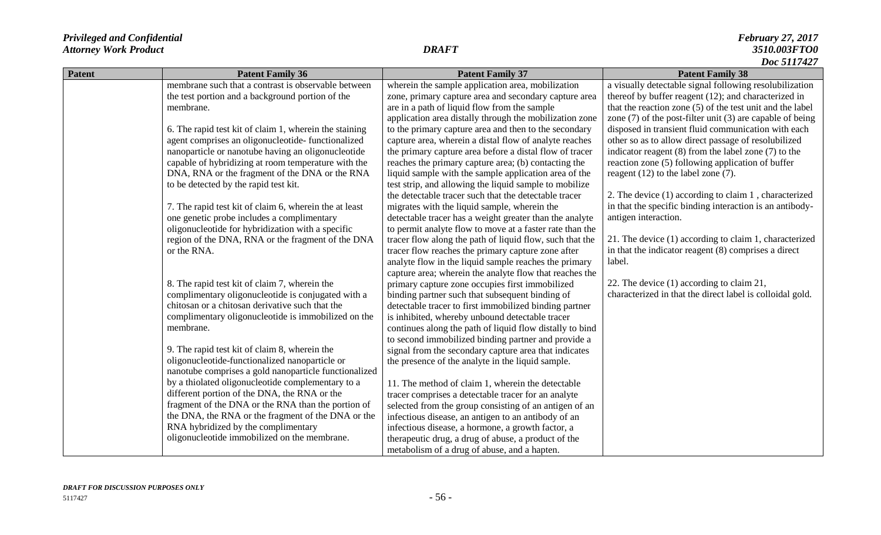| Patent | Patent Family 36 | Patent Family 37 | Patent Family 38 |
|---|---|---|---|
| | membrane such that a contrast is observable between the test portion and a background portion of the membrane.<br><br>6. The rapid test kit of claim 1, wherein the staining agent comprises an oligonucleotide- functionalized nanoparticle or nanotube having an oligonucleotide capable of hybridizing at room temperature with the DNA, RNA or the fragment of the DNA or the RNA to be detected by the rapid test kit.<br><br>7. The rapid test kit of claim 6, wherein the at least one genetic probe includes a complimentary oligonucleotide for hybridization with a specific region of the DNA, RNA or the fragment of the DNA or the RNA.<br><br>8. The rapid test kit of claim 7, wherein the complimentary oligonucleotide is conjugated with a chitosan or a chitosan derivative such that the complimentary oligonucleotide is immobilized on the membrane.<br><br>9. The rapid test kit of claim 8, wherein the oligonucleotide-functionalized nanoparticle or nanotube comprises a gold nanoparticle functionalized by a thiolated oligonucleotide complementary to a different portion of the DNA, the RNA or the fragment of the DNA or the RNA than the portion of the DNA, the RNA or the fragment of the DNA or the RNA hybridized by the complimentary oligonucleotide immobilized on the membrane. | wherein the sample application area, mobilization zone, primary capture area and secondary capture area are in a path of liquid flow from the sample application area distally through the mobilization zone to the primary capture area and then to the secondary capture area, wherein a distal flow of analyte reaches the primary capture area before a distal flow of tracer reaches the primary capture area; (b) contacting the liquid sample with the sample application area of the test strip, and allowing the liquid sample to mobilize the detectable tracer such that the detectable tracer migrates with the liquid sample, wherein the detectable tracer has a weight greater than the analyte to permit analyte flow to move at a faster rate than the tracer flow along the path of liquid flow, such that the tracer flow reaches the primary capture zone after analyte flow in the liquid sample reaches the primary capture area; wherein the analyte flow that reaches the primary capture zone occupies first immobilized binding partner such that subsequent binding of detectable tracer to first immobilized binding partner is inhibited, whereby unbound detectable tracer continues along the path of liquid flow distally to bind to second immobilized binding partner and provide a signal from the secondary capture area that indicates the presence of the analyte in the liquid sample.<br><br>11. The method of claim 1, wherein the detectable tracer comprises a detectable tracer for an analyte selected from the group consisting of an antigen of an infectious disease, an antigen to an antibody of an infectious disease, a hormone, a growth factor, a therapeutic drug, a drug of abuse, a product of the metabolism of a drug of abuse, and a hapten. | a visually detectable signal following resolubilization thereof by buffer reagent (12); and characterized in that the reaction zone (5) of the test unit and the label zone (7) of the post-filter unit (3) are capable of being disposed in transient fluid communication with each other so as to allow direct passage of resolubilized indicator reagent (8) from the label zone (7) to the reaction zone (5) following application of buffer reagent (12) to the label zone (7).<br><br>2. The device (1) according to claim 1 , characterized in that the specific binding interaction is an antibody-antigen interaction.<br><br>21. The device (1) according to claim 1, characterized in that the indicator reagent (8) comprises a direct label.<br><br>22. The device (1) according to claim 21, characterized in that the direct label is colloidal gold. |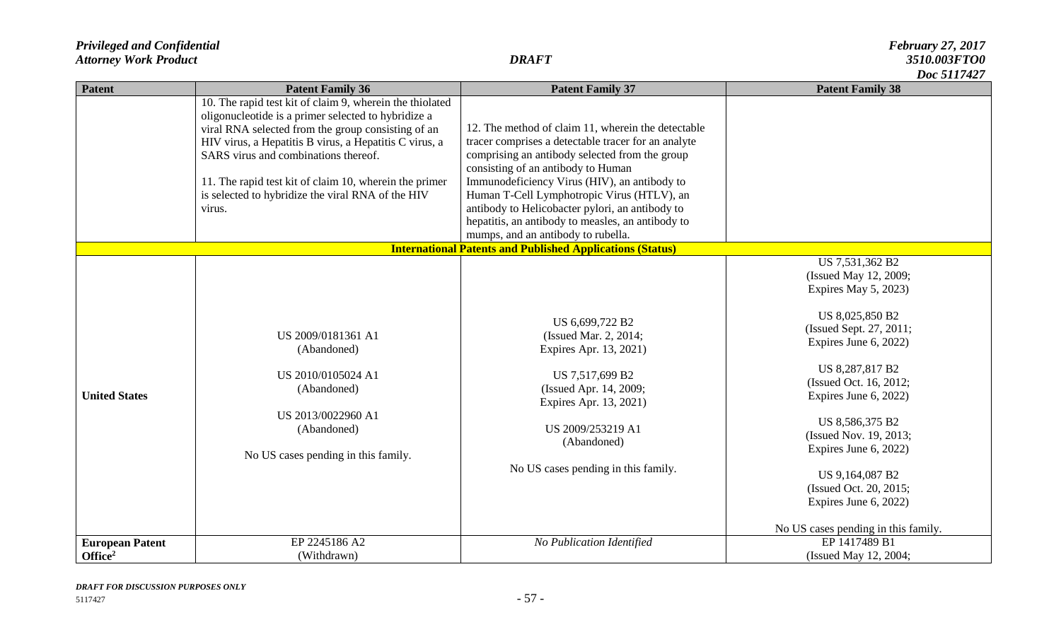| Patent | Patent Family 36 | Patent Family 37 | Patent Family 38 |
|---|---|---|---|
| | 10. The rapid test kit of claim 9, wherein the thiolated oligonucleotide is a primer selected to hybridize a viral RNA selected from the group consisting of an HIV virus, a Hepatitis B virus, a Hepatitis C virus, a SARS virus and combinations thereof.<br><br>11. The rapid test kit of claim 10, wherein the primer is selected to hybridize the viral RNA of the HIV virus. | 12. The method of claim 11, wherein the detectable tracer comprises a detectable tracer for an analyte comprising an antibody selected from the group consisting of an antibody to Human Immunodeficiency Virus (HIV), an antibody to Human T-Cell Lymphotropic Virus (HTLV), an antibody to Helicobacter pylori, an antibody to hepatitis, an antibody to measles, an antibody to mumps, and an antibody to rubella. | |
| **International Patents and Published Applications (Status)** | | | |
| **United States** | US 2009/0181361 A1<br>(Abandoned)<br><br>US 2010/0105024 A1<br>(Abandoned)<br><br>US 2013/0022960 A1<br>(Abandoned)<br><br>No US cases pending in this family. | US 6,699,722 B2<br>(Issued Mar. 2, 2014;<br>Expires Apr. 13, 2021)<br><br>US 7,517,699 B2<br>(Issued Apr. 14, 2009;<br>Expires Apr. 13, 2021)<br><br>US 2009/253219 A1<br>(Abandoned)<br><br>No US cases pending in this family. | US 7,531,362 B2<br>(Issued May 12, 2009;<br>Expires May 5, 2023)<br><br>US 8,025,850 B2<br>(Issued Sept. 27, 2011;<br>Expires June 6, 2022)<br><br>US 8,287,817 B2<br>(Issued Oct. 16, 2012;<br>Expires June 6, 2022)<br><br>US 8,586,375 B2<br>(Issued Nov. 19, 2013;<br>Expires June 6, 2022)<br><br>US 9,164,087 B2<br>(Issued Oct. 20, 2015;<br>Expires June 6, 2022)<br><br>No US cases pending in this family. |
| **European Patent Office**[2] | EP 2245186 A2<br>(Withdrawn) | *No Publication Identified* | EP 1417489 B1<br>(Issued May 12, 2004; |

*DRAFT FOR DISCUSSION PURPOSES ONLY*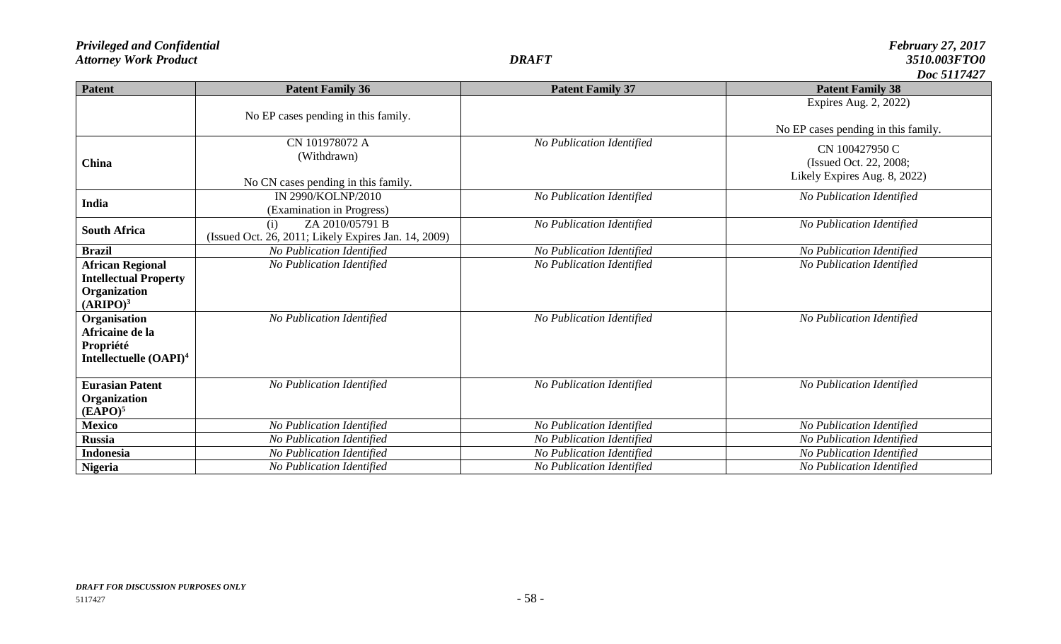| Patent | Patent Family 36 | Patent Family 37 | Patent Family 38 |
|---|---|---|---|
| | No EP cases pending in this family. | | Expires Aug. 2, 2022)<br><br>No EP cases pending in this family. |
| **China** | CN 101978072 A<br>(Withdrawn)<br><br>No CN cases pending in this family. | *No Publication Identified* | CN 100427950 C<br>(Issued Oct. 22, 2008;<br>Likely Expires Aug. 8, 2022) |
| **India** | IN 2990/KOLNP/2010<br>(Examination in Progress) | *No Publication Identified* | *No Publication Identified* |
| **South Africa** | (i) ZA 2010/05791 B<br>(Issued Oct. 26, 2011; Likely Expires Jan. 14, 2009) | *No Publication Identified* | *No Publication Identified* |
| **Brazil** | *No Publication Identified* | *No Publication Identified* | *No Publication Identified* |
| **African Regional Intellectual Property Organization (ARIPO)**[3] | *No Publication Identified* | *No Publication Identified* | *No Publication Identified* |
| **Organisation Africaine de la Propriété Intellectuelle (OAPI)**[4] | *No Publication Identified* | *No Publication Identified* | *No Publication Identified* |
| **Eurasian Patent Organization (EAPO)**[5] | *No Publication Identified* | *No Publication Identified* | *No Publication Identified* |
| **Mexico** | *No Publication Identified* | *No Publication Identified* | *No Publication Identified* |
| **Russia** | *No Publication Identified* | *No Publication Identified* | *No Publication Identified* |
| **Indonesia** | *No Publication Identified* | *No Publication Identified* | *No Publication Identified* |
| **Nigeria** | *No Publication Identified* | *No Publication Identified* | *No Publication Identified* |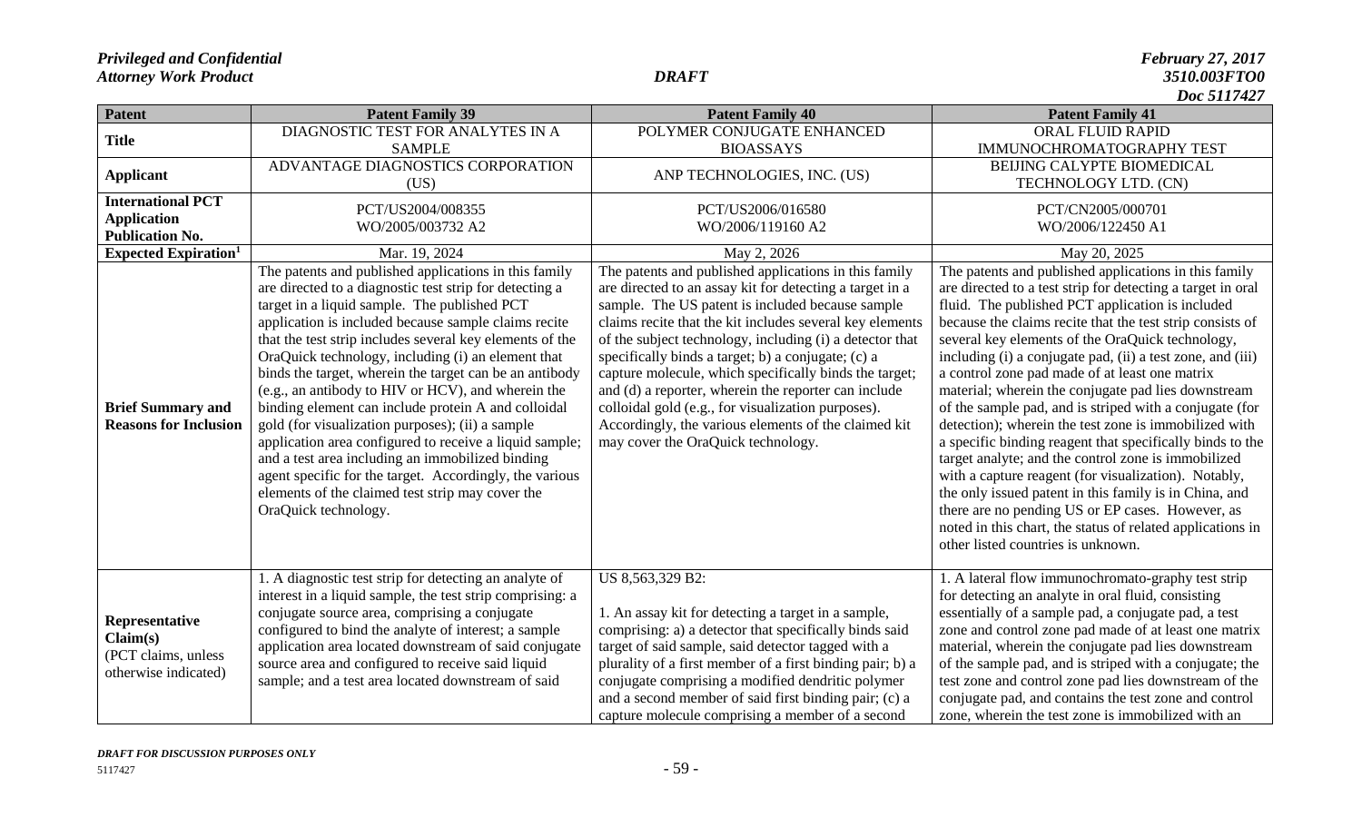| Patent | Patent Family 39 | Patent Family 40 | Patent Family 41 |
|---|---|---|---|
| **Title** | DIAGNOSTIC TEST FOR ANALYTES IN A SAMPLE | POLYMER CONJUGATE ENHANCED BIOASSAYS | ORAL FLUID RAPID IMMUNOCHROMATOGRAPHY TEST |
| **Applicant** | ADVANTAGE DIAGNOSTICS CORPORATION (US) | ANP TECHNOLOGIES, INC. (US) | BEIJING CALYPTE BIOMEDICAL TECHNOLOGY LTD. (CN) |
| **International PCT Application Publication No.** | PCT/US2004/008355 WO/2005/003732 A2 | PCT/US2006/016580 WO/2006/119160 A2 | PCT/CN2005/000701 WO/2006/122450 A1 |
| **Expected Expiration[1]** | Mar. 19, 2024 | May 2, 2026 | May 20, 2025 |
| **Brief Summary and Reasons for Inclusion** | The patents and published applications in this family are directed to a diagnostic test strip for detecting a target in a liquid sample. The published PCT application is included because sample claims recite that the test strip includes several key elements of the OraQuick technology, including (i) an element that binds the target, wherein the target can be an antibody (e.g., an antibody to HIV or HCV), and wherein the binding element can include protein A and colloidal gold (for visualization purposes); (ii) a sample application area configured to receive a liquid sample; and a test area including an immobilized binding agent specific for the target. Accordingly, the various elements of the claimed test strip may cover the OraQuick technology. | The patents and published applications in this family are directed to an assay kit for detecting a target in a sample. The US patent is included because sample claims recite that the kit includes several key elements of the subject technology, including (i) a detector that specifically binds a target; b) a conjugate; (c) a capture molecule, which specifically binds the target; and (d) a reporter, wherein the reporter can include colloidal gold (e.g., for visualization purposes). Accordingly, the various elements of the claimed kit may cover the OraQuick technology. | The patents and published applications in this family are directed to a test strip for detecting a target in oral fluid. The published PCT application is included because the claims recite that the test strip consists of several key elements of the OraQuick technology, including (i) a conjugate pad, (ii) a test zone, and (iii) a control zone pad made of at least one matrix material; wherein the conjugate pad lies downstream of the sample pad, and is striped with a conjugate (for detection); wherein the test zone is immobilized with a specific binding reagent that specifically binds to the target analyte; and the control zone is immobilized with a capture reagent (for visualization). Notably, the only issued patent in this family is in China, and there are no pending US or EP cases. However, as noted in this chart, the status of related applications in other listed countries is unknown. |
| **Representative Claim(s)** (PCT claims, unless otherwise indicated) | 1. A diagnostic test strip for detecting an analyte of interest in a liquid sample, the test strip comprising: a conjugate source area, comprising a conjugate configured to bind the analyte of interest; a sample application area located downstream of said conjugate source area and configured to receive said liquid sample; and a test area located downstream of said | US 8,563,329 B2:<br><br>1. An assay kit for detecting a target in a sample, comprising: a) a detector that specifically binds said target of said sample, said detector tagged with a plurality of a first member of a first binding pair; b) a conjugate comprising a modified dendritic polymer and a second member of said first binding pair; (c) a capture molecule comprising a member of a second | 1. A lateral flow immunochromato-graphy test strip for detecting an analyte in oral fluid, consisting essentially of a sample pad, a conjugate pad, a test zone and control zone pad made of at least one matrix material, wherein the conjugate pad lies downstream of the sample pad, and is striped with a conjugate; the test zone and control zone pad lies downstream of the conjugate pad, and contains the test zone and control zone, wherein the test zone is immobilized with an |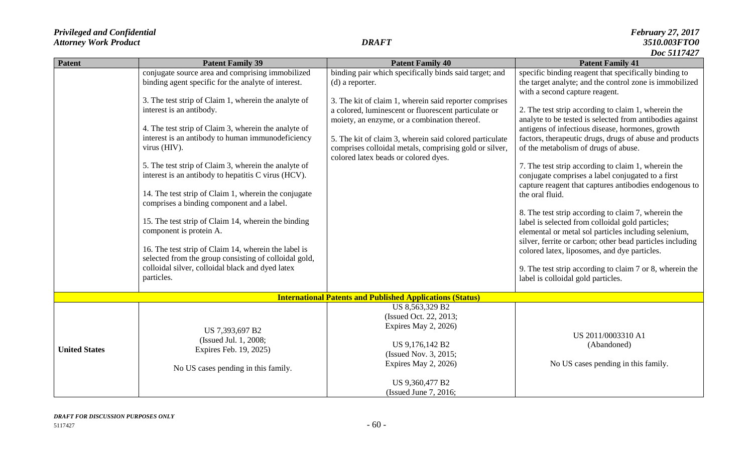| Patent | Patent Family 39 | Patent Family 40 | Patent Family 41 |
|---|---|---|---|
| | conjugate source area and comprising immobilized binding agent specific for the analyte of interest.<br><br>3. The test strip of Claim 1, wherein the analyte of interest is an antibody.<br><br>4. The test strip of Claim 3, wherein the analyte of interest is an antibody to human immunodeficiency virus (HIV).<br><br>5. The test strip of Claim 3, wherein the analyte of interest is an antibody to hepatitis C virus (HCV).<br><br>14. The test strip of Claim 1, wherein the conjugate comprises a binding component and a label.<br><br>15. The test strip of Claim 14, wherein the binding component is protein A.<br><br>16. The test strip of Claim 14, wherein the label is selected from the group consisting of colloidal gold, colloidal silver, colloidal black and dyed latex particles. | binding pair which specifically binds said target; and (d) a reporter.<br><br>3. The kit of claim 1, wherein said reporter comprises a colored, luminescent or fluorescent particulate or moiety, an enzyme, or a combination thereof.<br><br>5. The kit of claim 3, wherein said colored particulate comprises colloidal metals, comprising gold or silver, colored latex beads or colored dyes. | specific binding reagent that specifically binding to the target analyte; and the control zone is immobilized with a second capture reagent.<br><br>2. The test strip according to claim 1, wherein the analyte to be tested is selected from antibodies against antigens of infectious disease, hormones, growth factors, therapeutic drugs, drugs of abuse and products of the metabolism of drugs of abuse.<br><br>7. The test strip according to claim 1, wherein the conjugate comprises a label conjugated to a first capture reagent that captures antibodies endogenous to the oral fluid.<br><br>8. The test strip according to claim 7, wherein the label is selected from colloidal gold particles; elemental or metal sol particles including selenium, silver, ferrite or carbon; other bead particles including colored latex, liposomes, and dye particles.<br><br>9. The test strip according to claim 7 or 8, wherein the label is colloidal gold particles. |
| **International Patents and Published Applications (Status)** | | | |
| **United States** | US 7,393,697 B2<br>(Issued Jul. 1, 2008;<br>Expires Feb. 19, 2025)<br><br>No US cases pending in this family. | US 8,563,329 B2<br>(Issued Oct. 22, 2013;<br>Expires May 2, 2026)<br><br>US 9,176,142 B2<br>(Issued Nov. 3, 2015;<br>Expires May 2, 2026)<br><br>US 9,360,477 B2<br>(Issued June 7, 2016; | US 2011/0003310 A1<br>(Abandoned)<br><br>No US cases pending in this family. |

*DRAFT FOR DISCUSSION PURPOSES ONLY*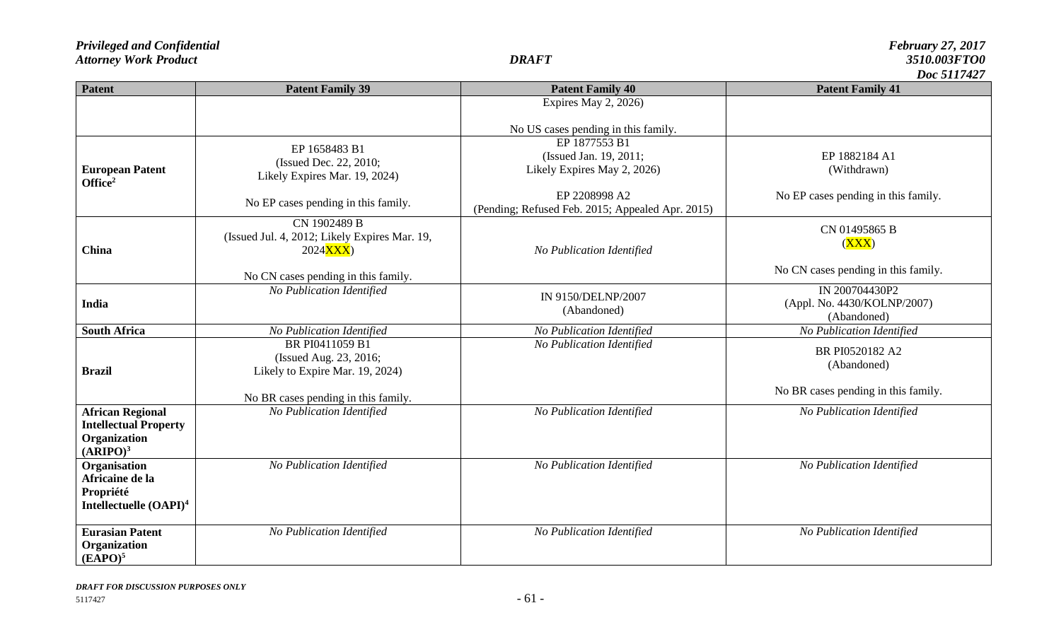| Patent | Patent Family 39 | Patent Family 40 | Patent Family 41 |
|---|---|---|---|
| | | Expires May 2, 2026)<br><br>No US cases pending in this family. | |
| **European Patent Office**[2] | EP 1658483 B1<br>(Issued Dec. 22, 2010;<br>Likely Expires Mar. 19, 2024)<br><br>No EP cases pending in this family. | EP 1877553 B1<br>(Issued Jan. 19, 2011;<br>Likely Expires May 2, 2026)<br><br>EP 2208998 A2<br>(Pending; Refused Feb. 2015; Appealed Apr. 2015) | EP 1882184 A1<br>(Withdrawn)<br><br>No EP cases pending in this family. |
| **China** | CN 1902489 B<br>(Issued Jul. 4, 2012; Likely Expires Mar. 19, 2024XXX)<br><br>No CN cases pending in this family. | *No Publication Identified* | CN 01495865 B<br>(XXX)<br><br>No CN cases pending in this family. |
| **India** | *No Publication Identified* | IN 9150/DELNP/2007<br>(Abandoned) | IN 200704430P2<br>(Appl. No. 4430/KOLNP/2007)<br>(Abandoned) |
| **South Africa** | *No Publication Identified* | *No Publication Identified* | *No Publication Identified* |
| **Brazil** | BR PI0411059 B1<br>(Issued Aug. 23, 2016;<br>Likely to Expire Mar. 19, 2024)<br><br>No BR cases pending in this family. | *No Publication Identified* | BR PI0520182 A2<br>(Abandoned)<br><br>No BR cases pending in this family. |
| **African Regional Intellectual Property Organization (ARIPO)**[3] | *No Publication Identified* | *No Publication Identified* | *No Publication Identified* |
| **Organisation Africaine de la Propriété Intellectuelle (OAPI)**[4] | *No Publication Identified* | *No Publication Identified* | *No Publication Identified* |
| **Eurasian Patent Organization (EAPO)**[5] | *No Publication Identified* | *No Publication Identified* | *No Publication Identified* |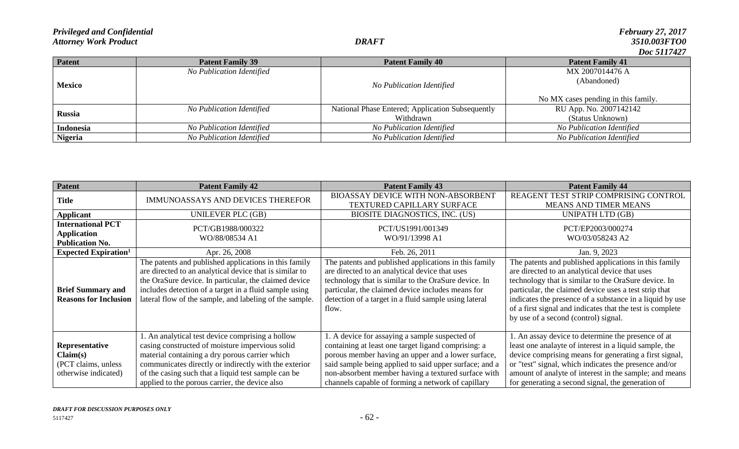| Patent | Patent Family 39 | Patent Family 40 | Patent Family 41 |
|---|---|---|---|
| **Mexico** | *No Publication Identified* | *No Publication Identified* | MX 2007014476 A (Abandoned) No MX cases pending in this family. |
| **Russia** | *No Publication Identified* | National Phase Entered; Application Subsequently Withdrawn | RU App. No. 2007142142 (Status Unknown) |
| **Indonesia** | *No Publication Identified* | *No Publication Identified* | *No Publication Identified* |
| **Nigeria** | *No Publication Identified* | *No Publication Identified* | *No Publication Identified* |

| Patent | Patent Family 42 | Patent Family 43 | Patent Family 44 |
|---|---|---|---|
| **Title** | IMMUNOASSAYS AND DEVICES THEREFOR | BIOASSAY DEVICE WITH NON-ABSORBENT TEXTURED CAPILLARY SURFACE | REAGENT TEST STRIP COMPRISING CONTROL MEANS AND TIMER MEANS |
| **Applicant** | UNILEVER PLC (GB) | BIOSITE DIAGNOSTICS, INC. (US) | UNIPATH LTD (GB) |
| **International PCT Application Publication No.** | PCT/GB1988/000322 WO/88/08534 A1 | PCT/US1991/001349 WO/91/13998 A1 | PCT/EP2003/000274 WO/03/058243 A2 |
| **Expected Expiration**[1] | Apr. 26, 2008 | Feb. 26, 2011 | Jan. 9, 2023 |
| **Brief Summary and Reasons for Inclusion** | The patents and published applications in this family are directed to an analytical device that is similar to the OraSure device. In particular, the claimed device includes detection of a target in a fluid sample using lateral flow of the sample, and labeling of the sample. | The patents and published applications in this family are directed to an analytical device that uses technology that is similar to the OraSure device. In particular, the claimed device includes means for detection of a target in a fluid sample using lateral flow. | The patents and published applications in this family are directed to an analytical device that uses technology that is similar to the OraSure device. In particular, the claimed device uses a test strip that indicates the presence of a substance in a liquid by use of a first signal and indicates that the test is complete by use of a second (control) signal. |
| **Representative Claim(s)** (PCT claims, unless otherwise indicated) | 1. An analytical test device comprising a hollow casing constructed of moisture impervious solid material containing a dry porous carrier which communicates directly or indirectly with the exterior of the casing such that a liquid test sample can be applied to the porous carrier, the device also | 1. A device for assaying a sample suspected of containing at least one target ligand comprising: a porous member having an upper and a lower surface, said sample being applied to said upper surface; and a non-absorbent member having a textured surface with channels capable of forming a network of capillary | 1. An assay device to determine the presence of at least one analayte of interest in a liquid sample, the device comprising means for generating a first signal, or "test" signal, which indicates the presence and/or amount of analyte of interest in the sample; and means for generating a second signal, the generation of |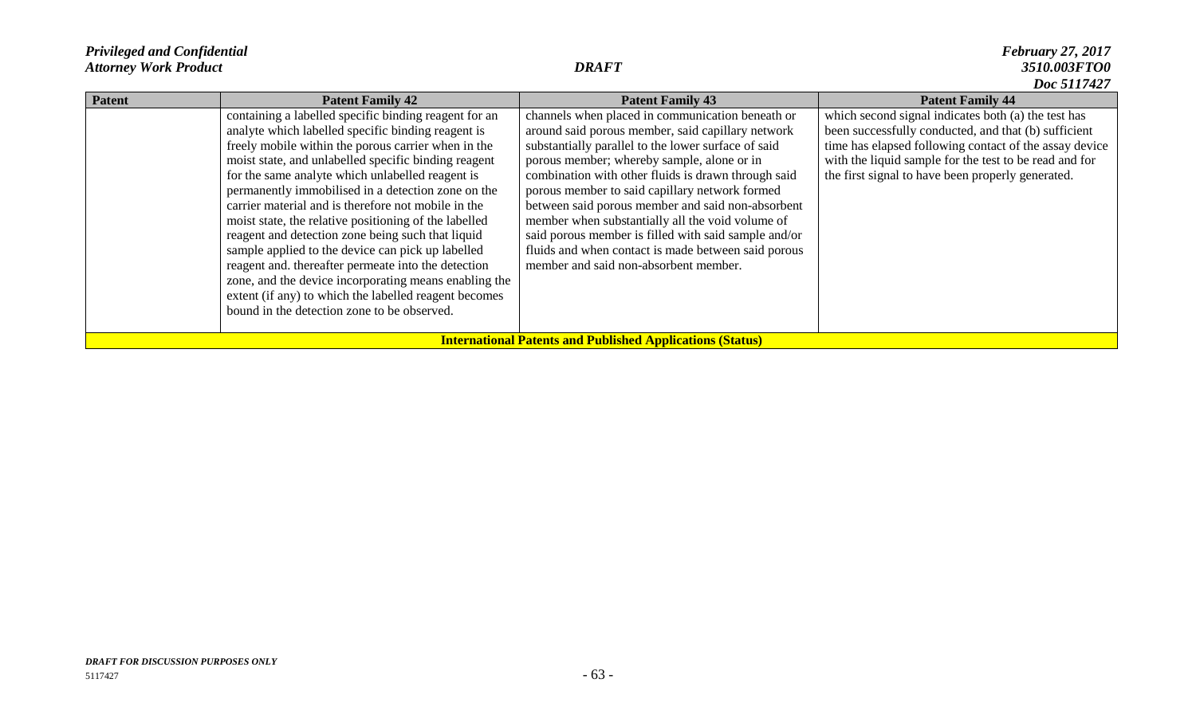| Patent | Patent Family 42 | Patent Family 43 | Patent Family 44 |
|---|---|---|---|
| | containing a labelled specific binding reagent for an analyte which labelled specific binding reagent is freely mobile within the porous carrier when in the moist state, and unlabelled specific binding reagent for the same analyte which unlabelled reagent is permanently immobilised in a detection zone on the carrier material and is therefore not mobile in the moist state, the relative positioning of the labelled reagent and detection zone being such that liquid sample applied to the device can pick up labelled reagent and. thereafter permeate into the detection zone, and the device incorporating means enabling the extent (if any) to which the labelled reagent becomes bound in the detection zone to be observed. | channels when placed in communication beneath or around said porous member, said capillary network substantially parallel to the lower surface of said porous member; whereby sample, alone or in combination with other fluids is drawn through said porous member to said capillary network formed between said porous member and said non-absorbent member when substantially all the void volume of said porous member is filled with said sample and/or fluids and when contact is made between said porous member and said non-absorbent member. | which second signal indicates both (a) the test has been successfully conducted, and that (b) sufficient time has elapsed following contact of the assay device with the liquid sample for the test to be read and for the first signal to have been properly generated. |
| **International Patents and Published Applications (Status)** | | | |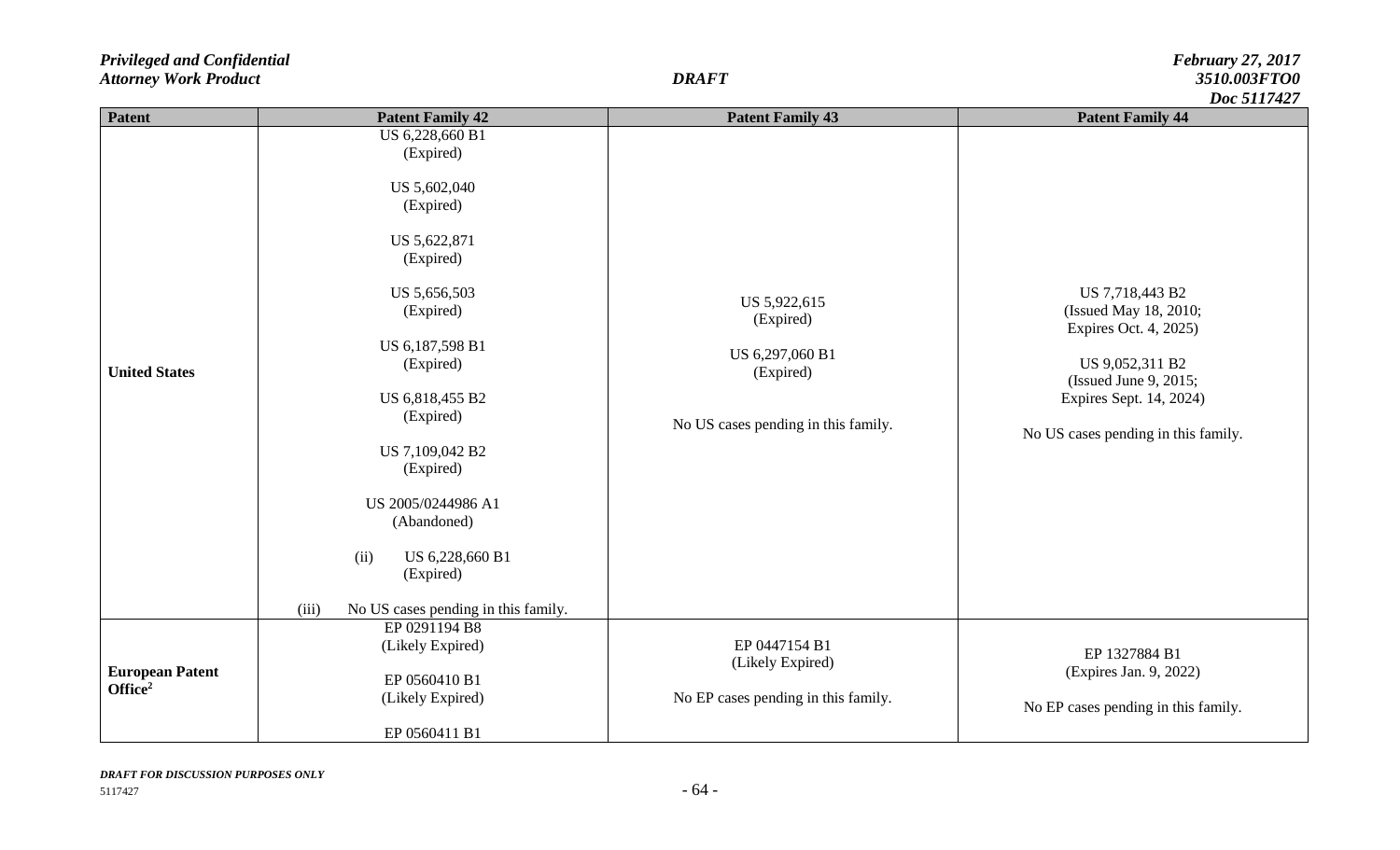| Patent | Patent Family 42 | Patent Family 43 | Patent Family 44 |
|---|---|---|---|
| **United States** | US 6,228,660 B1 (Expired)<br><br>US 5,602,040 (Expired)<br><br>US 5,622,871 (Expired)<br><br>US 5,656,503 (Expired)<br><br>US 6,187,598 B1 (Expired)<br><br>US 6,818,455 B2 (Expired)<br><br>US 7,109,042 B2 (Expired)<br><br>US 2005/0244986 A1 (Abandoned)<br><br>(ii) US 6,228,660 B1 (Expired)<br><br>(iii) No US cases pending in this family. | US 5,922,615 (Expired)<br><br>US 6,297,060 B1 (Expired)<br><br>No US cases pending in this family. | US 7,718,443 B2 (Issued May 18, 2010; Expires Oct. 4, 2025)<br><br>US 9,052,311 B2 (Issued June 9, 2015; Expires Sept. 14, 2024)<br><br>No US cases pending in this family. |
| **European Patent Office**[2] | EP 0291194 B8 (Likely Expired)<br><br>EP 0560410 B1 (Likely Expired)<br><br>EP 0560411 B1 | EP 0447154 B1 (Likely Expired)<br><br>No EP cases pending in this family. | EP 1327884 B1 (Expires Jan. 9, 2022)<br><br>No EP cases pending in this family. |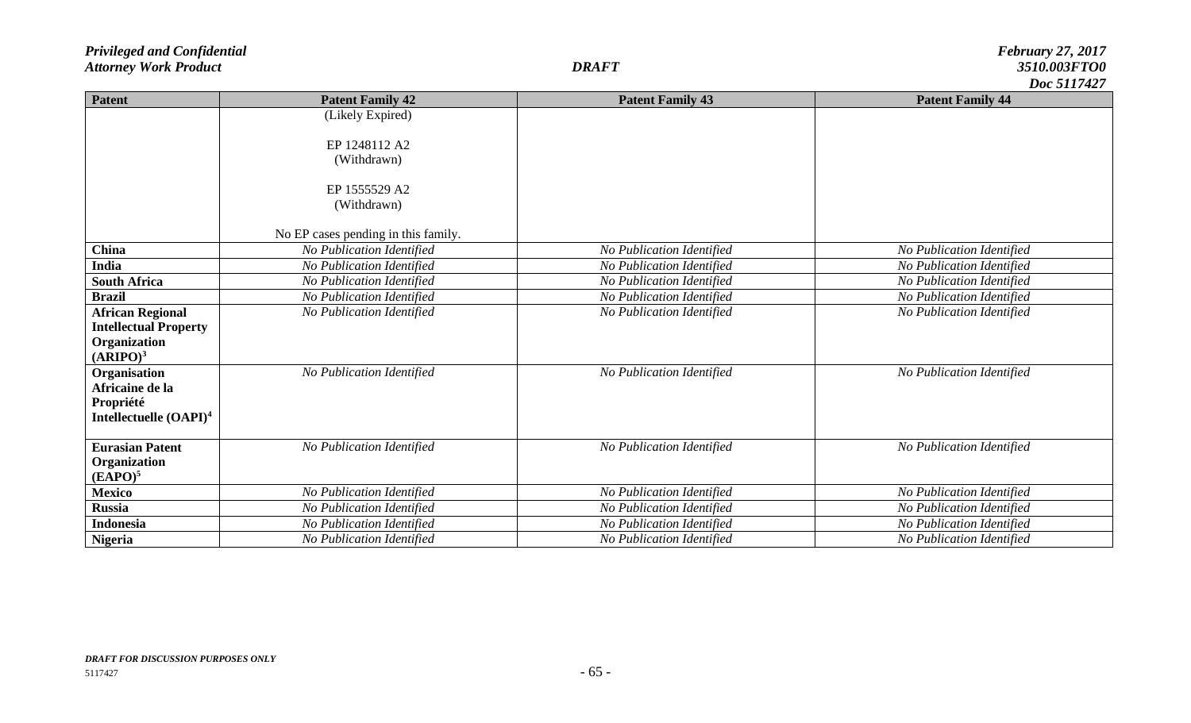| Patent | Patent Family 42 | Patent Family 43 | Patent Family 44 |
|---|---|---|---|
| | (Likely Expired)<br><br>EP 1248112 A2<br>(Withdrawn)<br><br>EP 1555529 A2<br>(Withdrawn)<br><br>No EP cases pending in this family. | | |
| **China** | *No Publication Identified* | *No Publication Identified* | *No Publication Identified* |
| **India** | *No Publication Identified* | *No Publication Identified* | *No Publication Identified* |
| **South Africa** | *No Publication Identified* | *No Publication Identified* | *No Publication Identified* |
| **Brazil** | *No Publication Identified* | *No Publication Identified* | *No Publication Identified* |
| **African Regional Intellectual Property Organization (ARIPO)**[3] | *No Publication Identified* | *No Publication Identified* | *No Publication Identified* |
| **Organisation Africaine de la Propriété Intellectuelle (OAPI)**[4] | *No Publication Identified* | *No Publication Identified* | *No Publication Identified* |
| **Eurasian Patent Organization (EAPO)**[5] | *No Publication Identified* | *No Publication Identified* | *No Publication Identified* |
| **Mexico** | *No Publication Identified* | *No Publication Identified* | *No Publication Identified* |
| **Russia** | *No Publication Identified* | *No Publication Identified* | *No Publication Identified* |
| **Indonesia** | *No Publication Identified* | *No Publication Identified* | *No Publication Identified* |
| **Nigeria** | *No Publication Identified* | *No Publication Identified* | *No Publication Identified* |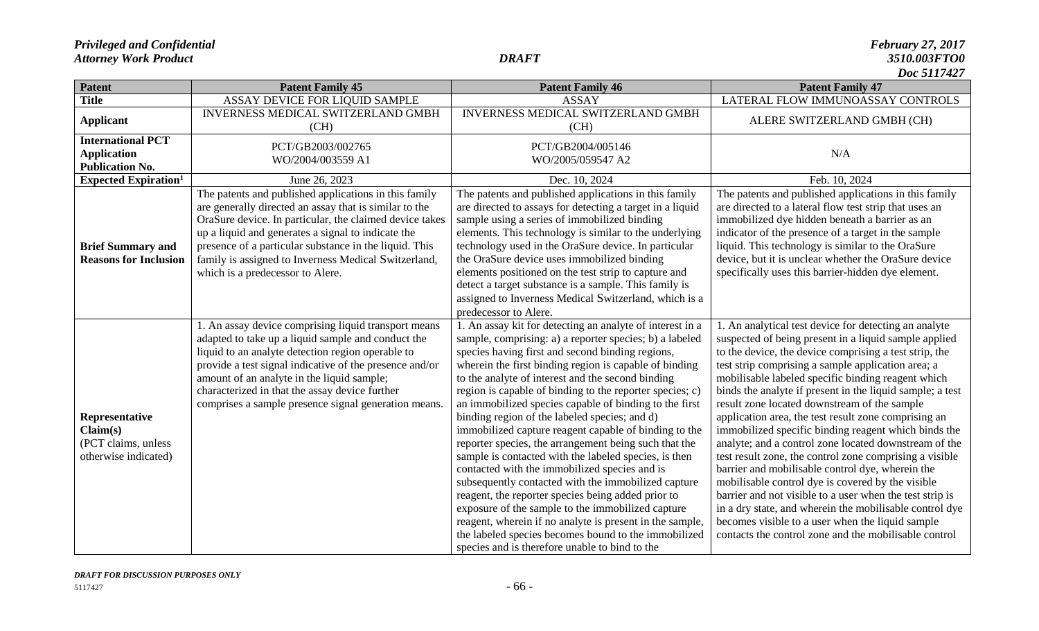| Patent | Patent Family 45 | Patent Family 46 | Patent Family 47 |
|---|---|---|---|
| **Title** | ASSAY DEVICE FOR LIQUID SAMPLE | ASSAY | LATERAL FLOW IMMUNOASSAY CONTROLS |
| **Applicant** | INVERNESS MEDICAL SWITZERLAND GMBH (CH) | INVERNESS MEDICAL SWITZERLAND GMBH (CH) | ALERE SWITZERLAND GMBH (CH) |
| **International PCT Application Publication No.** | PCT/GB2003/002765 WO/2004/003559 A1 | PCT/GB2004/005146 WO/2005/059547 A2 | N/A |
| **Expected Expiration[1]** | June 26, 2023 | Dec. 10, 2024 | Feb. 10, 2024 |
| **Brief Summary and Reasons for Inclusion** | The patents and published applications in this family are generally directed an assay that is similar to the OraSure device. In particular, the claimed device takes up a liquid and generates a signal to indicate the presence of a particular substance in the liquid. This family is assigned to Inverness Medical Switzerland, which is a predecessor to Alere. | The patents and published applications in this family are directed to assays for detecting a target in a liquid sample using a series of immobilized binding elements. This technology is similar to the underlying technology used in the OraSure device. In particular the OraSure device uses immobilized binding elements positioned on the test strip to capture and detect a target substance is a sample. This family is assigned to Inverness Medical Switzerland, which is a predecessor to Alere. | The patents and published applications in this family are directed to a lateral flow test strip that uses an immobilized dye hidden beneath a barrier as an indicator of the presence of a target in the sample liquid. This technology is similar to the OraSure device, but it is unclear whether the OraSure device specifically uses this barrier-hidden dye element. |
| **Representative Claim(s)** (PCT claims, unless otherwise indicated) | 1. An assay device comprising liquid transport means adapted to take up a liquid sample and conduct the liquid to an analyte detection region operable to provide a test signal indicative of the presence and/or amount of an analyte in the liquid sample; characterized in that the assay device further comprises a sample presence signal generation means. | 1. An assay kit for detecting an analyte of interest in a sample, comprising: a) a reporter species; b) a labeled species having first and second binding regions, wherein the first binding region is capable of binding to the analyte of interest and the second binding region is capable of binding to the reporter species; c) an immobilized species capable of binding to the first binding region of the labeled species; and d) immobilized capture reagent capable of binding to the reporter species, the arrangement being such that the sample is contacted with the labeled species, is then contacted with the immobilized species and is subsequently contacted with the immobilized capture reagent, the reporter species being added prior to exposure of the sample to the immobilized capture reagent, wherein if no analyte is present in the sample, the labeled species becomes bound to the immobilized species and is therefore unable to bind to the | 1. An analytical test device for detecting an analyte suspected of being present in a liquid sample applied to the device, the device comprising a test strip, the test strip comprising a sample application area; a mobilisable labeled specific binding reagent which binds the analyte if present in the liquid sample; a test result zone located downstream of the sample application area, the test result zone comprising an immobilized specific binding reagent which binds the analyte; and a control zone located downstream of the test result zone, the control zone comprising a visible barrier and mobilisable control dye, wherein the mobilisable control dye is covered by the visible barrier and not visible to a user when the test strip is in a dry state, and wherein the mobilisable control dye becomes visible to a user when the liquid sample contacts the control zone and the mobilisable control |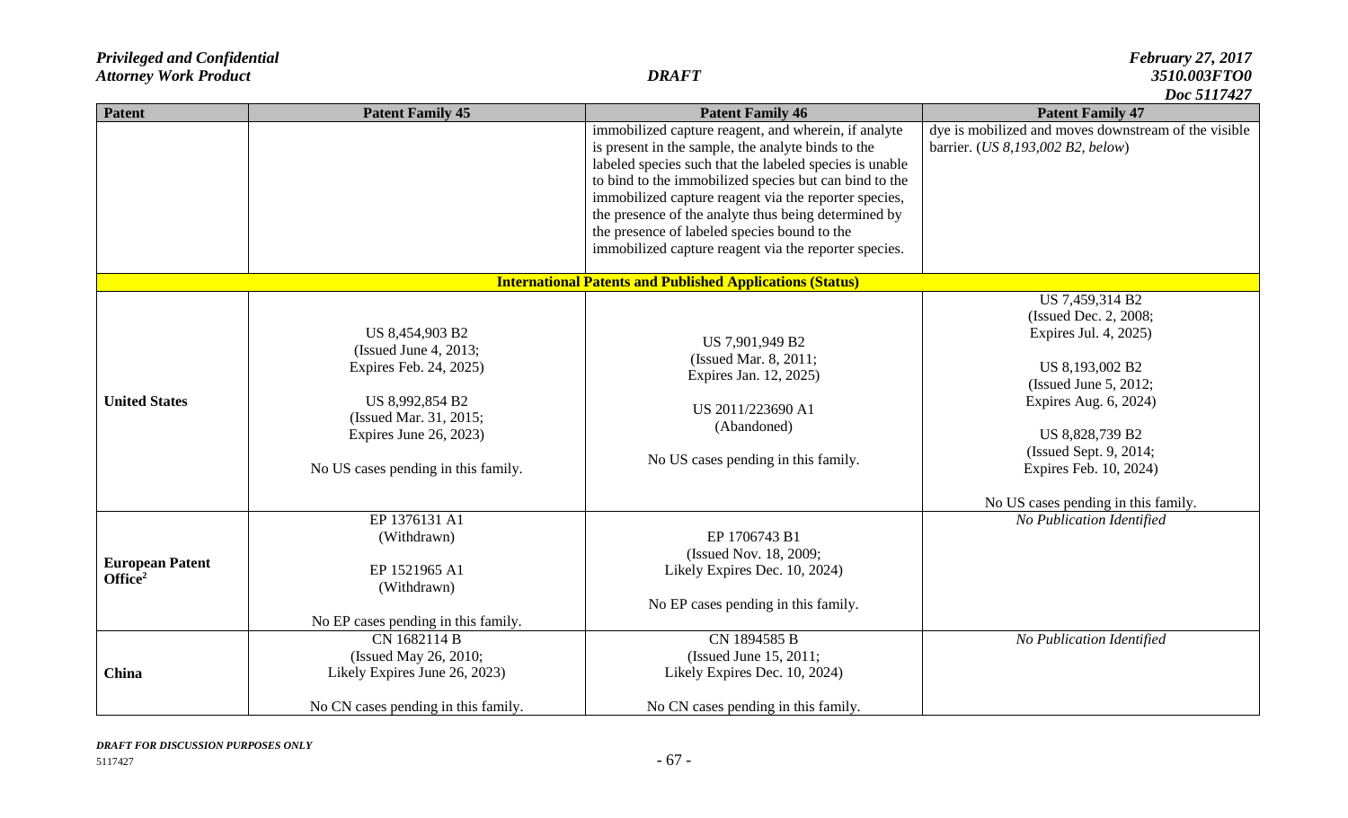| Patent | Patent Family 45 | Patent Family 46 | Patent Family 47 |
|---|---|---|---|
| | | immobilized capture reagent, and wherein, if analyte is present in the sample, the analyte binds to the labeled species such that the labeled species is unable to bind to the immobilized species but can bind to the immobilized capture reagent via the reporter species, the presence of the analyte thus being determined by the presence of labeled species bound to the immobilized capture reagent via the reporter species. | dye is mobilized and moves downstream of the visible barrier. (*US 8,193,002 B2, below*) |
| **International Patents and Published Applications (Status)** | | | |
| **United States** | US 8,454,903 B2<br>(Issued June 4, 2013;<br>Expires Feb. 24, 2025)<br><br>US 8,992,854 B2<br>(Issued Mar. 31, 2015;<br>Expires June 26, 2023)<br><br>No US cases pending in this family. | US 7,901,949 B2<br>(Issued Mar. 8, 2011;<br>Expires Jan. 12, 2025)<br><br>US 2011/223690 A1<br>(Abandoned)<br><br>No US cases pending in this family. | US 7,459,314 B2<br>(Issued Dec. 2, 2008;<br>Expires Jul. 4, 2025)<br><br>US 8,193,002 B2<br>(Issued June 5, 2012;<br>Expires Aug. 6, 2024)<br><br>US 8,828,739 B2<br>(Issued Sept. 9, 2014;<br>Expires Feb. 10, 2024)<br><br>No US cases pending in this family. |
| **European Patent Office**[2] | EP 1376131 A1<br>(Withdrawn)<br><br>EP 1521965 A1<br>(Withdrawn)<br><br>No EP cases pending in this family. | EP 1706743 B1<br>(Issued Nov. 18, 2009;<br>Likely Expires Dec. 10, 2024)<br><br>No EP cases pending in this family. | *No Publication Identified* |
| **China** | CN 1682114 B<br>(Issued May 26, 2010;<br>Likely Expires June 26, 2023)<br><br>No CN cases pending in this family. | CN 1894585 B<br>(Issued June 15, 2011;<br>Likely Expires Dec. 10, 2024)<br><br>No CN cases pending in this family. | *No Publication Identified* |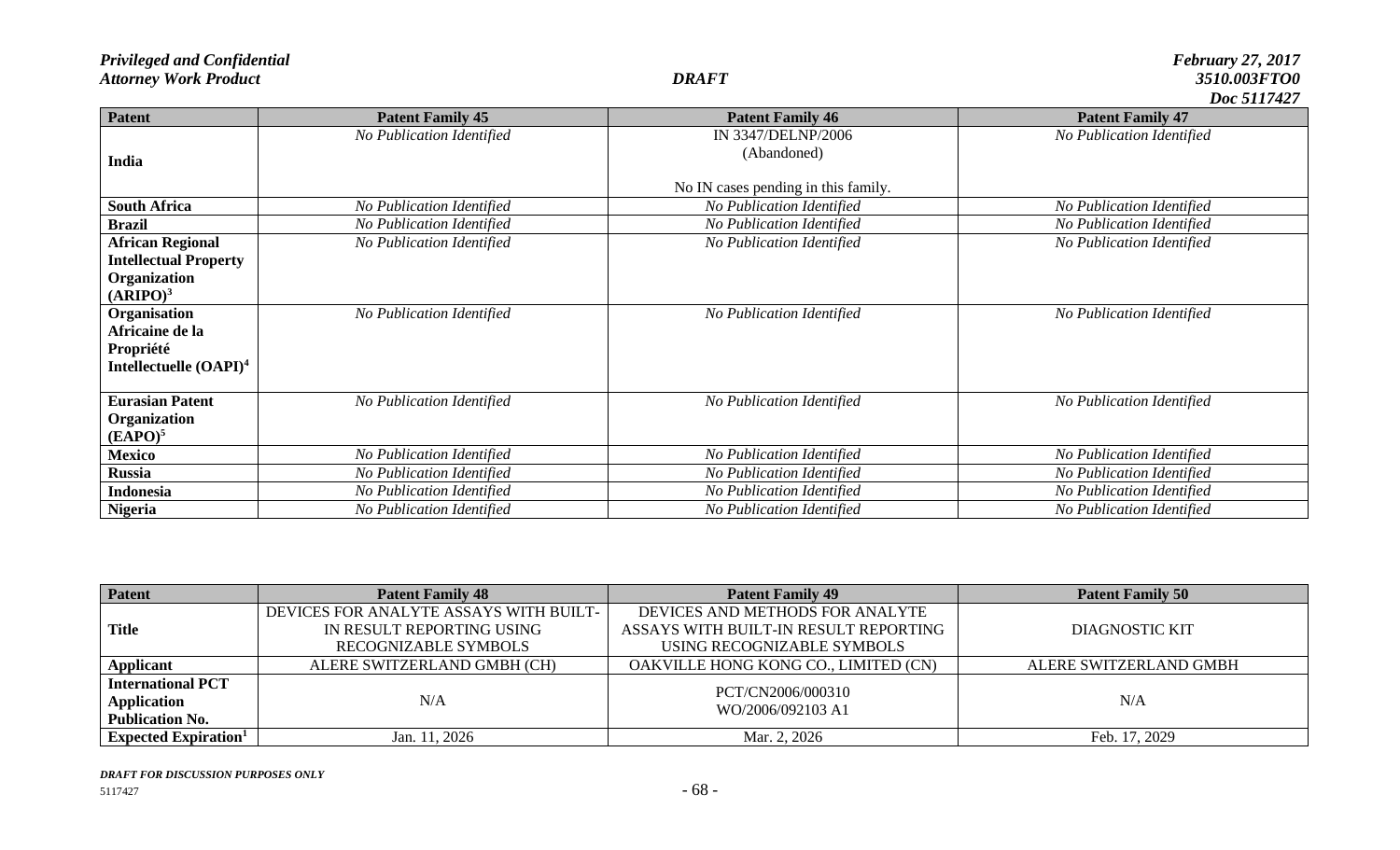| Patent | Patent Family 45 | Patent Family 46 | Patent Family 47 |
|---|---|---|---|
| **India** | *No Publication Identified* | IN 3347/DELNP/2006 (Abandoned)<br><br>No IN cases pending in this family. | *No Publication Identified* |
| **South Africa** | *No Publication Identified* | *No Publication Identified* | *No Publication Identified* |
| **Brazil** | *No Publication Identified* | *No Publication Identified* | *No Publication Identified* |
| **African Regional Intellectual Property Organization (ARIPO)[3]** | *No Publication Identified* | *No Publication Identified* | *No Publication Identified* |
| **Organisation Africaine de la Propriété Intellectuelle (OAPI)[4]** | *No Publication Identified* | *No Publication Identified* | *No Publication Identified* |
| **Eurasian Patent Organization (EAPO)[5]** | *No Publication Identified* | *No Publication Identified* | *No Publication Identified* |
| **Mexico** | *No Publication Identified* | *No Publication Identified* | *No Publication Identified* |
| **Russia** | *No Publication Identified* | *No Publication Identified* | *No Publication Identified* |
| **Indonesia** | *No Publication Identified* | *No Publication Identified* | *No Publication Identified* |
| **Nigeria** | *No Publication Identified* | *No Publication Identified* | *No Publication Identified* |

| Patent | Patent Family 48 | Patent Family 49 | Patent Family 50 |
|---|---|---|---|
| **Title** | DEVICES FOR ANALYTE ASSAYS WITH BUILT-IN RESULT REPORTING USING RECOGNIZABLE SYMBOLS | DEVICES AND METHODS FOR ANALYTE ASSAYS WITH BUILT-IN RESULT REPORTING USING RECOGNIZABLE SYMBOLS | DIAGNOSTIC KIT |
| **Applicant** | ALERE SWITZERLAND GMBH (CH) | OAKVILLE HONG KONG CO., LIMITED (CN) | ALERE SWITZERLAND GMBH |
| **International PCT Application Publication No.** | N/A | PCT/CN2006/000310<br>WO/2006/092103 A1 | N/A |
| **Expected Expiration[1]** | Jan. 11, 2026 | Mar. 2, 2026 | Feb. 17, 2029 |

*DRAFT FOR DISCUSSION PURPOSES ONLY*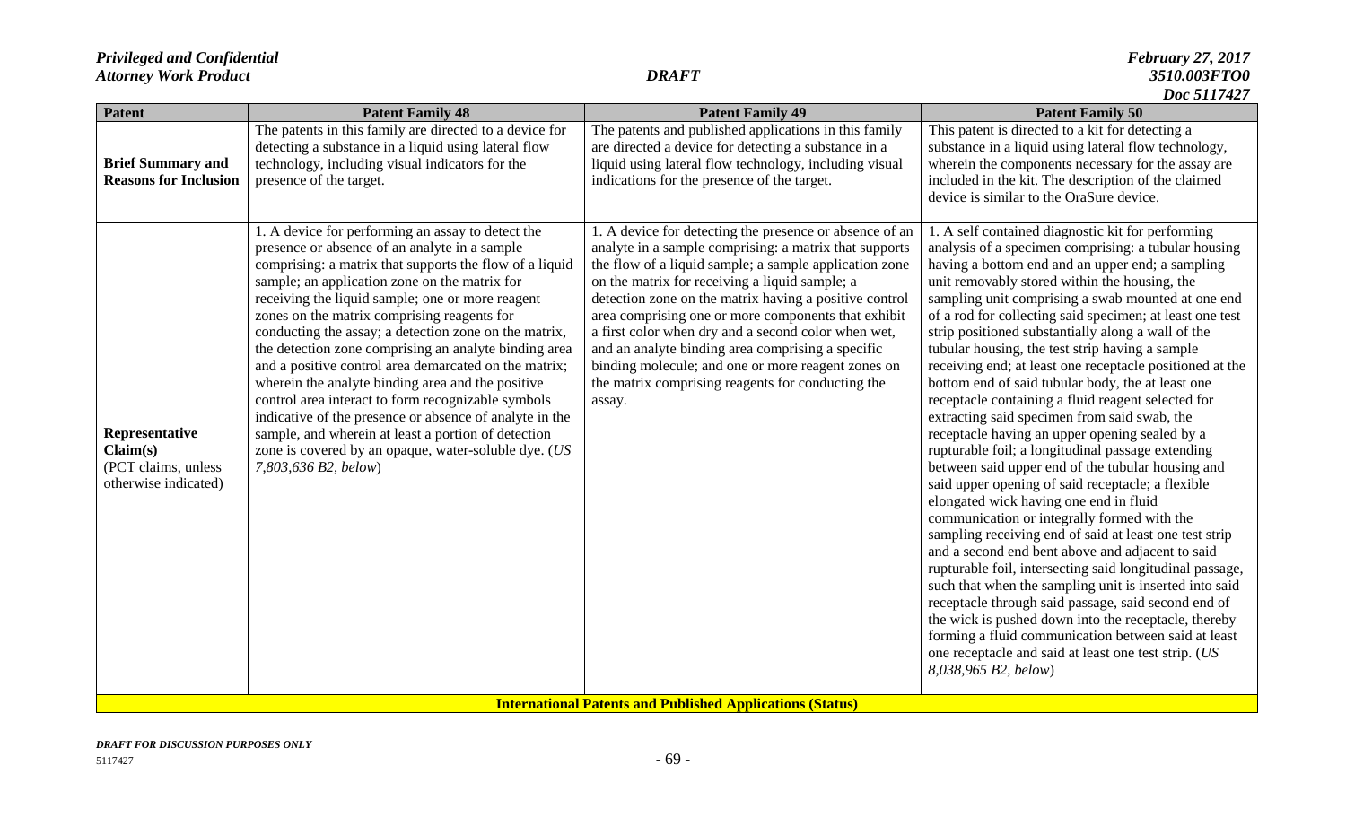| Patent | Patent Family 48 | Patent Family 49 | Patent Family 50 |
|---|---|---|---|
| **Brief Summary and Reasons for Inclusion** | The patents in this family are directed to a device for detecting a substance in a liquid using lateral flow technology, including visual indicators for the presence of the target. | The patents and published applications in this family are directed a device for detecting a substance in a liquid using lateral flow technology, including visual indications for the presence of the target. | This patent is directed to a kit for detecting a substance in a liquid using lateral flow technology, wherein the components necessary for the assay are included in the kit. The description of the claimed device is similar to the OraSure device. |
| **Representative Claim(s)** (PCT claims, unless otherwise indicated) | 1. A device for performing an assay to detect the presence or absence of an analyte in a sample comprising: a matrix that supports the flow of a liquid sample; an application zone on the matrix for receiving the liquid sample; one or more reagent zones on the matrix comprising reagents for conducting the assay; a detection zone on the matrix, the detection zone comprising an analyte binding area and a positive control area demarcated on the matrix; wherein the analyte binding area and the positive control area interact to form recognizable symbols indicative of the presence or absence of analyte in the sample, and wherein at least a portion of detection zone is covered by an opaque, water-soluble dye. (*US 7,803,636 B2, below*) | 1. A device for detecting the presence or absence of an analyte in a sample comprising: a matrix that supports the flow of a liquid sample; a sample application zone on the matrix for receiving a liquid sample; a detection zone on the matrix having a positive control area comprising one or more components that exhibit a first color when dry and a second color when wet, and an analyte binding area comprising a specific binding molecule; and one or more reagent zones on the matrix comprising reagents for conducting the assay. | 1. A self contained diagnostic kit for performing analysis of a specimen comprising: a tubular housing having a bottom end and an upper end; a sampling unit removably stored within the housing, the sampling unit comprising a swab mounted at one end of a rod for collecting said specimen; at least one test strip positioned substantially along a wall of the tubular housing, the test strip having a sample receiving end; at least one receptacle positioned at the bottom end of said tubular body, the at least one receptacle containing a fluid reagent selected for extracting said specimen from said swab, the receptacle having an upper opening sealed by a rupturable foil; a longitudinal passage extending between said upper end of the tubular housing and said upper opening of said receptacle; a flexible elongated wick having one end in fluid communication or integrally formed with the sampling receiving end of said at least one test strip and a second end bent above and adjacent to said rupturable foil, intersecting said longitudinal passage, such that when the sampling unit is inserted into said receptacle through said passage, said second end of the wick is pushed down into the receptacle, thereby forming a fluid communication between said at least one receptacle and said at least one test strip. (*US 8,038,965 B2, below*) |
| **International Patents and Published Applications (Status)** | | | |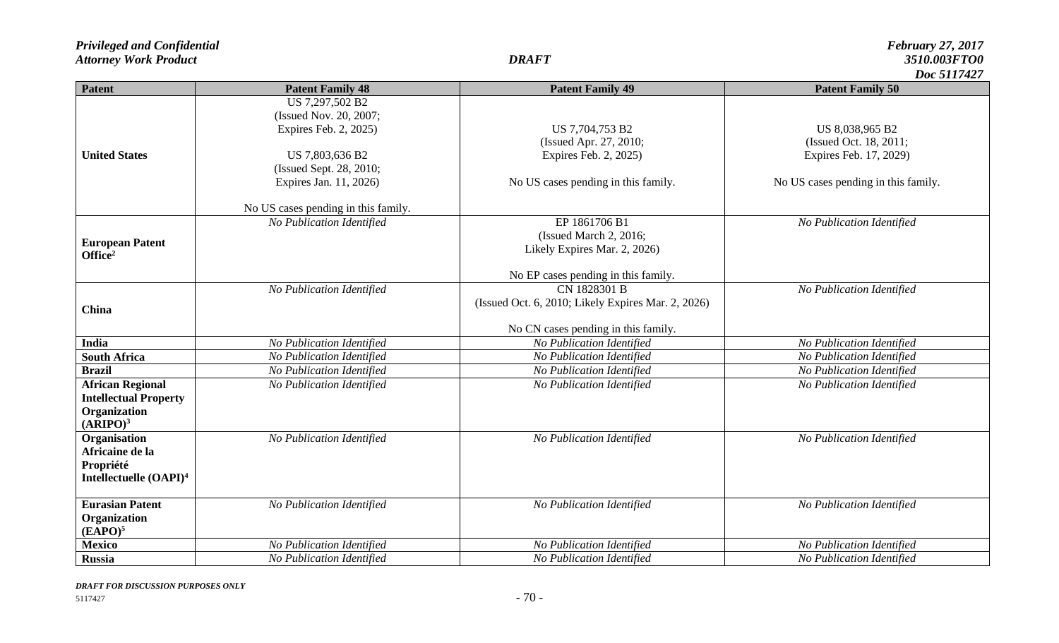| Patent | Patent Family 48 | Patent Family 49 | Patent Family 50 |
|---|---|---|---|
| **United States** | US 7,297,502 B2 (Issued Nov. 20, 2007; Expires Feb. 2, 2025)<br><br>US 7,803,636 B2 (Issued Sept. 28, 2010; Expires Jan. 11, 2026)<br><br>No US cases pending in this family. | US 7,704,753 B2 (Issued Apr. 27, 2010; Expires Feb. 2, 2025)<br><br>No US cases pending in this family. | US 8,038,965 B2 (Issued Oct. 18, 2011; Expires Feb. 17, 2029)<br><br>No US cases pending in this family. |
| **European Patent Office**[2] | *No Publication Identified* | EP 1861706 B1 (Issued March 2, 2016; Likely Expires Mar. 2, 2026)<br><br>No EP cases pending in this family. | *No Publication Identified* |
| **China** | *No Publication Identified* | CN 1828301 B (Issued Oct. 6, 2010; Likely Expires Mar. 2, 2026)<br><br>No CN cases pending in this family. | *No Publication Identified* |
| **India** | *No Publication Identified* | *No Publication Identified* | *No Publication Identified* |
| **South Africa** | *No Publication Identified* | *No Publication Identified* | *No Publication Identified* |
| **Brazil** | *No Publication Identified* | *No Publication Identified* | *No Publication Identified* |
| **African Regional Intellectual Property Organization (ARIPO)**[3] | *No Publication Identified* | *No Publication Identified* | *No Publication Identified* |
| **Organisation Africaine de la Propriété Intellectuelle (OAPI)**[4] | *No Publication Identified* | *No Publication Identified* | *No Publication Identified* |
| **Eurasian Patent Organization (EAPO)**[5] | *No Publication Identified* | *No Publication Identified* | *No Publication Identified* |
| **Mexico** | *No Publication Identified* | *No Publication Identified* | *No Publication Identified* |
| **Russia** | *No Publication Identified* | *No Publication Identified* | *No Publication Identified* |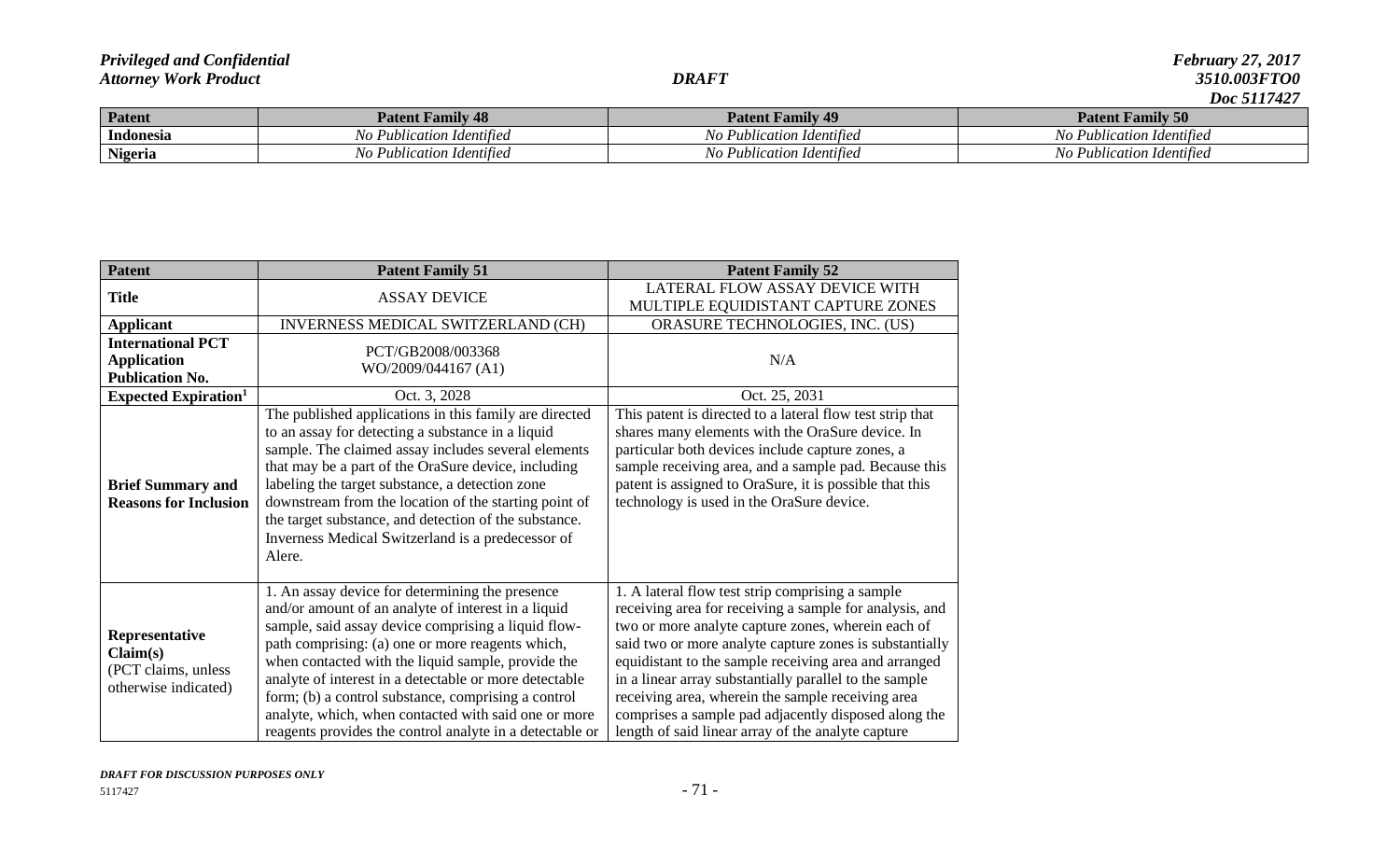| Patent | Patent Family 48 | Patent Family 49 | Patent Family 50 |
|---|---|---|---|
| **Indonesia** | *No Publication Identified* | *No Publication Identified* | *No Publication Identified* |
| **Nigeria** | *No Publication Identified* | *No Publication Identified* | *No Publication Identified* |

| Patent | Patent Family 51 | Patent Family 52 |
|---|---|---|
| **Title** | ASSAY DEVICE | LATERAL FLOW ASSAY DEVICE WITH MULTIPLE EQUIDISTANT CAPTURE ZONES |
| **Applicant** | INVERNESS MEDICAL SWITZERLAND (CH) | ORASURE TECHNOLOGIES, INC. (US) |
| **International PCT Application Publication No.** | PCT/GB2008/003368 WO/2009/044167 (A1) | N/A |
| **Expected Expiration[1]** | Oct. 3, 2028 | Oct. 25, 2031 |
| **Brief Summary and Reasons for Inclusion** | The published applications in this family are directed to an assay for detecting a substance in a liquid sample. The claimed assay includes several elements that may be a part of the OraSure device, including labeling the target substance, a detection zone downstream from the location of the starting point of the target substance, and detection of the substance. Inverness Medical Switzerland is a predecessor of Alere. | This patent is directed to a lateral flow test strip that shares many elements with the OraSure device. In particular both devices include capture zones, a sample receiving area, and a sample pad. Because this patent is assigned to OraSure, it is possible that this technology is used in the OraSure device. |
| **Representative Claim(s)** (PCT claims, unless otherwise indicated) | 1. An assay device for determining the presence and/or amount of an analyte of interest in a liquid sample, said assay device comprising a liquid flow-path comprising: (a) one or more reagents which, when contacted with the liquid sample, provide the analyte of interest in a detectable or more detectable form; (b) a control substance, comprising a control analyte, which, when contacted with said one or more reagents provides the control analyte in a detectable or | 1. A lateral flow test strip comprising a sample receiving area for receiving a sample for analysis, and two or more analyte capture zones, wherein each of said two or more analyte capture zones is substantially equidistant to the sample receiving area and arranged in a linear array substantially parallel to the sample receiving area, wherein the sample receiving area comprises a sample pad adjacently disposed along the length of said linear array of the analyte capture |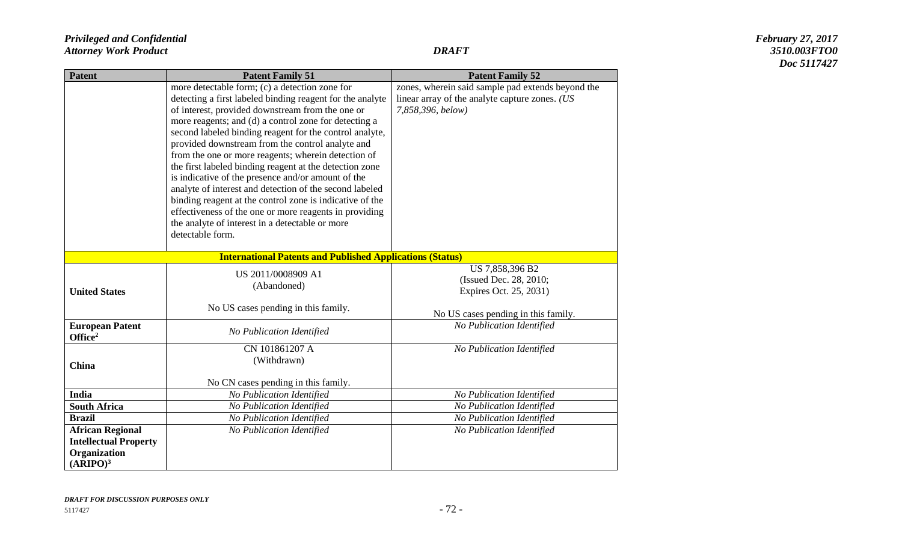| Patent | Patent Family 51 | Patent Family 52 |
|---|---|---|
| | more detectable form; (c) a detection zone for detecting a first labeled binding reagent for the analyte of interest, provided downstream from the one or more reagents; and (d) a control zone for detecting a second labeled binding reagent for the control analyte, provided downstream from the control analyte and from the one or more reagents; wherein detection of the first labeled binding reagent at the detection zone is indicative of the presence and/or amount of the analyte of interest and detection of the second labeled binding reagent at the control zone is indicative of the effectiveness of the one or more reagents in providing the analyte of interest in a detectable or more detectable form. | zones, wherein said sample pad extends beyond the linear array of the analyte capture zones. *(US 7,858,396, below)* |
| **International Patents and Published Applications (Status)** | | |
| **United States** | US 2011/0008909 A1 (Abandoned)<br><br>No US cases pending in this family. | US 7,858,396 B2 (Issued Dec. 28, 2010; Expires Oct. 25, 2031)<br><br>No US cases pending in this family. |
| **European Patent Office**[2] | *No Publication Identified* | *No Publication Identified* |
| **China** | CN 101861207 A (Withdrawn)<br><br>No CN cases pending in this family. | *No Publication Identified* |
| **India** | *No Publication Identified* | *No Publication Identified* |
| **South Africa** | *No Publication Identified* | *No Publication Identified* |
| **Brazil** | *No Publication Identified* | *No Publication Identified* |
| **African Regional Intellectual Property Organization (ARIPO)**[3] | *No Publication Identified* | *No Publication Identified* |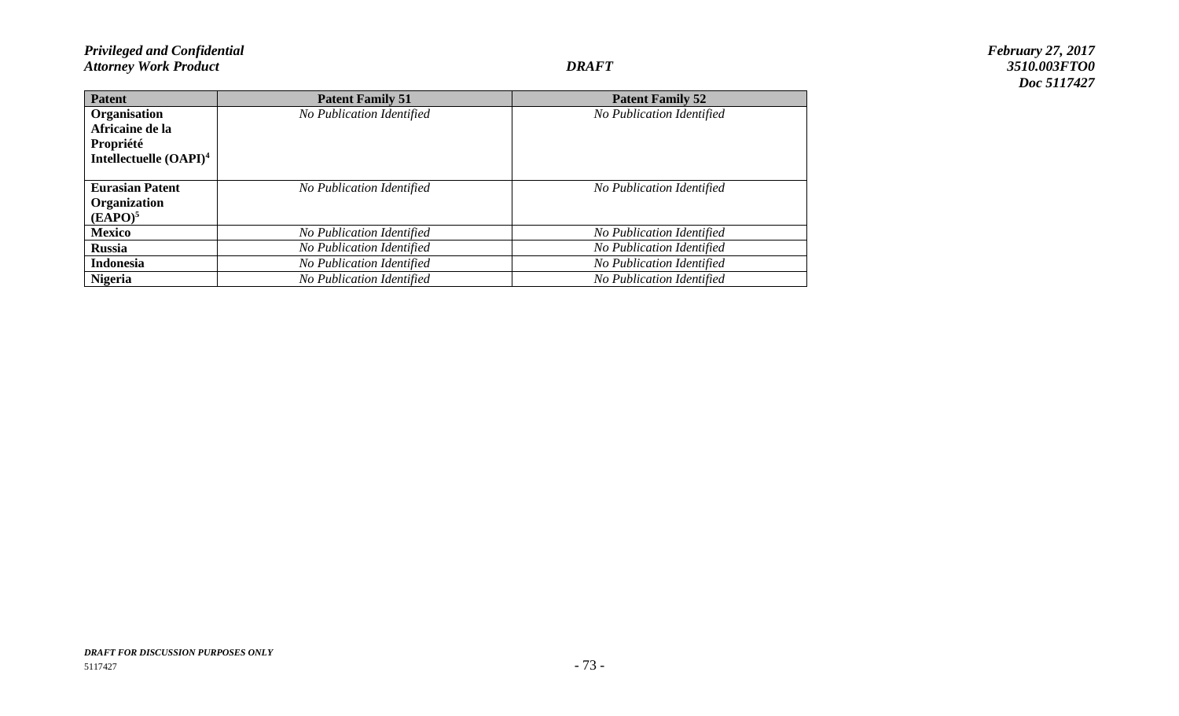| Patent | Patent Family 51 | Patent Family 52 |
|---|---|---|
| **Organisation Africaine de la Propriété Intellectuelle (OAPI)**[4] | *No Publication Identified* | *No Publication Identified* |
| **Eurasian Patent Organization (EAPO)**[5] | *No Publication Identified* | *No Publication Identified* |
| **Mexico** | *No Publication Identified* | *No Publication Identified* |
| **Russia** | *No Publication Identified* | *No Publication Identified* |
| **Indonesia** | *No Publication Identified* | *No Publication Identified* |
| **Nigeria** | *No Publication Identified* | *No Publication Identified* |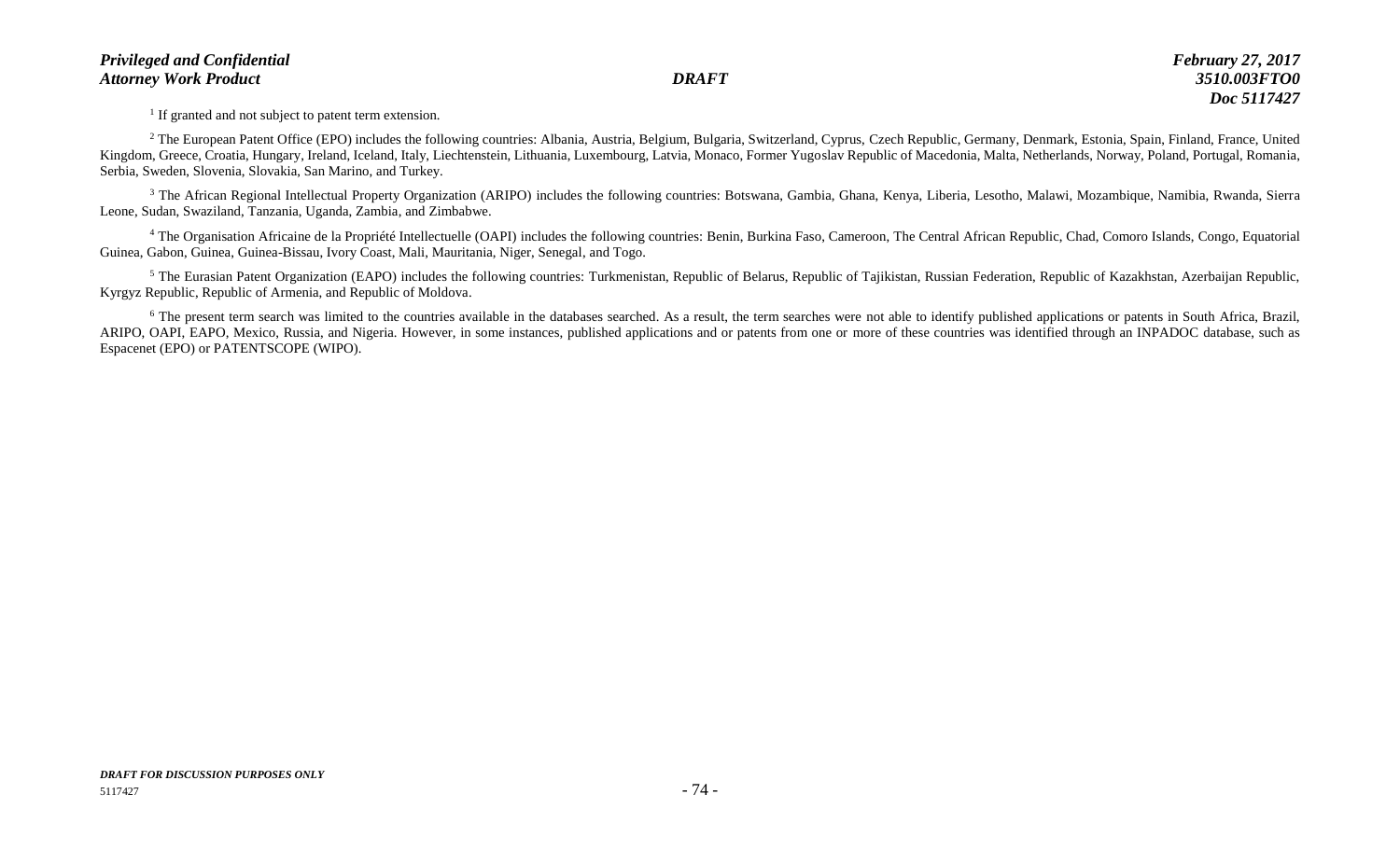[1] If granted and not subject to patent term extension.

[2] The European Patent Office (EPO) includes the following countries: Albania, Austria, Belgium, Bulgaria, Switzerland, Cyprus, Czech Republic, Germany, Denmark, Estonia, Spain, Finland, France, United Kingdom, Greece, Croatia, Hungary, Ireland, Iceland, Italy, Liechtenstein, Lithuania, Luxembourg, Latvia, Monaco, Former Yugoslav Republic of Macedonia, Malta, Netherlands, Norway, Poland, Portugal, Romania, Serbia, Sweden, Slovenia, Slovakia, San Marino, and Turkey.

[3] The African Regional Intellectual Property Organization (ARIPO) includes the following countries: Botswana, Gambia, Ghana, Kenya, Liberia, Lesotho, Malawi, Mozambique, Namibia, Rwanda, Sierra Leone, Sudan, Swaziland, Tanzania, Uganda, Zambia, and Zimbabwe.

[4] The Organisation Africaine de la Propriété Intellectuelle (OAPI) includes the following countries: Benin, Burkina Faso, Cameroon, The Central African Republic, Chad, Comoro Islands, Congo, Equatorial Guinea, Gabon, Guinea, Guinea-Bissau, Ivory Coast, Mali, Mauritania, Niger, Senegal, and Togo.

[5] The Eurasian Patent Organization (EAPO) includes the following countries: Turkmenistan, Republic of Belarus, Republic of Tajikistan, Russian Federation, Republic of Kazakhstan, Azerbaijan Republic, Kyrgyz Republic, Republic of Armenia, and Republic of Moldova.

[6] The present term search was limited to the countries available in the databases searched. As a result, the term searches were not able to identify published applications or patents in South Africa, Brazil, ARIPO, OAPI, EAPO, Mexico, Russia, and Nigeria. However, in some instances, published applications and or patents from one or more of these countries was identified through an INPADOC database, such as Espacenet (EPO) or PATENTSCOPE (WIPO).